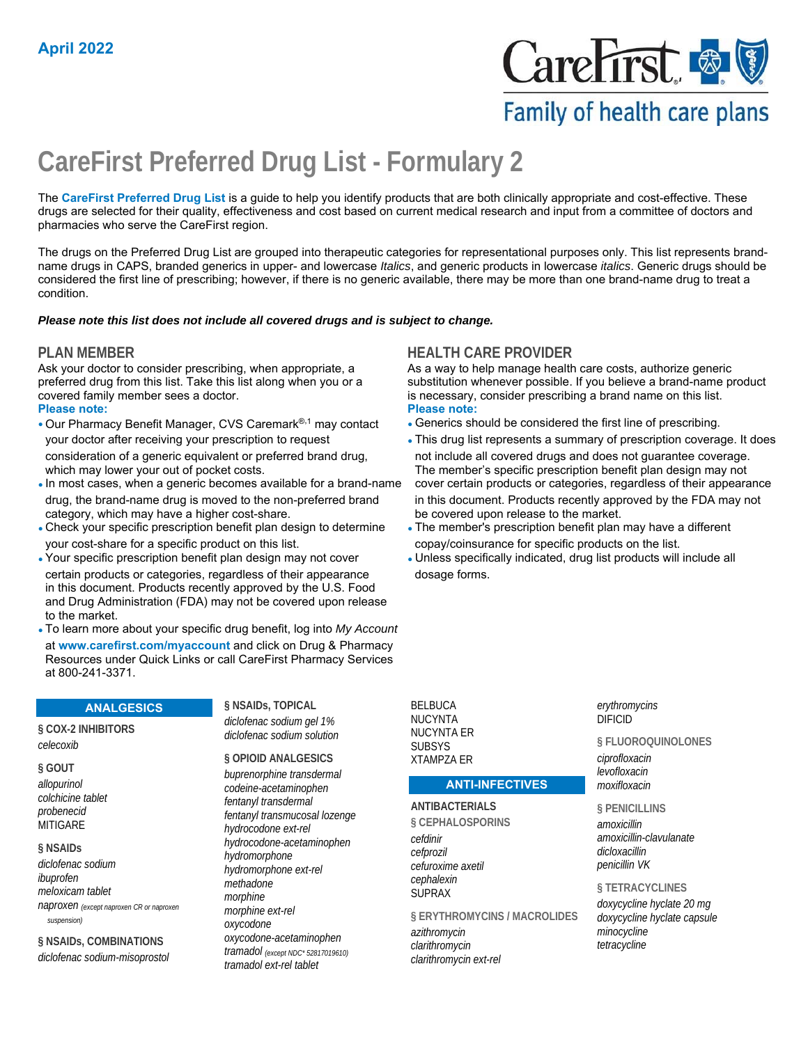April 2022

CareFirst Family of health care plans

# CareFirst Preferred Drug List - Formulary 2

The **CareFirst Preferred Drug List** is a guide to help you identify products that are both clinically appropriate and cost-effective. These drugs are selected for their quality, effectiveness and cost based on current medical research and input from a committee of doctors and pharmacies who serve the CareFirst region.

The drugs on the Preferred Drug List are grouped into therapeutic categories for representational purposes only. This list represents brand-name drugs in CAPS, branded generics in upper- and lowercase *Italics*, and generic products in lowercase *italics*. Generic drugs should be considered the first line of prescribing; however, if there is no generic available, there may be more than one brand-name drug to treat a condition.

***Please note this list does not include all covered drugs and is subject to change.***

## PLAN MEMBER

Ask your doctor to consider prescribing, when appropriate, a preferred drug from this list. Take this list along when you or a covered family member sees a doctor.

**Please note:**

- Our Pharmacy Benefit Manager, CVS Caremark®,[1] may contact your doctor after receiving your prescription to request consideration of a generic equivalent or preferred brand drug, which may lower your out of pocket costs.
- In most cases, when a generic becomes available for a brand-name drug, the brand-name drug is moved to the non-preferred brand category, which may have a higher cost-share.
- Check your specific prescription benefit plan design to determine your cost-share for a specific product on this list.
- Your specific prescription benefit plan design may not cover certain products or categories, regardless of their appearance in this document. Products recently approved by the U.S. Food and Drug Administration (FDA) may not be covered upon release to the market.
- To learn more about your specific drug benefit, log into *My Account* at **www.carefirst.com/myaccount** and click on Drug & Pharmacy Resources under Quick Links or call CareFirst Pharmacy Services at 800-241-3371.

## HEALTH CARE PROVIDER

As a way to help manage health care costs, authorize generic substitution whenever possible. If you believe a brand-name product is necessary, consider prescribing a brand name on this list.

**Please note:**

- Generics should be considered the first line of prescribing.
- This drug list represents a summary of prescription coverage. It does not include all covered drugs and does not guarantee coverage. The member's specific prescription benefit plan design may not cover certain products or categories, regardless of their appearance in this document. Products recently approved by the FDA may not be covered upon release to the market.
- The member's prescription benefit plan may have a different copay/coinsurance for specific products on the list.
- Unless specifically indicated, drug list products will include all dosage forms.

## ANALGESICS

### § COX-2 INHIBITORS

*celecoxib*

### § GOUT

*allopurinol*
*colchicine tablet*
*probenecid*
MITIGARE

### § NSAIDs

*diclofenac sodium*
*ibuprofen*
*meloxicam tablet*
*naproxen* *(except naproxen CR or naproxen suspension)*

### § NSAIDs, COMBINATIONS

*diclofenac sodium-misoprostol*

### § NSAIDs, TOPICAL

*diclofenac sodium gel 1%*
*diclofenac sodium solution*

### § OPIOID ANALGESICS

*buprenorphine transdermal*
*codeine-acetaminophen*
*fentanyl transdermal*
*fentanyl transmucosal lozenge*
*hydrocodone ext-rel*
*hydrocodone-acetaminophen*
*hydromorphone*
*hydromorphone ext-rel*
*methadone*
*morphine*
*morphine ext-rel*
*oxycodone*
*oxycodone-acetaminophen*
*tramadol* *(except NDC* 52817019610)*
*tramadol ext-rel tablet*
BELBUCA
NUCYNTA
NUCYNTA ER
SUBSYS
XTAMPZA ER

## ANTI-INFECTIVES

### ANTIBACTERIALS

### § CEPHALOSPORINS

*cefdinir*
*cefprozil*
*cefuroxime axetil*
*cephalexin*
SUPRAX

### § ERYTHROMYCINS / MACROLIDES

*azithromycin*
*clarithromycin*
*clarithromycin ext-rel*
*erythromycins*
DIFICID

### § FLUOROQUINOLONES

*ciprofloxacin*
*levofloxacin*
*moxifloxacin*

### § PENICILLINS

*amoxicillin*
*amoxicillin-clavulanate*
*dicloxacillin*
*penicillin VK*

### § TETRACYCLINES

*doxycycline hyclate 20 mg*
*doxycycline hyclate capsule*
*minocycline*
*tetracycline*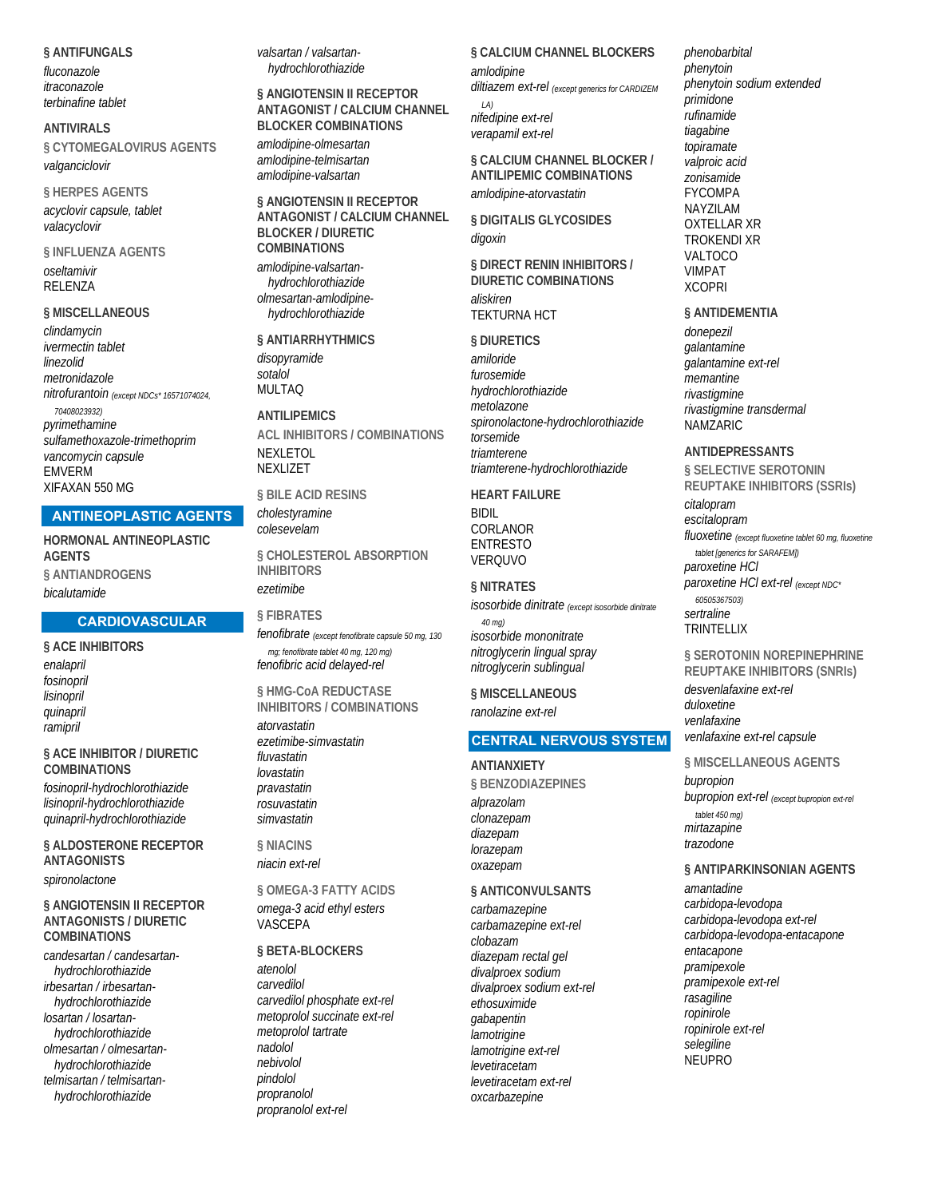**§ ANTIFUNGALS**

*fluconazole*
*itraconazole*
*terbinafine tablet*

**ANTIVIRALS**

**§ CYTOMEGALOVIRUS AGENTS**

*valganciclovir*

**§ HERPES AGENTS**

*acyclovir capsule, tablet*
*valacyclovir*

**§ INFLUENZA AGENTS**

*oseltamivir*
RELENZA

**§ MISCELLANEOUS**

*clindamycin*
*ivermectin tablet*
*linezolid*
*metronidazole*
*nitrofurantoin* *(except NDCs* 16571074024, 70408023932)*
*pyrimethamine*
*sulfamethoxazole-trimethoprim*
*vancomycin capsule*
EMVERM
XIFAXAN 550 MG

## ANTINEOPLASTIC AGENTS

**HORMONAL ANTINEOPLASTIC AGENTS**

**§ ANTIANDROGENS**

*bicalutamide*

## CARDIOVASCULAR

**§ ACE INHIBITORS**

*enalapril*
*fosinopril*
*lisinopril*
*quinapril*
*ramipril*

**§ ACE INHIBITOR / DIURETIC COMBINATIONS**

*fosinopril-hydrochlorothiazide*
*lisinopril-hydrochlorothiazide*
*quinapril-hydrochlorothiazide*

**§ ALDOSTERONE RECEPTOR ANTAGONISTS**

*spironolactone*

**§ ANGIOTENSIN II RECEPTOR ANTAGONISTS / DIURETIC COMBINATIONS**

*candesartan / candesartan-hydrochlorothiazide*
*irbesartan / irbesartan-hydrochlorothiazide*
*losartan / losartan-hydrochlorothiazide*
*olmesartan / olmesartan-hydrochlorothiazide*
*telmisartan / telmisartan-hydrochlorothiazide*
*valsartan / valsartan-hydrochlorothiazide*

**§ ANGIOTENSIN II RECEPTOR ANTAGONIST / CALCIUM CHANNEL BLOCKER COMBINATIONS**

*amlodipine-olmesartan*
*amlodipine-telmisartan*
*amlodipine-valsartan*

**§ ANGIOTENSIN II RECEPTOR ANTAGONIST / CALCIUM CHANNEL BLOCKER / DIURETIC COMBINATIONS**

*amlodipine-valsartan-hydrochlorothiazide*
*olmesartan-amlodipine-hydrochlorothiazide*

**§ ANTIARRHYTHMICS**

*disopyramide*
*sotalol*
MULTAQ

**ANTILIPEMICS**

**ACL INHIBITORS / COMBINATIONS**

NEXLETOL
NEXLIZET

**§ BILE ACID RESINS**

*cholestyramine*
*colesevelam*

**§ CHOLESTEROL ABSORPTION INHIBITORS**

*ezetimibe*

**§ FIBRATES**

*fenofibrate* *(except fenofibrate capsule 50 mg, 130 mg; fenofibrate tablet 40 mg, 120 mg)*
*fenofibric acid delayed-rel*

**§ HMG-CoA REDUCTASE INHIBITORS / COMBINATIONS**

*atorvastatin*
*ezetimibe-simvastatin*
*fluvastatin*
*lovastatin*
*pravastatin*
*rosuvastatin*
*simvastatin*

**§ NIACINS**

*niacin ext-rel*

**§ OMEGA-3 FATTY ACIDS**

*omega-3 acid ethyl esters*
VASCEPA

**§ BETA-BLOCKERS**

*atenolol*
*carvedilol*
*carvedilol phosphate ext-rel*
*metoprolol succinate ext-rel*
*metoprolol tartrate*
*nadolol*
*nebivolol*
*pindolol*
*propranolol*
*propranolol ext-rel*

**§ CALCIUM CHANNEL BLOCKERS**

*amlodipine*
*diltiazem ext-rel* *(except generics for CARDIZEM LA)*
*nifedipine ext-rel*
*verapamil ext-rel*

**§ CALCIUM CHANNEL BLOCKER / ANTILIPEMIC COMBINATIONS**

*amlodipine-atorvastatin*

**§ DIGITALIS GLYCOSIDES**

*digoxin*

**§ DIRECT RENIN INHIBITORS / DIURETIC COMBINATIONS**

*aliskiren*
TEKTURNA HCT

**§ DIURETICS**

*amiloride*
*furosemide*
*hydrochlorothiazide*
*metolazone*
*spironolactone-hydrochlorothiazide*
*torsemide*
*triamterene*
*triamterene-hydrochlorothiazide*

**HEART FAILURE**

BIDIL
CORLANOR
ENTRESTO
VERQUVO

**§ NITRATES**

*isosorbide dinitrate* *(except isosorbide dinitrate 40 mg)*
*isosorbide mononitrate*
*nitroglycerin lingual spray*
*nitroglycerin sublingual*

**§ MISCELLANEOUS**

*ranolazine ext-rel*

## CENTRAL NERVOUS SYSTEM

**ANTIANXIETY**

**§ BENZODIAZEPINES**

*alprazolam*
*clonazepam*
*diazepam*
*lorazepam*
*oxazepam*

**§ ANTICONVULSANTS**

*carbamazepine*
*carbamazepine ext-rel*
*clobazam*
*diazepam rectal gel*
*divalproex sodium*
*divalproex sodium ext-rel*
*ethosuximide*
*gabapentin*
*lamotrigine*
*lamotrigine ext-rel*
*levetiracetam*
*levetiracetam ext-rel*
*oxcarbazepine*
*phenobarbital*
*phenytoin*
*phenytoin sodium extended*
*primidone*
*rufinamide*
*tiagabine*
*topiramate*
*valproic acid*
*zonisamide*
FYCOMPA
NAYZILAM
OXTELLAR XR
TROKENDI XR
VALTOCO
VIMPAT
XCOPRI

**§ ANTIDEMENTIA**

*donepezil*
*galantamine*
*galantamine ext-rel*
*memantine*
*rivastigmine*
*rivastigmine transdermal*
NAMZARIC

**ANTIDEPRESSANTS**

**§ SELECTIVE SEROTONIN REUPTAKE INHIBITORS (SSRIs)**

*citalopram*
*escitalopram*
*fluoxetine* *(except fluoxetine tablet 60 mg, fluoxetine tablet [generics for SARAFEM])*
*paroxetine HCl*
*paroxetine HCl ext-rel* *(except NDC* 60505367503)*
*sertraline*
TRINTELLIX

**§ SEROTONIN NOREPINEPHRINE REUPTAKE INHIBITORS (SNRIs)**

*desvenlafaxine ext-rel*
*duloxetine*
*venlafaxine*
*venlafaxine ext-rel capsule*

**§ MISCELLANEOUS AGENTS**

*bupropion*
*bupropion ext-rel* *(except bupropion ext-rel tablet 450 mg)*
*mirtazapine*
*trazodone*

**§ ANTIPARKINSONIAN AGENTS**

*amantadine*
*carbidopa-levodopa*
*carbidopa-levodopa ext-rel*
*carbidopa-levodopa-entacapone*
*entacapone*
*pramipexole*
*pramipexole ext-rel*
*rasagiline*
*ropinirole*
*ropinirole ext-rel*
*selegiline*
NEUPRO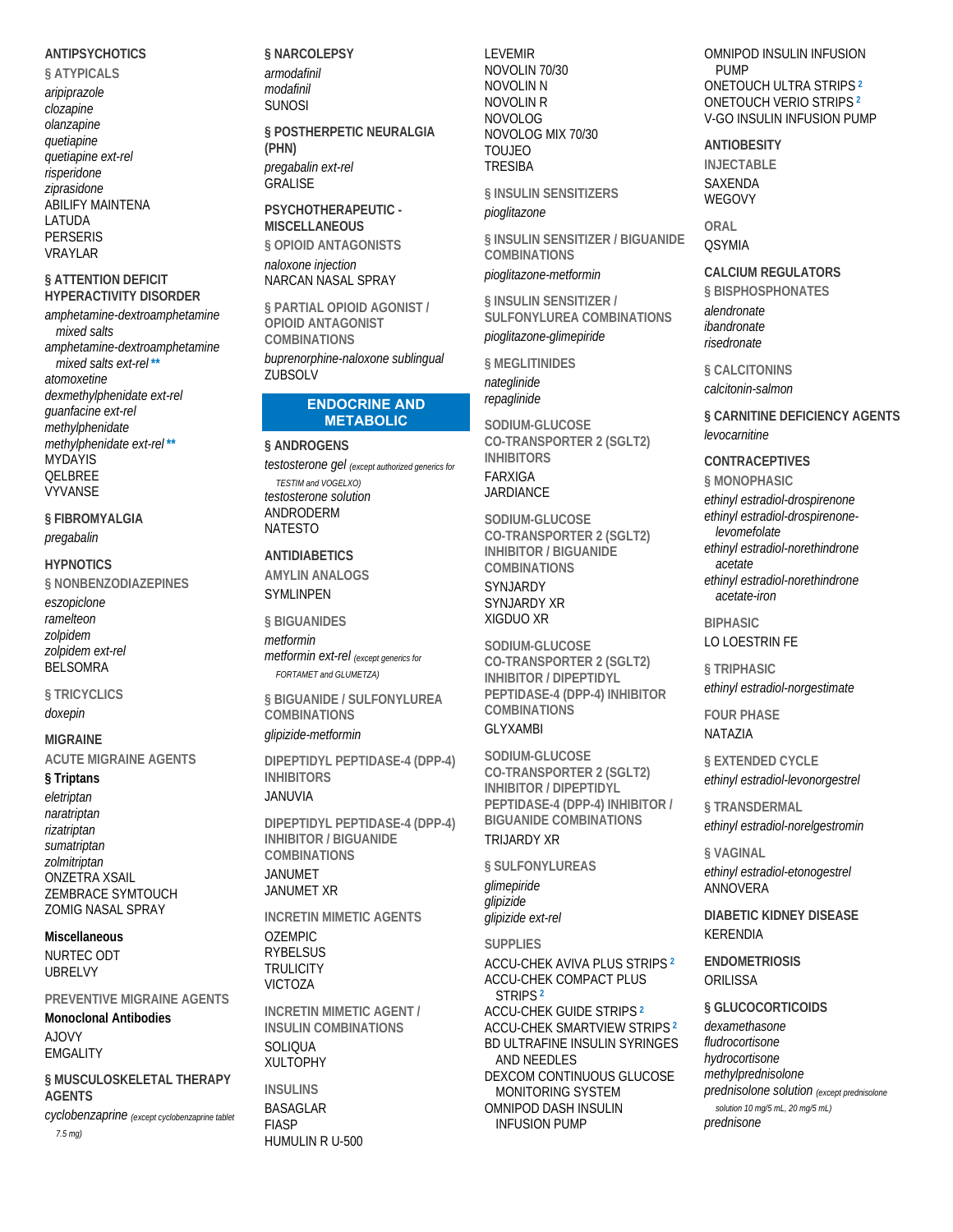## ANTIPSYCHOTICS

### § ATYPICALS

*aripiprazole*
*clozapine*
*olanzapine*
*quetiapine*
*quetiapine ext-rel*
*risperidone*
*ziprasidone*
ABILIFY MAINTENA
LATUDA
PERSERIS
VRAYLAR

### § ATTENTION DEFICIT HYPERACTIVITY DISORDER

*amphetamine-dextroamphetamine mixed salts*
*amphetamine-dextroamphetamine mixed salts ext-rel* **
*atomoxetine*
*dexmethylphenidate ext-rel*
*guanfacine ext-rel*
*methylphenidate*
*methylphenidate ext-rel* **
MYDAYIS
QELBREE
VYVANSE

### § FIBROMYALGIA

*pregabalin*

## HYPNOTICS

### § NONBENZODIAZEPINES

*eszopiclone*
*ramelteon*
*zolpidem*
*zolpidem ext-rel*
BELSOMRA

### § TRICYCLICS

*doxepin*

## MIGRAINE

### ACUTE MIGRAINE AGENTS

**§ Triptans**

*eletriptan*
*naratriptan*
*rizatriptan*
*sumatriptan*
*zolmitriptan*
ONZETRA XSAIL
ZEMBRACE SYMTOUCH
ZOMIG NASAL SPRAY

**Miscellaneous**

NURTEC ODT
UBRELVY

### PREVENTIVE MIGRAINE AGENTS

**Monoclonal Antibodies**

AJOVY
EMGALITY

### § MUSCULOSKELETAL THERAPY AGENTS

*cyclobenzaprine* *(except cyclobenzaprine tablet 7.5 mg)*

### § NARCOLEPSY

*armodafinil*
*modafinil*
SUNOSI

### § POSTHERPETIC NEURALGIA (PHN)

*pregabalin ext-rel*
GRALISE

## PSYCHOTHERAPEUTIC - MISCELLANEOUS

### § OPIOID ANTAGONISTS

*naloxone injection*
NARCAN NASAL SPRAY

### § PARTIAL OPIOID AGONIST / OPIOID ANTAGONIST COMBINATIONS

*buprenorphine-naloxone sublingual*
ZUBSOLV

# ENDOCRINE AND METABOLIC

### § ANDROGENS

*testosterone gel* *(except authorized generics for TESTIM and VOGELXO)*
*testosterone solution*
ANDRODERM
NATESTO

## ANTIDIABETICS

### AMYLIN ANALOGS

SYMLINPEN

### § BIGUANIDES

*metformin*
*metformin ext-rel* *(except generics for FORTAMET and GLUMETZA)*

### § BIGUANIDE / SULFONYLUREA COMBINATIONS

*glipizide-metformin*

### DIPEPTIDYL PEPTIDASE-4 (DPP-4) INHIBITORS

JANUVIA

### DIPEPTIDYL PEPTIDASE-4 (DPP-4) INHIBITOR / BIGUANIDE COMBINATIONS

JANUMET
JANUMET XR

### INCRETIN MIMETIC AGENTS

OZEMPIC
RYBELSUS
TRULICITY
VICTOZA

### INCRETIN MIMETIC AGENT / INSULIN COMBINATIONS

SOLIQUA
XULTOPHY

### INSULINS

BASAGLAR
FIASP
HUMULIN R U-500
LEVEMIR
NOVOLIN 70/30
NOVOLIN N
NOVOLIN R
NOVOLOG
NOVOLOG MIX 70/30
TOUJEO
TRESIBA

### § INSULIN SENSITIZERS

*pioglitazone*

### § INSULIN SENSITIZER / BIGUANIDE COMBINATIONS

*pioglitazone-metformin*

### § INSULIN SENSITIZER / SULFONYLUREA COMBINATIONS

*pioglitazone-glimepiride*

### § MEGLITINIDES

*nateglinide*
*repaglinide*

### SODIUM-GLUCOSE CO-TRANSPORTER 2 (SGLT2) INHIBITORS

FARXIGA
JARDIANCE

### SODIUM-GLUCOSE CO-TRANSPORTER 2 (SGLT2) INHIBITOR / BIGUANIDE COMBINATIONS

SYNJARDY
SYNJARDY XR
XIGDUO XR

### SODIUM-GLUCOSE CO-TRANSPORTER 2 (SGLT2) INHIBITOR / DIPEPTIDYL PEPTIDASE-4 (DPP-4) INHIBITOR COMBINATIONS

GLYXAMBI

### SODIUM-GLUCOSE CO-TRANSPORTER 2 (SGLT2) INHIBITOR / DIPEPTIDYL PEPTIDASE-4 (DPP-4) INHIBITOR / BIGUANIDE COMBINATIONS

TRIJARDY XR

### § SULFONYLUREAS

*glimepiride*
*glipizide*
*glipizide ext-rel*

### SUPPLIES

ACCU-CHEK AVIVA PLUS STRIPS [2]
ACCU-CHEK COMPACT PLUS STRIPS [2]
ACCU-CHEK GUIDE STRIPS [2]
ACCU-CHEK SMARTVIEW STRIPS [2]
BD ULTRAFINE INSULIN SYRINGES AND NEEDLES
DEXCOM CONTINUOUS GLUCOSE MONITORING SYSTEM
OMNIPOD DASH INSULIN INFUSION PUMP
OMNIPOD INSULIN INFUSION PUMP
ONETOUCH ULTRA STRIPS [2]
ONETOUCH VERIO STRIPS [2]
V-GO INSULIN INFUSION PUMP

## ANTIOBESITY

### INJECTABLE

SAXENDA
WEGOVY

### ORAL

QSYMIA

## CALCIUM REGULATORS

### § BISPHOSPHONATES

*alendronate*
*ibandronate*
*risedronate*

### § CALCITONINS

*calcitonin-salmon*

## § CARNITINE DEFICIENCY AGENTS

*levocarnitine*

## CONTRACEPTIVES

### § MONOPHASIC

*ethinyl estradiol-drospirenone*
*ethinyl estradiol-drospirenone-levomefolate*
*ethinyl estradiol-norethindrone acetate*
*ethinyl estradiol-norethindrone acetate-iron*

### BIPHASIC

LO LOESTRIN FE

### § TRIPHASIC

*ethinyl estradiol-norgestimate*

### FOUR PHASE

NATAZIA

### § EXTENDED CYCLE

*ethinyl estradiol-levonorgestrel*

### § TRANSDERMAL

*ethinyl estradiol-norelgestromin*

### § VAGINAL

*ethinyl estradiol-etonogestrel*
ANNOVERA

## DIABETIC KIDNEY DISEASE

KERENDIA

## ENDOMETRIOSIS

ORILISSA

## § GLUCOCORTICOIDS

*dexamethasone*
*fludrocortisone*
*hydrocortisone*
*methylprednisolone*
*prednisolone solution* *(except prednisolone solution 10 mg/5 mL, 20 mg/5 mL)*
*prednisone*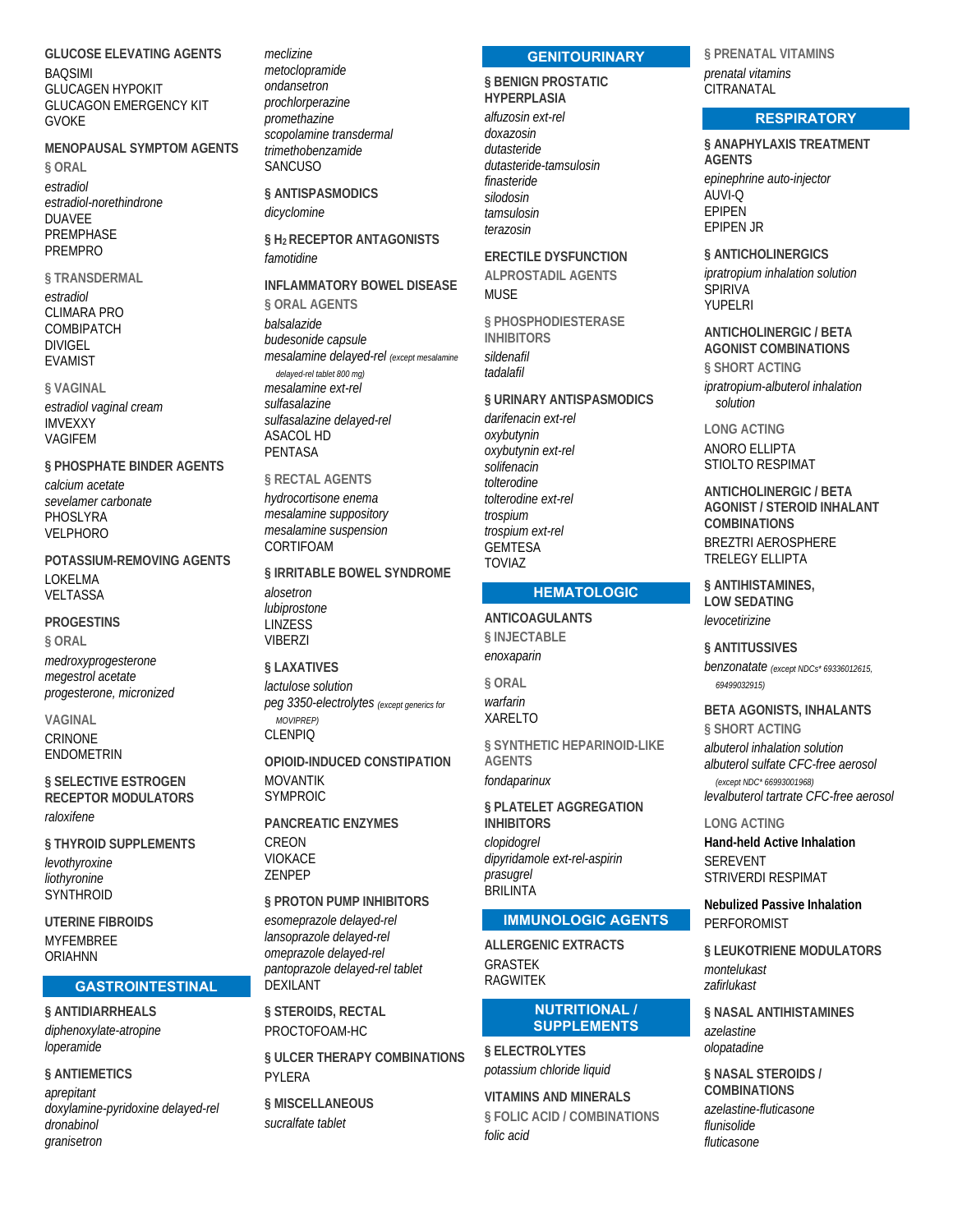### GLUCOSE ELEVATING AGENTS

BAQSIMI
GLUCAGEN HYPOKIT
GLUCAGON EMERGENCY KIT
GVOKE

### MENOPAUSAL SYMPTOM AGENTS

§ ORAL

*estradiol*
*estradiol-norethindrone*
DUAVEE
PREMPHASE
PREMPRO

§ TRANSDERMAL

*estradiol*
CLIMARA PRO
COMBIPATCH
DIVIGEL
EVAMIST

§ VAGINAL

*estradiol vaginal cream*
IMVEXXY
VAGIFEM

### § PHOSPHATE BINDER AGENTS

*calcium acetate*
*sevelamer carbonate*
PHOSLYRA
VELPHORO

### POTASSIUM-REMOVING AGENTS

LOKELMA
VELTASSA

### PROGESTINS

§ ORAL

*medroxyprogesterone*
*megestrol acetate*
*progesterone, micronized*

VAGINAL

CRINONE
ENDOMETRIN

### § SELECTIVE ESTROGEN RECEPTOR MODULATORS

*raloxifene*

### § THYROID SUPPLEMENTS

*levothyroxine*
*liothyronine*
SYNTHROID

### UTERINE FIBROIDS

MYFEMBREE
ORIAHNN

## GASTROINTESTINAL

### § ANTIDIARRHEALS

*diphenoxylate-atropine*
*loperamide*

### § ANTIEMETICS

*aprepitant*
*doxylamine-pyridoxine delayed-rel*
*dronabinol*
*granisetron*
*meclizine*
*metoclopramide*
*ondansetron*
*prochlorperazine*
*promethazine*
*scopolamine transdermal*
*trimethobenzamide*
SANCUSO

### § ANTISPASMODICS

*dicyclomine*

### § $H_2$ RECEPTOR ANTAGONISTS

*famotidine*

### INFLAMMATORY BOWEL DISEASE

§ ORAL AGENTS

*balsalazide*
*budesonide capsule*
*mesalamine delayed-rel* *(except mesalamine delayed-rel tablet 800 mg)*
*mesalamine ext-rel*
*sulfasalazine*
*sulfasalazine delayed-rel*
ASACOL HD
PENTASA

§ RECTAL AGENTS

*hydrocortisone enema*
*mesalamine suppository*
*mesalamine suspension*
CORTIFOAM

### § IRRITABLE BOWEL SYNDROME

*alosetron*
*lubiprostone*
LINZESS
VIBERZI

### § LAXATIVES

*lactulose solution*
*peg 3350-electrolytes* *(except generics for MOVIPREP)*
CLENPIQ

### OPIOID-INDUCED CONSTIPATION

MOVANTIK
SYMPROIC

### PANCREATIC ENZYMES

CREON
VIOKACE
ZENPEP

### § PROTON PUMP INHIBITORS

*esomeprazole delayed-rel*
*lansoprazole delayed-rel*
*omeprazole delayed-rel*
*pantoprazole delayed-rel tablet*
DEXILANT

### § STEROIDS, RECTAL

PROCTOFOAM-HC

### § ULCER THERAPY COMBINATIONS

PYLERA

### § MISCELLANEOUS

*sucralfate tablet*

## GENITOURINARY

### § BENIGN PROSTATIC HYPERPLASIA

*alfuzosin ext-rel*
*doxazosin*
*dutasteride*
*dutasteride-tamsulosin*
*finasteride*
*silodosin*
*tamsulosin*
*terazosin*

### ERECTILE DYSFUNCTION

ALPROSTADIL AGENTS

MUSE

§ PHOSPHODIESTERASE INHIBITORS

*sildenafil*
*tadalafil*

### § URINARY ANTISPASMODICS

*darifenacin ext-rel*
*oxybutynin*
*oxybutynin ext-rel*
*solifenacin*
*tolterodine*
*tolterodine ext-rel*
*trospium*
*trospium ext-rel*
GEMTESA
TOVIAZ

## HEMATOLOGIC

### ANTICOAGULANTS

§ INJECTABLE

*enoxaparin*

§ ORAL

*warfarin*
XARELTO

§ SYNTHETIC HEPARINOID-LIKE AGENTS

*fondaparinux*

### § PLATELET AGGREGATION INHIBITORS

*clopidogrel*
*dipyridamole ext-rel-aspirin*
*prasugrel*
BRILINTA

## IMMUNOLOGIC AGENTS

### ALLERGENIC EXTRACTS

GRASTEK
RAGWITEK

## NUTRITIONAL / SUPPLEMENTS

### § ELECTROLYTES

*potassium chloride liquid*

### VITAMINS AND MINERALS

§ FOLIC ACID / COMBINATIONS

*folic acid*

§ PRENATAL VITAMINS

*prenatal vitamins*
CITRANATAL

## RESPIRATORY

### § ANAPHYLAXIS TREATMENT AGENTS

*epinephrine auto-injector*
AUVI-Q
EPIPEN
EPIPEN JR

### § ANTICHOLINERGICS

*ipratropium inhalation solution*
SPIRIVA
YUPELRI

### ANTICHOLINERGIC / BETA AGONIST COMBINATIONS

§ SHORT ACTING

*ipratropium-albuterol inhalation solution*

LONG ACTING

ANORO ELLIPTA
STIOLTO RESPIMAT

### ANTICHOLINERGIC / BETA AGONIST / STEROID INHALANT COMBINATIONS

BREZTRI AEROSPHERE
TRELEGY ELLIPTA

### § ANTIHISTAMINES, LOW SEDATING

*levocetirizine*

### § ANTITUSSIVES

*benzonatate* *(except NDCs* 69336012615, 69499032915)*

### BETA AGONISTS, INHALANTS

§ SHORT ACTING

*albuterol inhalation solution*
*albuterol sulfate CFC-free aerosol* *(except NDC* 66993001968)*
*levalbuterol tartrate CFC-free aerosol*

LONG ACTING

**Hand-held Active Inhalation**

SEREVENT
STRIVERDI RESPIMAT

**Nebulized Passive Inhalation**

PERFOROMIST

### § LEUKOTRIENE MODULATORS

*montelukast*
*zafirlukast*

### § NASAL ANTIHISTAMINES

*azelastine*
*olopatadine*

### § NASAL STEROIDS / COMBINATIONS

*azelastine-fluticasone*
*flunisolide*
*fluticasone*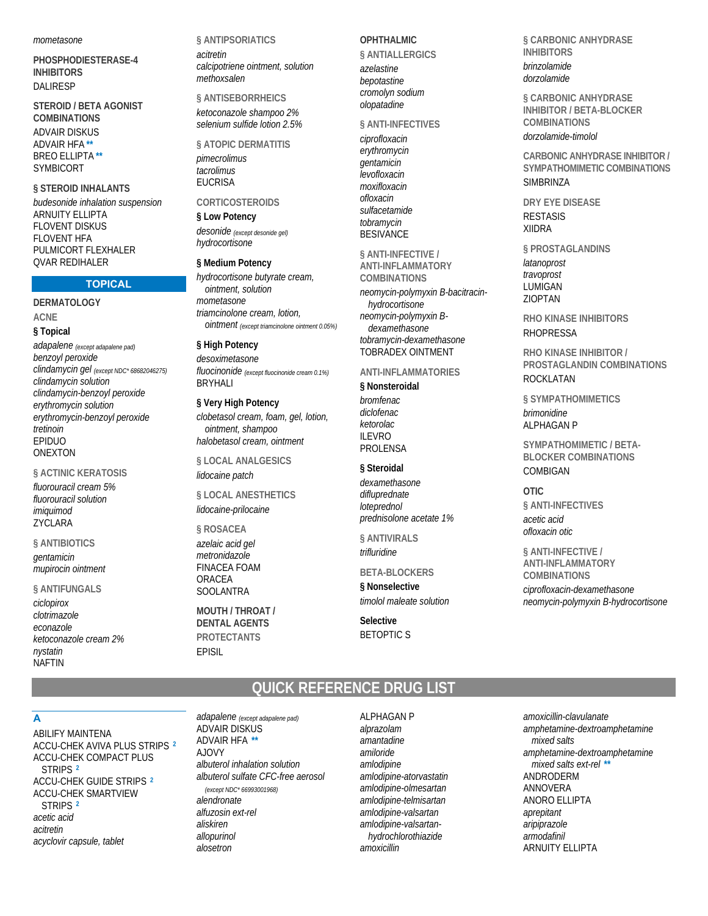*mometasone*

**PHOSPHODIESTERASE-4 INHIBITORS**

DALIRESP

**STEROID / BETA AGONIST COMBINATIONS**

ADVAIR DISKUS
ADVAIR HFA **
BREO ELLIPTA **
SYMBICORT

**§ STEROID INHALANTS**

*budesonide inhalation suspension*
ARNUITY ELLIPTA
FLOVENT DISKUS
FLOVENT HFA
PULMICORT FLEXHALER
QVAR REDIHALER

## TOPICAL

### DERMATOLOGY

**ACNE**

**§ Topical**

*adapalene* *(except adapalene pad)*
*benzoyl peroxide*
*clindamycin gel* *(except NDC* 68682046275)*
*clindamycin solution*
*clindamycin-benzoyl peroxide*
*erythromycin solution*
*erythromycin-benzoyl peroxide*
*tretinoin*
EPIDUO
ONEXTON

**§ ACTINIC KERATOSIS**

*fluorouracil cream 5%*
*fluorouracil solution*
*imiquimod*
ZYCLARA

**§ ANTIBIOTICS**

*gentamicin*
*mupirocin ointment*

**§ ANTIFUNGALS**

*ciclopirox*
*clotrimazole*
*econazole*
*ketoconazole cream 2%*
*nystatin*
NAFTIN

**§ ANTIPSORIATICS**

*acitretin*
*calcipotriene ointment, solution*
*methoxsalen*

**§ ANTISEBORRHEICS**

*ketoconazole shampoo 2%*
*selenium sulfide lotion 2.5%*

**§ ATOPIC DERMATITIS**

*pimecrolimus*
*tacrolimus*
EUCRISA

**CORTICOSTEROIDS**

**§ Low Potency**

*desonide* *(except desonide gel)*
*hydrocortisone*

**§ Medium Potency**

*hydrocortisone butyrate cream, ointment, solution*
*mometasone*
*triamcinolone cream, lotion, ointment* *(except triamcinolone ointment 0.05%)*

**§ High Potency**

*desoximetasone*
*fluocinonide* *(except fluocinonide cream 0.1%)*
BRYHALI

**§ Very High Potency**

*clobetasol cream, foam, gel, lotion, ointment, shampoo*
*halobetasol cream, ointment*

**§ LOCAL ANALGESICS**

*lidocaine patch*

**§ LOCAL ANESTHETICS**

*lidocaine-prilocaine*

**§ ROSACEA**

*azelaic acid gel*
*metronidazole*
FINACEA FOAM
ORACEA
SOOLANTRA

### MOUTH / THROAT / DENTAL AGENTS

**PROTECTANTS**

EPISIL

### OPHTHALMIC

**§ ANTIALLERGICS**

*azelastine*
*bepotastine*
*cromolyn sodium*
*olopatadine*

**§ ANTI-INFECTIVES**

*ciprofloxacin*
*erythromycin*
*gentamicin*
*levofloxacin*
*moxifloxacin*
*ofloxacin*
*sulfacetamide*
*tobramycin*
BESIVANCE

**§ ANTI-INFECTIVE / ANTI-INFLAMMATORY COMBINATIONS**

*neomycin-polymyxin B-bacitracin-hydrocortisone*
*neomycin-polymyxin B-dexamethasone*
*tobramycin-dexamethasone*
TOBRADEX OINTMENT

**ANTI-INFLAMMATORIES**

**§ Nonsteroidal**

*bromfenac*
*diclofenac*
*ketorolac*
ILEVRO
PROLENSA

**§ Steroidal**

*dexamethasone*
*difluprednate*
*loteprednol*
*prednisolone acetate 1%*

**§ ANTIVIRALS**

*trifluridine*

**BETA-BLOCKERS**

**§ Nonselective**

*timolol maleate solution*

**Selective**

BETOPTIC S

**§ CARBONIC ANHYDRASE INHIBITORS**

*brinzolamide*
*dorzolamide*

**§ CARBONIC ANHYDRASE INHIBITOR / BETA-BLOCKER COMBINATIONS**

*dorzolamide-timolol*

**CARBONIC ANHYDRASE INHIBITOR / SYMPATHOMIMETIC COMBINATIONS**

SIMBRINZA

**DRY EYE DISEASE**

RESTASIS
XIIDRA

**§ PROSTAGLANDINS**

*latanoprost*
*travoprost*
LUMIGAN
ZIOPTAN

**RHO KINASE INHIBITORS**

RHOPRESSA

**RHO KINASE INHIBITOR / PROSTAGLANDIN COMBINATIONS**

ROCKLATAN

**§ SYMPATHOMIMETICS**

*brimonidine*
ALPHAGAN P

**SYMPATHOMIMETIC / BETA-BLOCKER COMBINATIONS**

COMBIGAN

### OTIC

**§ ANTI-INFECTIVES**

*acetic acid*
*ofloxacin otic*

**§ ANTI-INFECTIVE / ANTI-INFLAMMATORY COMBINATIONS**

*ciprofloxacin-dexamethasone*
*neomycin-polymyxin B-hydrocortisone*

# QUICK REFERENCE DRUG LIST

## A

ABILIFY MAINTENA
ACCU-CHEK AVIVA PLUS STRIPS [2]
ACCU-CHEK COMPACT PLUS STRIPS [2]
ACCU-CHEK GUIDE STRIPS [2]
ACCU-CHEK SMARTVIEW STRIPS [2]
*acetic acid*
*acitretin*
*acyclovir capsule, tablet*
*adapalene* *(except adapalene pad)*
ADVAIR DISKUS
ADVAIR HFA **
AJOVY
*albuterol inhalation solution*
*albuterol sulfate CFC-free aerosol* *(except NDC* 66993001968)*
*alendronate*
*alfuzosin ext-rel*
*aliskiren*
*allopurinol*
*alosetron*
ALPHAGAN P
*alprazolam*
*amantadine*
*amiloride*
*amlodipine*
*amlodipine-atorvastatin*
*amlodipine-olmesartan*
*amlodipine-telmisartan*
*amlodipine-valsartan*
*amlodipine-valsartan-hydrochlorothiazide*
*amoxicillin*
*amoxicillin-clavulanate*
*amphetamine-dextroamphetamine mixed salts*
*amphetamine-dextroamphetamine mixed salts ext-rel* **
ANDRODERM
ANNOVERA
ANORO ELLIPTA
*aprepitant*
*aripiprazole*
*armodafinil*
ARNUITY ELLIPTA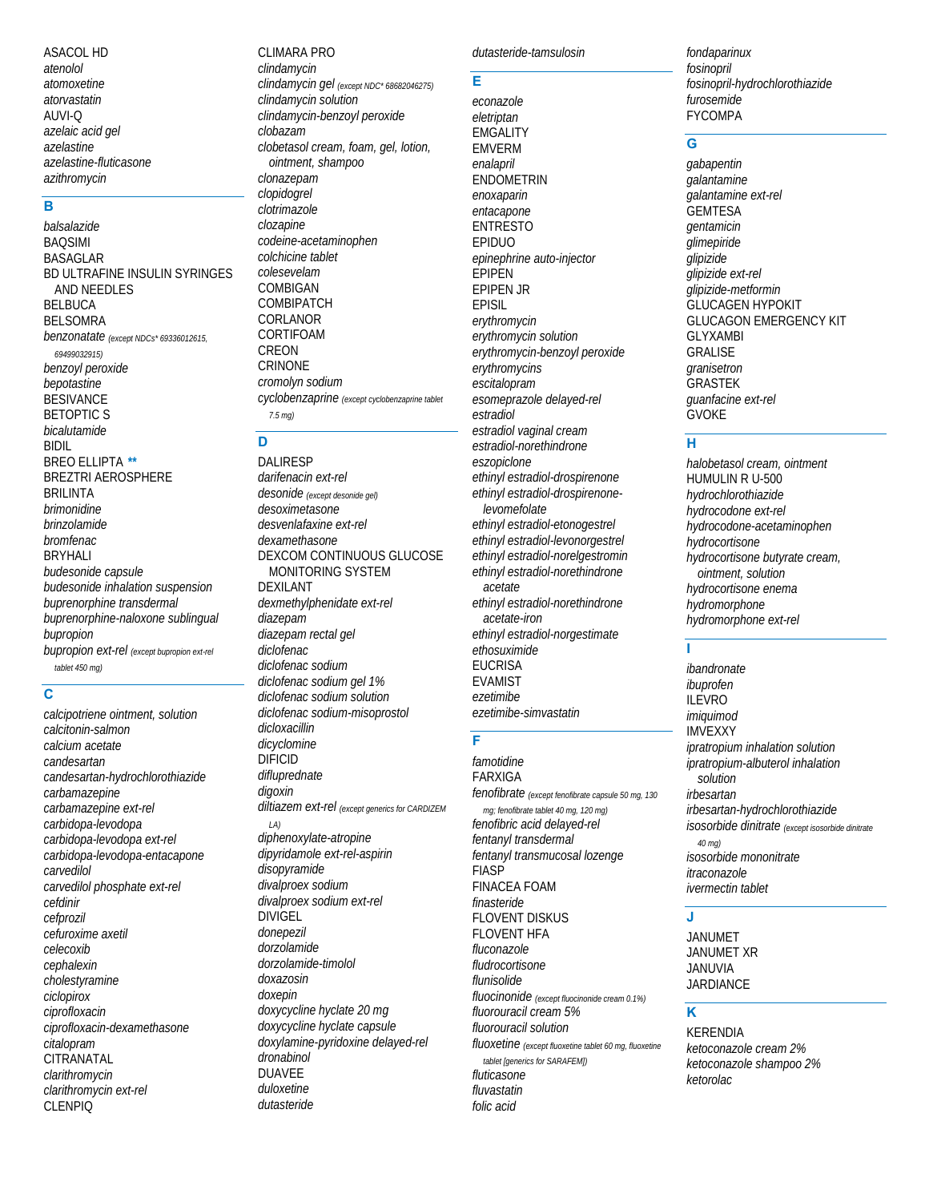ASACOL HD
*atenolol*
*atomoxetine*
*atorvastatin*
AUVI-Q
*azelaic acid gel*
*azelastine*
*azelastine-fluticasone*
*azithromycin*

## B

*balsalazide*
BAQSIMI
BASAGLAR
BD ULTRAFINE INSULIN SYRINGES AND NEEDLES
BELBUCA
BELSOMRA
*benzonatate* *(except NDCs* 69336012615, 69499032915)*
*benzoyl peroxide*
*bepotastine*
BESIVANCE
BETOPTIC S
*bicalutamide*
BIDIL
BREO ELLIPTA **
BREZTRI AEROSPHERE
BRILINTA
*brimonidine*
*brinzolamide*
*bromfenac*
BRYHALI
*budesonide capsule*
*budesonide inhalation suspension*
*buprenorphine transdermal*
*buprenorphine-naloxone sublingual*
*bupropion*
*bupropion ext-rel* *(except bupropion ext-rel tablet 450 mg)*

## C

*calcipotriene ointment, solution*
*calcitonin-salmon*
*calcium acetate*
*candesartan*
*candesartan-hydrochlorothiazide*
*carbamazepine*
*carbamazepine ext-rel*
*carbidopa-levodopa*
*carbidopa-levodopa ext-rel*
*carbidopa-levodopa-entacapone*
*carvedilol*
*carvedilol phosphate ext-rel*
*cefdinir*
*cefprozil*
*cefuroxime axetil*
*celecoxib*
*cephalexin*
*cholestyramine*
*ciclopirox*
*ciprofloxacin*
*ciprofloxacin-dexamethasone*
*citalopram*
CITRANATAL
*clarithromycin*
*clarithromycin ext-rel*
CLENPIQ
CLIMARA PRO
*clindamycin*
*clindamycin gel* *(except NDC* 68682046275)*
*clindamycin solution*
*clindamycin-benzoyl peroxide*
*clobazam*
*clobetasol cream, foam, gel, lotion, ointment, shampoo*
*clonazepam*
*clopidogrel*
*clotrimazole*
*clozapine*
*codeine-acetaminophen*
*colchicine tablet*
*colesevelam*
COMBIGAN
COMBIPATCH
CORLANOR
CORTIFOAM
CREON
CRINONE
*cromolyn sodium*
*cyclobenzaprine* *(except cyclobenzaprine tablet 7.5 mg)*

## D

DALIRESP
*darifenacin ext-rel*
*desonide* *(except desonide gel)*
*desoximetasone*
*desvenlafaxine ext-rel*
*dexamethasone*
DEXCOM CONTINUOUS GLUCOSE MONITORING SYSTEM
DEXILANT
*dexmethylphenidate ext-rel*
*diazepam*
*diazepam rectal gel*
*diclofenac*
*diclofenac sodium*
*diclofenac sodium gel 1%*
*diclofenac sodium solution*
*diclofenac sodium-misoprostol*
*dicloxacillin*
*dicyclomine*
DIFICID
*difluprednate*
*digoxin*
*diltiazem ext-rel* *(except generics for CARDIZEM LA)*
*diphenoxylate-atropine*
*dipyridamole ext-rel-aspirin*
*disopyramide*
*divalproex sodium*
*divalproex sodium ext-rel*
DIVIGEL
*donepezil*
*dorzolamide*
*dorzolamide-timolol*
*doxazosin*
*doxepin*
*doxycycline hyclate 20 mg*
*doxycycline hyclate capsule*
*doxylamine-pyridoxine delayed-rel*
*dronabinol*
DUAVEE
*duloxetine*
*dutasteride*
*dutasteride-tamsulosin*

## E

*econazole*
*eletriptan*
EMGALITY
EMVERM
*enalapril*
ENDOMETRIN
*enoxaparin*
*entacapone*
ENTRESTO
EPIDUO
*epinephrine auto-injector*
EPIPEN
EPIPEN JR
EPISIL
*erythromycin*
*erythromycin solution*
*erythromycin-benzoyl peroxide*
*erythromycins*
*escitalopram*
*esomeprazole delayed-rel*
*estradiol*
*estradiol vaginal cream*
*estradiol-norethindrone*
*eszopiclone*
*ethinyl estradiol-drospirenone*
*ethinyl estradiol-drospirenone-levomefolate*
*ethinyl estradiol-etonogestrel*
*ethinyl estradiol-levonorgestrel*
*ethinyl estradiol-norelgestromin*
*ethinyl estradiol-norethindrone acetate*
*ethinyl estradiol-norethindrone acetate-iron*
*ethinyl estradiol-norgestimate*
*ethosuximide*
EUCRISA
EVAMIST
*ezetimibe*
*ezetimibe-simvastatin*

## F

*famotidine*
FARXIGA
*fenofibrate* *(except fenofibrate capsule 50 mg, 130 mg; fenofibrate tablet 40 mg, 120 mg)*
*fenofibric acid delayed-rel*
*fentanyl transdermal*
*fentanyl transmucosal lozenge*
FIASP
FINACEA FOAM
*finasteride*
FLOVENT DISKUS
FLOVENT HFA
*fluconazole*
*fludrocortisone*
*flunisolide*
*fluocinonide* *(except fluocinonide cream 0.1%)*
*fluorouracil cream 5%*
*fluorouracil solution*
*fluoxetine* *(except fluoxetine tablet 60 mg, fluoxetine tablet [generics for SARAFEM])*
*fluticasone*
*fluvastatin*
*folic acid*
*fondaparinux*
*fosinopril*
*fosinopril-hydrochlorothiazide*
*furosemide*
FYCOMPA

## G

*gabapentin*
*galantamine*
*galantamine ext-rel*
GEMTESA
*gentamicin*
*glimepiride*
*glipizide*
*glipizide ext-rel*
*glipizide-metformin*
GLUCAGEN HYPOKIT
GLUCAGON EMERGENCY KIT
GLYXAMBI
GRALISE
*granisetron*
GRASTEK
*guanfacine ext-rel*
GVOKE

## H

*halobetasol cream, ointment*
HUMULIN R U-500
*hydrochlorothiazide*
*hydrocodone ext-rel*
*hydrocodone-acetaminophen*
*hydrocortisone*
*hydrocortisone butyrate cream, ointment, solution*
*hydrocortisone enema*
*hydromorphone*
*hydromorphone ext-rel*

## I

*ibandronate*
*ibuprofen*
ILEVRO
*imiquimod*
IMVEXXY
*ipratropium inhalation solution*
*ipratropium-albuterol inhalation solution*
*irbesartan*
*irbesartan-hydrochlorothiazide*
*isosorbide dinitrate* *(except isosorbide dinitrate 40 mg)*
*isosorbide mononitrate*
*itraconazole*
*ivermectin tablet*

## J

JANUMET
JANUMET XR
JANUVIA
JARDIANCE

## K

KERENDIA
*ketoconazole cream 2%*
*ketoconazole shampoo 2%*
*ketorolac*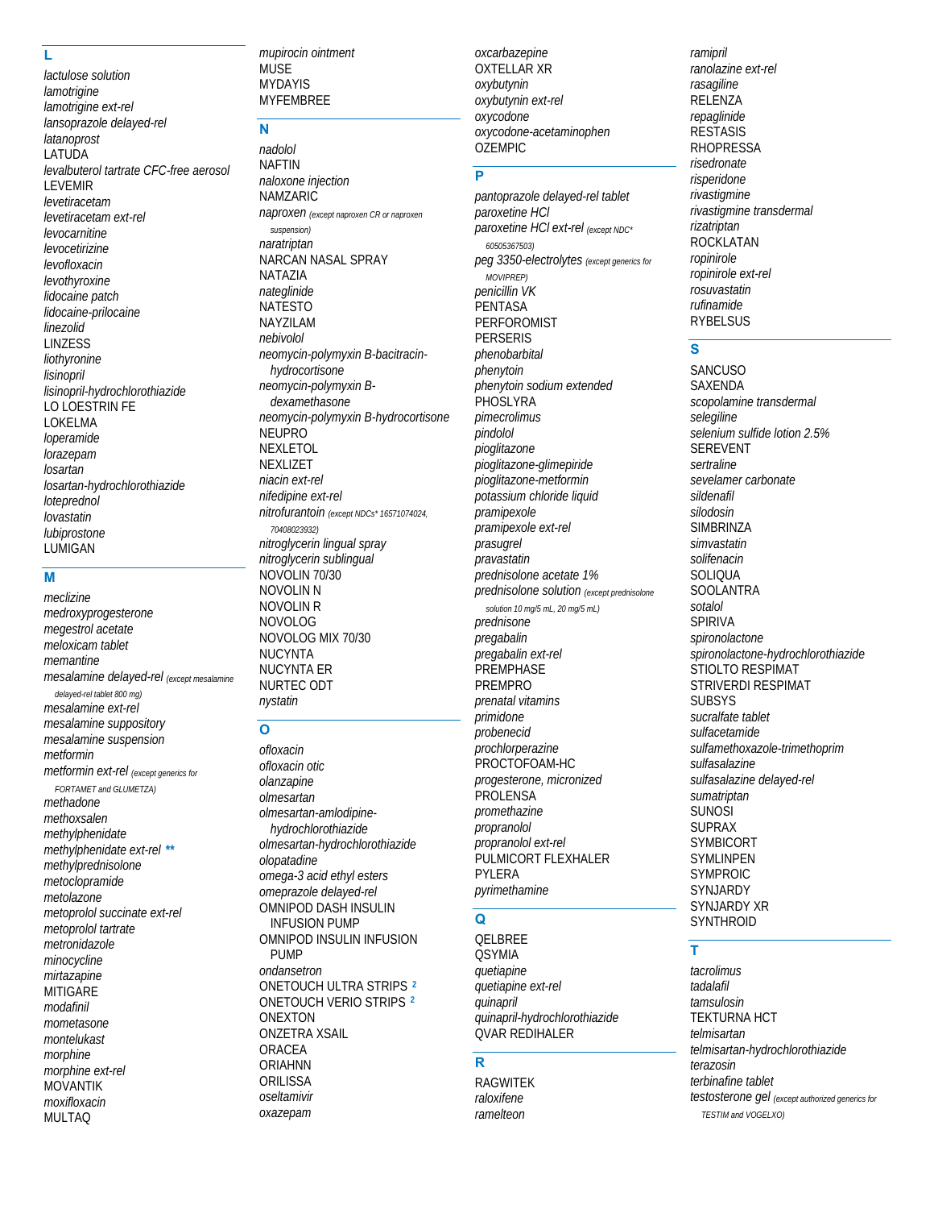## L

*lactulose solution*
*lamotrigine*
*lamotrigine ext-rel*
*lansoprazole delayed-rel*
*latanoprost*
LATUDA
*levalbuterol tartrate CFC-free aerosol*
LEVEMIR
*levetiracetam*
*levetiracetam ext-rel*
*levocarnitine*
*levocetirizine*
*levofloxacin*
*levothyroxine*
*lidocaine patch*
*lidocaine-prilocaine*
*linezolid*
LINZESS
*liothyronine*
*lisinopril*
*lisinopril-hydrochlorothiazide*
LO LOESTRIN FE
LOKELMA
*loperamide*
*lorazepam*
*losartan*
*losartan-hydrochlorothiazide*
*loteprednol*
*lovastatin*
*lubiprostone*
LUMIGAN

## M

*meclizine*
*medroxyprogesterone*
*megestrol acetate*
*meloxicam tablet*
*memantine*
*mesalamine delayed-rel* *(except mesalamine delayed-rel tablet 800 mg)*
*mesalamine ext-rel*
*mesalamine suppository*
*mesalamine suspension*
*metformin*
*metformin ext-rel* *(except generics for FORTAMET and GLUMETZA)*
*methadone*
*methoxsalen*
*methylphenidate*
*methylphenidate ext-rel* **
*methylprednisolone*
*metoclopramide*
*metolazone*
*metoprolol succinate ext-rel*
*metoprolol tartrate*
*metronidazole*
*minocycline*
*mirtazapine*
MITIGARE
*modafinil*
*mometasone*
*montelukast*
*morphine*
*morphine ext-rel*
MOVANTIK
*moxifloxacin*
MULTAQ
*mupirocin ointment*
MUSE
MYDAYIS
MYFEMBREE

## N

*nadolol*
NAFTIN
*naloxone injection*
NAMZARIC
*naproxen* *(except naproxen CR or naproxen suspension)*
*naratriptan*
NARCAN NASAL SPRAY
NATAZIA
*nateglinide*
NATESTO
NAYZILAM
*nebivolol*
*neomycin-polymyxin B-bacitracin-hydrocortisone*
*neomycin-polymyxin B-dexamethasone*
*neomycin-polymyxin B-hydrocortisone*
NEUPRO
NEXLETOL
NEXLIZET
*niacin ext-rel*
*nifedipine ext-rel*
*nitrofurantoin* *(except NDCs* 16571074024, 70408023932)*
*nitroglycerin lingual spray*
*nitroglycerin sublingual*
NOVOLIN 70/30
NOVOLIN N
NOVOLIN R
NOVOLOG
NOVOLOG MIX 70/30
NUCYNTA
NUCYNTA ER
NURTEC ODT
*nystatin*

## O

*ofloxacin*
*ofloxacin otic*
*olanzapine*
*olmesartan*
*olmesartan-amlodipine-hydrochlorothiazide*
*olmesartan-hydrochlorothiazide*
*olopatadine*
*omega-3 acid ethyl esters*
*omeprazole delayed-rel*
OMNIPOD DASH INSULIN INFUSION PUMP
OMNIPOD INSULIN INFUSION PUMP
*ondansetron*
ONETOUCH ULTRA STRIPS [2]
ONETOUCH VERIO STRIPS [2]
ONEXTON
ONZETRA XSAIL
ORACEA
ORIAHNN
ORILISSA
*oseltamivir*
*oxazepam*
*oxcarbazepine*
OXTELLAR XR
*oxybutynin*
*oxybutynin ext-rel*
*oxycodone*
*oxycodone-acetaminophen*
OZEMPIC

## P

*pantoprazole delayed-rel tablet*
*paroxetine HCl*
*paroxetine HCl ext-rel* *(except NDC* 60505367503)*
*peg 3350-electrolytes* *(except generics for MOVIPREP)*
*penicillin VK*
PENTASA
PERFOROMIST
PERSERIS
*phenobarbital*
*phenytoin*
*phenytoin sodium extended*
PHOSLYRA
*pimecrolimus*
*pindolol*
*pioglitazone*
*pioglitazone-glimepiride*
*pioglitazone-metformin*
*potassium chloride liquid*
*pramipexole*
*pramipexole ext-rel*
*prasugrel*
*pravastatin*
*prednisolone acetate 1%*
*prednisolone solution* *(except prednisolone solution 10 mg/5 mL, 20 mg/5 mL)*
*prednisone*
*pregabalin*
*pregabalin ext-rel*
PREMPHASE
PREMPRO
*prenatal vitamins*
*primidone*
*probenecid*
*prochlorperazine*
PROCTOFOAM-HC
*progesterone, micronized*
PROLENSA
*promethazine*
*propranolol*
*propranolol ext-rel*
PULMICORT FLEXHALER
PYLERA
*pyrimethamine*

## Q

QELBREE
QSYMIA
*quetiapine*
*quetiapine ext-rel*
*quinapril*
*quinapril-hydrochlorothiazide*
QVAR REDIHALER

## R

RAGWITEK
*raloxifene*
*ramelteon*
*ramipril*
*ranolazine ext-rel*
*rasagiline*
RELENZA
*repaglinide*
RESTASIS
RHOPRESSA
*risedronate*
*risperidone*
*rivastigmine*
*rivastigmine transdermal*
*rizatriptan*
ROCKLATAN
*ropinirole*
*ropinirole ext-rel*
*rosuvastatin*
*rufinamide*
RYBELSUS

## S

SANCUSO
SAXENDA
*scopolamine transdermal*
*selegiline*
*selenium sulfide lotion 2.5%*
SEREVENT
*sertraline*
*sevelamer carbonate*
*sildenafil*
*silodosin*
SIMBRINZA
*simvastatin*
*solifenacin*
SOLIQUA
SOOLANTRA
*sotalol*
SPIRIVA
*spironolactone*
*spironolactone-hydrochlorothiazide*
STIOLTO RESPIMAT
STRIVERDI RESPIMAT
SUBSYS
*sucralfate tablet*
*sulfacetamide*
*sulfamethoxazole-trimethoprim*
*sulfasalazine*
*sulfasalazine delayed-rel*
*sumatriptan*
SUNOSI
SUPRAX
SYMBICORT
SYMLINPEN
SYMPROIC
SYNJARDY
SYNJARDY XR
SYNTHROID

## T

*tacrolimus*
*tadalafil*
*tamsulosin*
TEKTURNA HCT
*telmisartan*
*telmisartan-hydrochlorothiazide*
*terazosin*
*terbinafine tablet*
*testosterone gel* *(except authorized generics for TESTIM and VOGELXO)*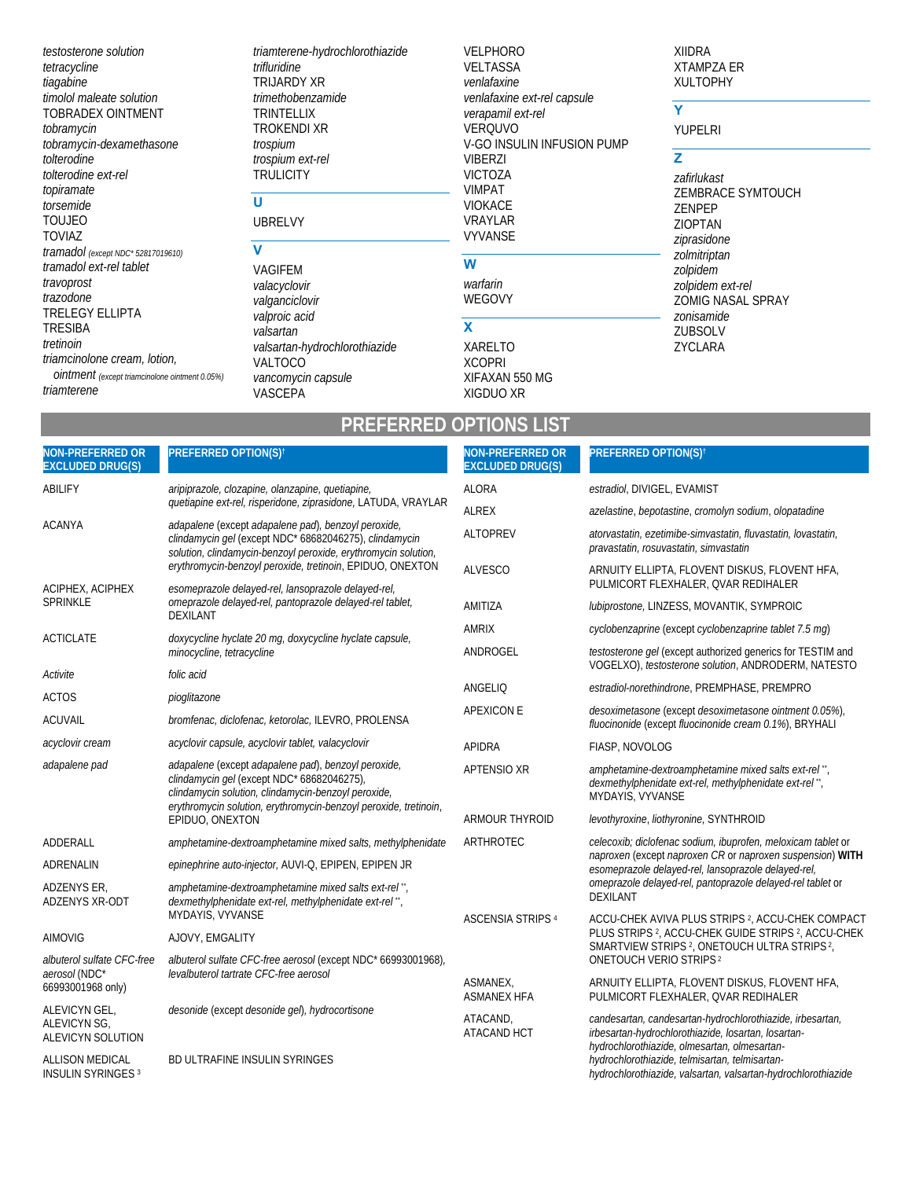*testosterone solution*
*tetracycline*
*tiagabine*
*timolol maleate solution*
TOBRADEX OINTMENT
*tobramycin*
*tobramycin-dexamethasone*
*tolterodine*
*tolterodine ext-rel*
*topiramate*
*torsemide*
TOUJEO
TOVIAZ
*tramadol* *(except NDC* 52817019610)*
*tramadol ext-rel tablet*
*travoprost*
*trazodone*
TRELEGY ELLIPTA
TRESIBA
*tretinoin*
*triamcinolone cream, lotion, ointment* *(except triamcinolone ointment 0.05%)*
*triamterene*
*triamterene-hydrochlorothiazide*
*trifluridine*
TRIJARDY XR
*trimethobenzamide*
TRINTELLIX
TROKENDI XR
*trospium*
*trospium ext-rel*
TRULICITY

## U

UBRELVY

## V

VAGIFEM
*valacyclovir*
*valganciclovir*
*valproic acid*
*valsartan*
*valsartan-hydrochlorothiazide*
VALTOCO
*vancomycin capsule*
VASCEPA
VELPHORO
VELTASSA
*venlafaxine*
*venlafaxine ext-rel capsule*
*verapamil ext-rel*
VERQUVO
V-GO INSULIN INFUSION PUMP
VIBERZI
VICTOZA
VIMPAT
VIOKACE
VRAYLAR
VYVANSE

## W

*warfarin*
WEGOVY

## X

XARELTO
XCOPRI
XIFAXAN 550 MG
XIGDUO XR
XIIDRA
XTAMPZA ER
XULTOPHY

## Y

YUPELRI

## Z

*zafirlukast*
ZEMBRACE SYMTOUCH
ZENPEP
ZIOPTAN
*ziprasidone*
*zolmitriptan*
*zolpidem*
*zolpidem ext-rel*
ZOMIG NASAL SPRAY
*zonisamide*
ZUBSOLV
ZYCLARA

# PREFERRED OPTIONS LIST

| NON-PREFERRED OR EXCLUDED DRUG(S) | PREFERRED OPTION(S)† |
|---|---|
| ABILIFY | *aripiprazole, clozapine, olanzapine, quetiapine, quetiapine ext-rel, risperidone, ziprasidone,* LATUDA, VRAYLAR |
| ACANYA | *adapalene* (except *adapalene pad*), *benzoyl peroxide, clindamycin gel* (except NDC* 68682046275), *clindamycin solution, clindamycin-benzoyl peroxide, erythromycin solution, erythromycin-benzoyl peroxide, tretinoin,* EPIDUO, ONEXTON |
| ACIPHEX, ACIPHEX SPRINKLE | *esomeprazole delayed-rel, lansoprazole delayed-rel, omeprazole delayed-rel, pantoprazole delayed-rel tablet,* DEXILANT |
| ACTICLATE | *doxycycline hyclate 20 mg, doxycycline hyclate capsule, minocycline, tetracycline* |
| *Activite* | *folic acid* |
| ACTOS | *pioglitazone* |
| ACUVAIL | *bromfenac, diclofenac, ketorolac,* ILEVRO, PROLENSA |
| *acyclovir cream* | *acyclovir capsule, acyclovir tablet, valacyclovir* |
| *adapalene pad* | *adapalene* (except *adapalene pad*), *benzoyl peroxide, clindamycin gel* (except NDC* 68682046275), *clindamycin solution, clindamycin-benzoyl peroxide, erythromycin solution, erythromycin-benzoyl peroxide, tretinoin,* EPIDUO, ONEXTON |
| ADDERALL | *amphetamine-dextroamphetamine mixed salts, methylphenidate* |
| ADRENALIN | *epinephrine auto-injector,* AUVI-Q, EPIPEN, EPIPEN JR |
| ADZENYS ER, ADZENYS XR-ODT | *amphetamine-dextroamphetamine mixed salts ext-rel* **, *dexmethylphenidate ext-rel, methylphenidate ext-rel* **, MYDAYIS, VYVANSE |
| AIMOVIG | AJOVY, EMGALITY |
| *albuterol sulfate CFC-free aerosol* (NDC* 66993001968 only) | *albuterol sulfate CFC-free aerosol* (except NDC* 66993001968), *levalbuterol tartrate CFC-free aerosol* |
| ALEVICYN GEL, ALEVICYN SG, ALEVICYN SOLUTION | *desonide* (except *desonide gel*), *hydrocortisone* |
| ALLISON MEDICAL INSULIN SYRINGES [3] | BD ULTRAFINE INSULIN SYRINGES |
| ALORA | *estradiol,* DIVIGEL, EVAMIST |
| ALREX | *azelastine, bepotastine, cromolyn sodium, olopatadine* |
| ALTOPREV | *atorvastatin, ezetimibe-simvastatin, fluvastatin, lovastatin, pravastatin, rosuvastatin, simvastatin* |
| ALVESCO | ARNUITY ELLIPTA, FLOVENT DISKUS, FLOVENT HFA, PULMICORT FLEXHALER, QVAR REDIHALER |
| AMITIZA | *lubiprostone,* LINZESS, MOVANTIK, SYMPROIC |
| AMRIX | *cyclobenzaprine* (except *cyclobenzaprine tablet 7.5 mg*) |
| ANDROGEL | *testosterone gel* (except authorized generics for TESTIM and VOGELXO), *testosterone solution,* ANDRODERM, NATESTO |
| ANGELIQ | *estradiol-norethindrone,* PREMPHASE, PREMPRO |
| APEXICON E | *desoximetasone* (except *desoximetasone ointment 0.05%*), *fluocinonide* (except *fluocinonide cream 0.1%*), BRYHALI |
| APIDRA | FIASP, NOVOLOG |
| APTENSIO XR | *amphetamine-dextroamphetamine mixed salts ext-rel* **, *dexmethylphenidate ext-rel, methylphenidate ext-rel* **, MYDAYIS, VYVANSE |
| ARMOUR THYROID | *levothyroxine, liothyronine,* SYNTHROID |
| ARTHROTEC | *celecoxib; diclofenac sodium, ibuprofen, meloxicam tablet* or *naproxen* (except *naproxen CR* or *naproxen suspension*) **WITH** *esomeprazole delayed-rel, lansoprazole delayed-rel, omeprazole delayed-rel, pantoprazole delayed-rel tablet* or DEXILANT |
| ASCENSIA STRIPS [4] | ACCU-CHEK AVIVA PLUS STRIPS [2], ACCU-CHEK COMPACT PLUS STRIPS [2], ACCU-CHEK GUIDE STRIPS [2], ACCU-CHEK SMARTVIEW STRIPS [2], ONETOUCH ULTRA STRIPS [2], ONETOUCH VERIO STRIPS [2] |
| ASMANEX, ASMANEX HFA | ARNUITY ELLIPTA, FLOVENT DISKUS, FLOVENT HFA, PULMICORT FLEXHALER, QVAR REDIHALER |
| ATACAND, ATACAND HCT | *candesartan, candesartan-hydrochlorothiazide, irbesartan, irbesartan-hydrochlorothiazide, losartan, losartan-hydrochlorothiazide, olmesartan, olmesartan-hydrochlorothiazide, telmisartan, telmisartan-hydrochlorothiazide, valsartan, valsartan-hydrochlorothiazide* |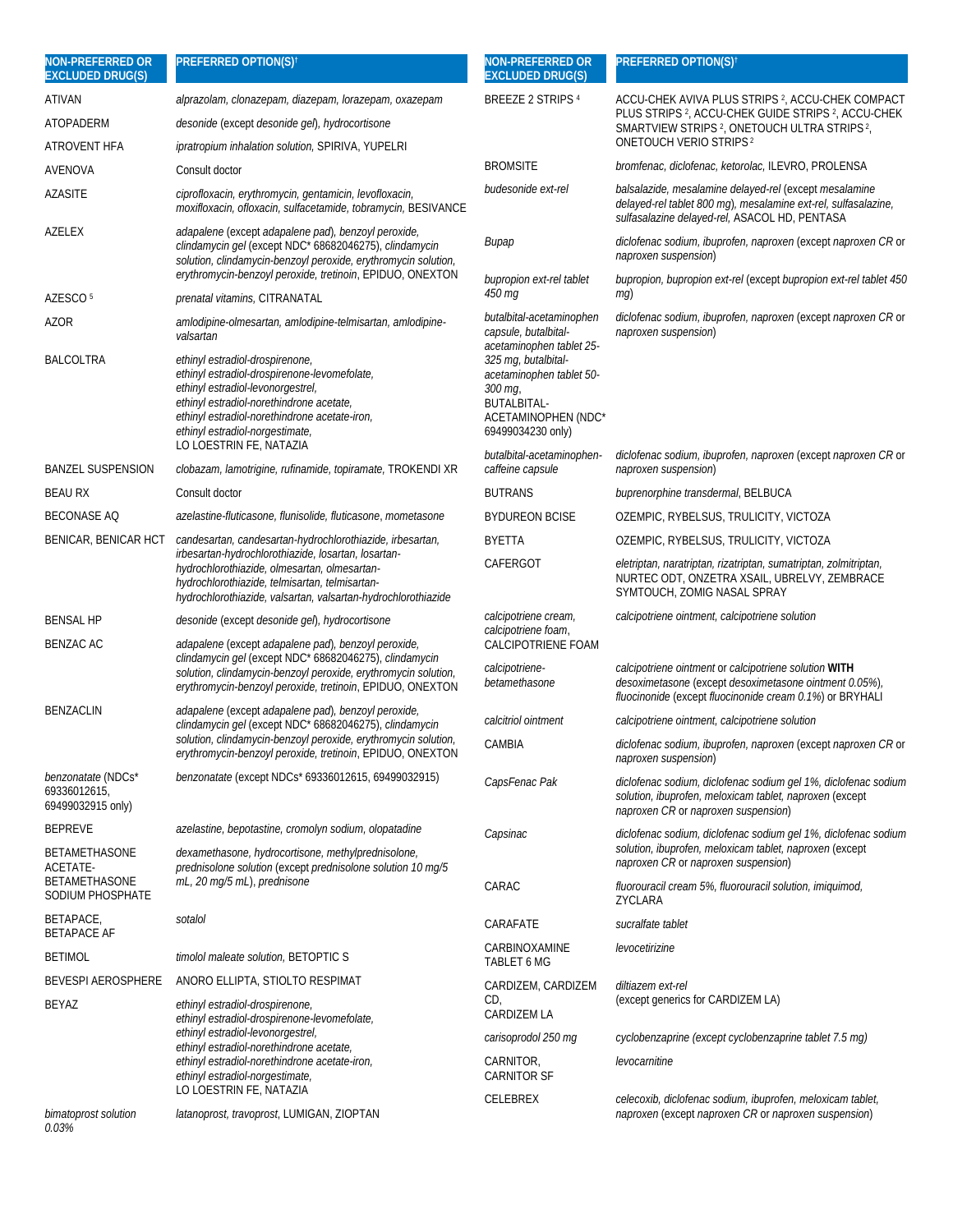| NON-PREFERRED OR EXCLUDED DRUG(S) | PREFERRED OPTION(S)† |
|---|---|
| ATIVAN | *alprazolam, clonazepam, diazepam, lorazepam, oxazepam* |
| ATOPADERM | *desonide* (except *desonide gel*), *hydrocortisone* |
| ATROVENT HFA | *ipratropium inhalation solution,* SPIRIVA, YUPELRI |
| AVENOVA | Consult doctor |
| AZASITE | *ciprofloxacin, erythromycin, gentamicin, levofloxacin, moxifloxacin, ofloxacin, sulfacetamide, tobramycin,* BESIVANCE |
| AZELEX | *adapalene* (except *adapalene pad*), *benzoyl peroxide, clindamycin gel* (except NDC* 68682046275), *clindamycin solution, clindamycin-benzoyl peroxide, erythromycin solution, erythromycin-benzoyl peroxide, tretinoin*, EPIDUO, ONEXTON |
| AZESCO [5] | *prenatal vitamins,* CITRANATAL |
| AZOR | *amlodipine-olmesartan, amlodipine-telmisartan, amlodipine-valsartan* |
| BALCOLTRA | *ethinyl estradiol-drospirenone, ethinyl estradiol-drospirenone-levomefolate, ethinyl estradiol-levonorgestrel, ethinyl estradiol-norethindrone acetate, ethinyl estradiol-norethindrone acetate-iron, ethinyl estradiol-norgestimate,* LO LOESTRIN FE, NATAZIA |
| BANZEL SUSPENSION | *clobazam, lamotrigine, rufinamide, topiramate,* TROKENDI XR |
| BEAU RX | Consult doctor |
| BECONASE AQ | *azelastine-fluticasone, flunisolide, fluticasone, mometasone* |
| BENICAR, BENICAR HCT | *candesartan, candesartan-hydrochlorothiazide, irbesartan, irbesartan-hydrochlorothiazide, losartan, losartan-hydrochlorothiazide, olmesartan, olmesartan-hydrochlorothiazide, telmisartan, telmisartan-hydrochlorothiazide, valsartan, valsartan-hydrochlorothiazide* |
| BENSAL HP | *desonide* (except *desonide gel*), *hydrocortisone* |
| BENZAC AC | *adapalene* (except *adapalene pad*), *benzoyl peroxide, clindamycin gel* (except NDC* 68682046275), *clindamycin solution, clindamycin-benzoyl peroxide, erythromycin solution, erythromycin-benzoyl peroxide, tretinoin*, EPIDUO, ONEXTON |
| BENZACLIN | *adapalene* (except *adapalene pad*), *benzoyl peroxide, clindamycin gel* (except NDC* 68682046275), *clindamycin solution, clindamycin-benzoyl peroxide, erythromycin solution, erythromycin-benzoyl peroxide, tretinoin*, EPIDUO, ONEXTON |
| *benzonatate* (NDCs* 69336012615, 69499032915 only) | *benzonatate* (except NDCs* 69336012615, 69499032915) |
| BEPREVE | *azelastine, bepotastine, cromolyn sodium, olopatadine* |
| BETAMETHASONE ACETATE-BETAMETHASONE SODIUM PHOSPHATE | *dexamethasone, hydrocortisone, methylprednisolone, prednisolone solution* (except *prednisolone solution 10 mg/5 mL, 20 mg/5 mL*), *prednisone* |
| BETAPACE, BETAPACE AF | *sotalol* |
| BETIMOL | *timolol maleate solution,* BETOPTIC S |
| BEVESPI AEROSPHERE | ANORO ELLIPTA, STIOLTO RESPIMAT |
| BEYAZ | *ethinyl estradiol-drospirenone, ethinyl estradiol-drospirenone-levomefolate, ethinyl estradiol-levonorgestrel, ethinyl estradiol-norethindrone acetate, ethinyl estradiol-norethindrone acetate-iron, ethinyl estradiol-norgestimate,* LO LOESTRIN FE, NATAZIA |
| *bimatoprost solution 0.03%* | *latanoprost, travoprost,* LUMIGAN, ZIOPTAN |
| BREEZE 2 STRIPS [4] | ACCU-CHEK AVIVA PLUS STRIPS [2], ACCU-CHEK COMPACT PLUS STRIPS [2], ACCU-CHEK GUIDE STRIPS [2], ACCU-CHEK SMARTVIEW STRIPS [2], ONETOUCH ULTRA STRIPS [2], ONETOUCH VERIO STRIPS [2] |
| BROMSITE | *bromfenac, diclofenac, ketorolac,* ILEVRO, PROLENSA |
| *budesonide ext-rel* | *balsalazide, mesalamine delayed-rel* (except *mesalamine delayed-rel tablet 800 mg*), *mesalamine ext-rel, sulfasalazine, sulfasalazine delayed-rel,* ASACOL HD, PENTASA |
| *Bupap* | *diclofenac sodium, ibuprofen, naproxen* (except *naproxen CR* or *naproxen suspension*) |
| *bupropion ext-rel tablet 450 mg* | *bupropion, bupropion ext-rel* (except *bupropion ext-rel tablet 450 mg*) |
| *butalbital-acetaminophen capsule, butalbital-acetaminophen tablet 25-325 mg, butalbital-acetaminophen tablet 50-300 mg,* BUTALBITAL-ACETAMINOPHEN (NDC* 69499034230 only) | *diclofenac sodium, ibuprofen, naproxen* (except *naproxen CR* or *naproxen suspension*) |
| *butalbital-acetaminophen-caffeine capsule* | *diclofenac sodium, ibuprofen, naproxen* (except *naproxen CR* or *naproxen suspension*) |
| BUTRANS | *buprenorphine transdermal*, BELBUCA |
| BYDUREON BCISE | OZEMPIC, RYBELSUS, TRULICITY, VICTOZA |
| BYETTA | OZEMPIC, RYBELSUS, TRULICITY, VICTOZA |
| CAFERGOT | *eletriptan, naratriptan, rizatriptan, sumatriptan, zolmitriptan,* NURTEC ODT, ONZETRA XSAIL, UBRELVY, ZEMBRACE SYMTOUCH, ZOMIG NASAL SPRAY |
| *calcipotriene cream, calcipotriene foam,* CALCIPOTRIENE FOAM | *calcipotriene ointment, calcipotriene solution* |
| *calcipotriene-betamethasone* | *calcipotriene ointment* or *calcipotriene solution* **WITH** *desoximetasone* (except *desoximetasone ointment 0.05%*), *fluocinonide* (except *fluocinonide cream 0.1%*) or BRYHALI |
| *calcitriol ointment* | *calcipotriene ointment, calcipotriene solution* |
| CAMBIA | *diclofenac sodium, ibuprofen, naproxen* (except *naproxen CR* or *naproxen suspension*) |
| *CapsFenac Pak* | *diclofenac sodium, diclofenac sodium gel 1%, diclofenac sodium solution, ibuprofen, meloxicam tablet, naproxen* (except *naproxen CR* or *naproxen suspension*) |
| *Capsinac* | *diclofenac sodium, diclofenac sodium gel 1%, diclofenac sodium solution, ibuprofen, meloxicam tablet, naproxen* (except *naproxen CR* or *naproxen suspension*) |
| CARAC | *fluorouracil cream 5%, fluorouracil solution, imiquimod,* ZYCLARA |
| CARAFATE | *sucralfate tablet* |
| CARBINOXAMINE TABLET 6 MG | *levocetirizine* |
| CARDIZEM, CARDIZEM CD, CARDIZEM LA | *diltiazem ext-rel* (except generics for CARDIZEM LA) |
| *carisoprodol 250 mg* | *cyclobenzaprine (except cyclobenzaprine tablet 7.5 mg)* |
| CARNITOR, CARNITOR SF | *levocarnitine* |
| CELEBREX | *celecoxib, diclofenac sodium, ibuprofen, meloxicam tablet, naproxen* (except *naproxen CR* or *naproxen suspension*) |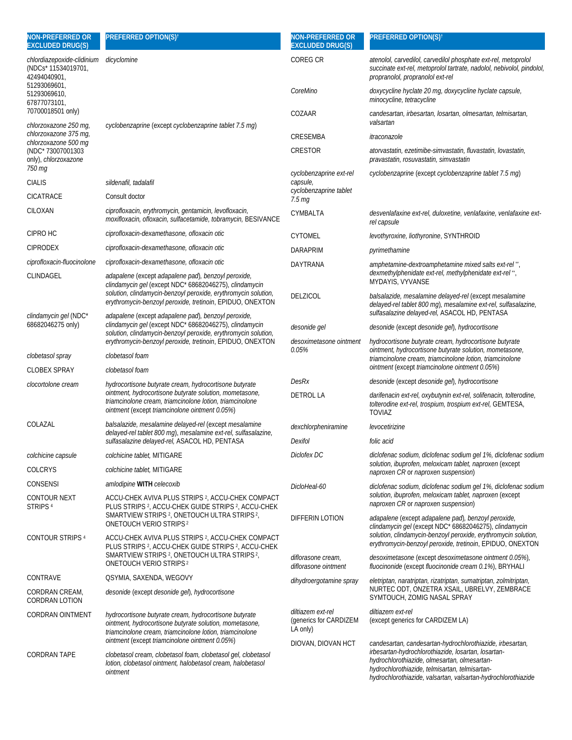| NON-PREFERRED OR EXCLUDED DRUG(S) | PREFERRED OPTION(S)† |
|---|---|
| *chlordiazepoxide-clidinium* (NDCs* 11534019701, 42494040901, 51293069601, 51293069610, 67877073101, 70700018501 only) | *dicyclomine* |
| *chlorzoxazone 250 mg, chlorzoxazone 375 mg, chlorzoxazone 500 mg* (NDC* 73007001303 only), *chlorzoxazone 750 mg* | *cyclobenzaprine* (except *cyclobenzaprine tablet 7.5 mg*) |
| CIALIS | *sildenafil, tadalafil* |
| CICATRACE | Consult doctor |
| CILOXAN | *ciprofloxacin, erythromycin, gentamicin, levofloxacin, moxifloxacin, ofloxacin, sulfacetamide, tobramycin,* BESIVANCE |
| CIPRO HC | *ciprofloxacin-dexamethasone, ofloxacin otic* |
| CIPRODEX | *ciprofloxacin-dexamethasone, ofloxacin otic* |
| *ciprofloxacin-fluocinolone* | *ciprofloxacin-dexamethasone, ofloxacin otic* |
| CLINDAGEL | *adapalene* (except *adapalene pad*), *benzoyl peroxide, clindamycin gel* (except NDC* 68682046275), *clindamycin solution, clindamycin-benzoyl peroxide, erythromycin solution, erythromycin-benzoyl peroxide, tretinoin,* EPIDUO, ONEXTON |
| *clindamycin gel* (NDC* 68682046275 only) | *adapalene* (except *adapalene pad*), *benzoyl peroxide, clindamycin gel* (except NDC* 68682046275), *clindamycin solution, clindamycin-benzoyl peroxide, erythromycin solution, erythromycin-benzoyl peroxide, tretinoin,* EPIDUO, ONEXTON |
| *clobetasol spray* | *clobetasol foam* |
| CLOBEX SPRAY | *clobetasol foam* |
| *clocortolone cream* | *hydrocortisone butyrate cream, hydrocortisone butyrate ointment, hydrocortisone butyrate solution, mometasone, triamcinolone cream, triamcinolone lotion, triamcinolone ointment* (except *triamcinolone ointment 0.05%*) |
| COLAZAL | *balsalazide, mesalamine delayed-rel* (except *mesalamine delayed-rel tablet 800 mg*), *mesalamine ext-rel, sulfasalazine, sulfasalazine delayed-rel,* ASACOL HD, PENTASA |
| *colchicine capsule* | *colchicine tablet,* MITIGARE |
| COLCRYS | *colchicine tablet,* MITIGARE |
| CONSENSI | *amlodipine* **WITH** *celecoxib* |
| CONTOUR NEXT STRIPS [4] | ACCU-CHEK AVIVA PLUS STRIPS [2], ACCU-CHEK COMPACT PLUS STRIPS [2], ACCU-CHEK GUIDE STRIPS [2], ACCU-CHEK SMARTVIEW STRIPS [2], ONETOUCH ULTRA STRIPS [2], ONETOUCH VERIO STRIPS [2] |
| CONTOUR STRIPS [4] | ACCU-CHEK AVIVA PLUS STRIPS [2], ACCU-CHEK COMPACT PLUS STRIPS [2], ACCU-CHEK GUIDE STRIPS [2], ACCU-CHEK SMARTVIEW STRIPS [2], ONETOUCH ULTRA STRIPS [2], ONETOUCH VERIO STRIPS [2] |
| CONTRAVE | QSYMIA, SAXENDA, WEGOVY |
| CORDRAN CREAM, CORDRAN LOTION | *desonide* (except *desonide gel*), *hydrocortisone* |
| CORDRAN OINTMENT | *hydrocortisone butyrate cream, hydrocortisone butyrate ointment, hydrocortisone butyrate solution, mometasone, triamcinolone cream, triamcinolone lotion, triamcinolone ointment* (except *triamcinolone ointment 0.05%*) |
| CORDRAN TAPE | *clobetasol cream, clobetasol foam, clobetasol gel, clobetasol lotion, clobetasol ointment, halobetasol cream, halobetasol ointment* |
| COREG CR | *atenolol, carvedilol, carvedilol phosphate ext-rel, metoprolol succinate ext-rel, metoprolol tartrate, nadolol, nebivolol, pindolol, propranolol, propranolol ext-rel* |
| *CoreMino* | *doxycycline hyclate 20 mg, doxycycline hyclate capsule, minocycline, tetracycline* |
| COZAAR | *candesartan, irbesartan, losartan, olmesartan, telmisartan, valsartan* |
| CRESEMBA | *itraconazole* |
| CRESTOR | *atorvastatin, ezetimibe-simvastatin, fluvastatin, lovastatin, pravastatin, rosuvastatin, simvastatin* |
| *cyclobenzaprine ext-rel capsule, cyclobenzaprine tablet 7.5 mg* | *cyclobenzaprine* (except *cyclobenzaprine tablet 7.5 mg*) |
| CYMBALTA | *desvenlafaxine ext-rel, duloxetine, venlafaxine, venlafaxine ext-rel capsule* |
| CYTOMEL | *levothyroxine, liothyronine,* SYNTHROID |
| DARAPRIM | *pyrimethamine* |
| DAYTRANA | *amphetamine-dextroamphetamine mixed salts ext-rel* **, *dexmethylphenidate ext-rel, methylphenidate ext-rel* **, MYDAYIS, VYVANSE |
| DELZICOL | *balsalazide, mesalamine delayed-rel* (except *mesalamine delayed-rel tablet 800 mg*), *mesalamine ext-rel, sulfasalazine, sulfasalazine delayed-rel,* ASACOL HD, PENTASA |
| *desonide gel* | *desonide* (except *desonide gel*), *hydrocortisone* |
| *desoximetasone ointment 0.05%* | *hydrocortisone butyrate cream, hydrocortisone butyrate ointment, hydrocortisone butyrate solution, mometasone, triamcinolone cream, triamcinolone lotion, triamcinolone ointment* (except *triamcinolone ointment 0.05%*) |
| *DesRx* | *desonide* (except *desonide gel*), *hydrocortisone* |
| DETROL LA | *darifenacin ext-rel, oxybutynin ext-rel, solifenacin, tolterodine, tolterodine ext-rel, trospium, trospium ext-rel,* GEMTESA, TOVIAZ |
| *dexchlorpheniramine* | *levocetirizine* |
| *Dexifol* | *folic acid* |
| *Diclofex DC* | *diclofenac sodium, diclofenac sodium gel 1%, diclofenac sodium solution, ibuprofen, meloxicam tablet, naproxen* (except *naproxen CR* or *naproxen suspension*) |
| *DicloHeal-60* | *diclofenac sodium, diclofenac sodium gel 1%, diclofenac sodium solution, ibuprofen, meloxicam tablet, naproxen* (except *naproxen CR* or *naproxen suspension*) |
| DIFFERIN LOTION | *adapalene* (except *adapalene pad*), *benzoyl peroxide, clindamycin gel* (except NDC* 68682046275), *clindamycin solution, clindamycin-benzoyl peroxide, erythromycin solution, erythromycin-benzoyl peroxide, tretinoin,* EPIDUO, ONEXTON |
| *diflorasone cream, diflorasone ointment* | *desoximetasone* (except *desoximetasone ointment 0.05%*), *fluocinonide* (except *fluocinonide cream 0.1%*), BRYHALI |
| *dihydroergotamine spray* | *eletriptan, naratriptan, rizatriptan, sumatriptan, zolmitriptan,* NURTEC ODT, ONZETRA XSAIL, UBRELVY, ZEMBRACE SYMTOUCH, ZOMIG NASAL SPRAY |
| *diltiazem ext-rel* (generics for CARDIZEM LA only) | *diltiazem ext-rel* (except generics for CARDIZEM LA) |
| DIOVAN, DIOVAN HCT | *candesartan, candesartan-hydrochlorothiazide, irbesartan, irbesartan-hydrochlorothiazide, losartan, losartan-hydrochlorothiazide, olmesartan, olmesartan-hydrochlorothiazide, telmisartan, telmisartan-hydrochlorothiazide, valsartan, valsartan-hydrochlorothiazide* |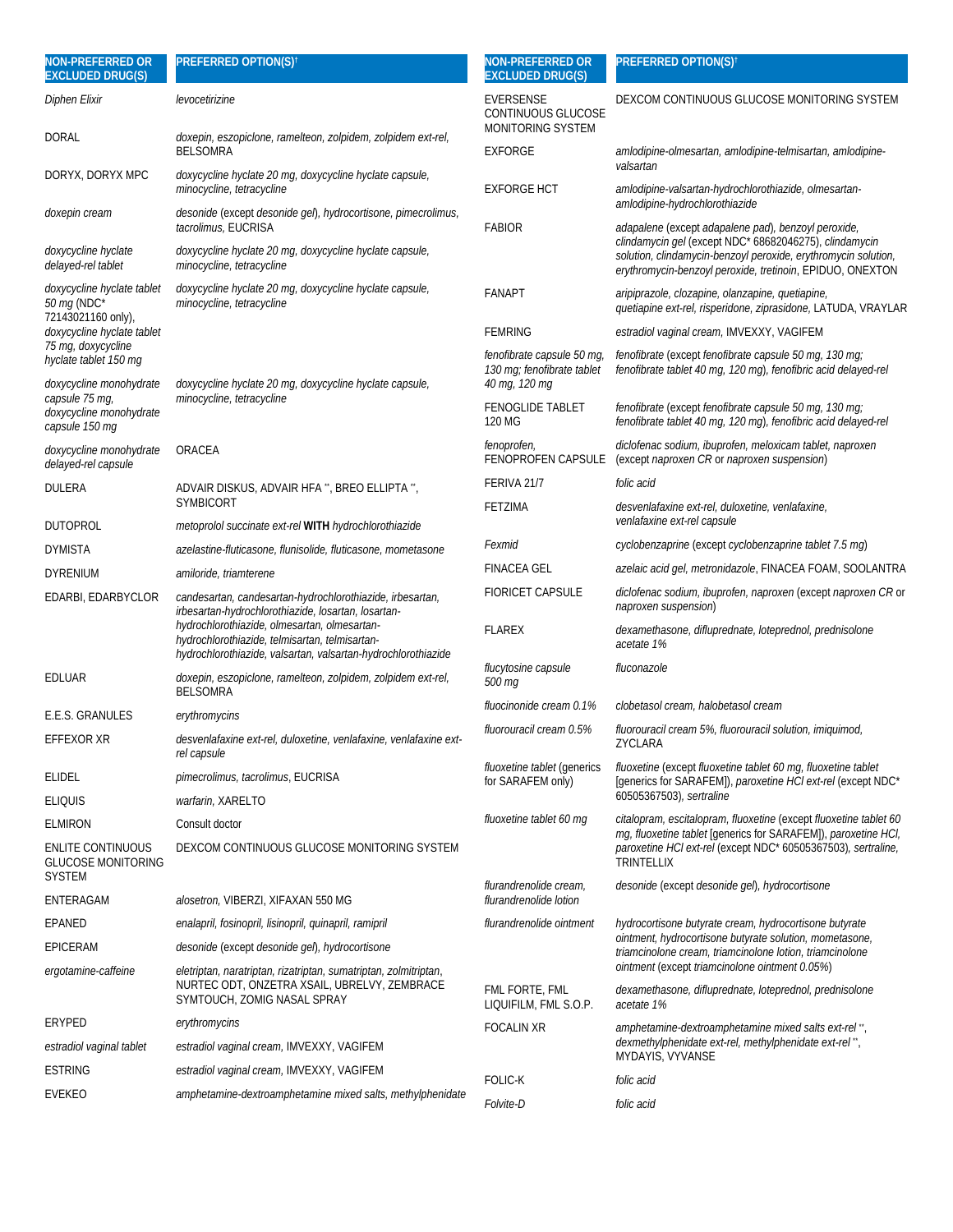| NON-PREFERRED OR EXCLUDED DRUG(S) | PREFERRED OPTION(S)† |
|---|---|
| *Diphen Elixir* | *levocetirizine* |
| DORAL | *doxepin, eszopiclone, ramelteon, zolpidem, zolpidem ext-rel,* BELSOMRA |
| DORYX, DORYX MPC | *doxycycline hyclate 20 mg, doxycycline hyclate capsule, minocycline, tetracycline* |
| *doxepin cream* | *desonide* (except *desonide gel*), *hydrocortisone, pimecrolimus, tacrolimus,* EUCRISA |
| *doxycycline hyclate delayed-rel tablet* | *doxycycline hyclate 20 mg, doxycycline hyclate capsule, minocycline, tetracycline* |
| *doxycycline hyclate tablet 50 mg* (NDC* 72143021160 only), *doxycycline hyclate tablet 75 mg, doxycycline hyclate tablet 150 mg* | *doxycycline hyclate 20 mg, doxycycline hyclate capsule, minocycline, tetracycline* |
| *doxycycline monohydrate capsule 75 mg, doxycycline monohydrate capsule 150 mg* | *doxycycline hyclate 20 mg, doxycycline hyclate capsule, minocycline, tetracycline* |
| *doxycycline monohydrate delayed-rel capsule* | ORACEA |
| DULERA | ADVAIR DISKUS, ADVAIR HFA **, BREO ELLIPTA **, SYMBICORT |
| DUTOPROL | *metoprolol succinate ext-rel* **WITH** *hydrochlorothiazide* |
| DYMISTA | *azelastine-fluticasone, flunisolide, fluticasone, mometasone* |
| DYRENIUM | *amiloride, triamterene* |
| EDARBI, EDARBYCLOR | *candesartan, candesartan-hydrochlorothiazide, irbesartan, irbesartan-hydrochlorothiazide, losartan, losartan-hydrochlorothiazide, olmesartan, olmesartan-hydrochlorothiazide, telmisartan, telmisartan-hydrochlorothiazide, valsartan, valsartan-hydrochlorothiazide* |
| EDLUAR | *doxepin, eszopiclone, ramelteon, zolpidem, zolpidem ext-rel,* BELSOMRA |
| E.E.S. GRANULES | *erythromycins* |
| EFFEXOR XR | *desvenlafaxine ext-rel, duloxetine, venlafaxine, venlafaxine ext-rel capsule* |
| ELIDEL | *pimecrolimus, tacrolimus,* EUCRISA |
| ELIQUIS | *warfarin,* XARELTO |
| ELMIRON | Consult doctor |
| ENLITE CONTINUOUS GLUCOSE MONITORING SYSTEM | DEXCOM CONTINUOUS GLUCOSE MONITORING SYSTEM |
| ENTERAGAM | *alosetron,* VIBERZI, XIFAXAN 550 MG |
| EPANED | *enalapril, fosinopril, lisinopril, quinapril, ramipril* |
| EPICERAM | *desonide* (except *desonide gel*), *hydrocortisone* |
| *ergotamine-caffeine* | *eletriptan, naratriptan, rizatriptan, sumatriptan, zolmitriptan,* NURTEC ODT, ONZETRA XSAIL, UBRELVY, ZEMBRACE SYMTOUCH, ZOMIG NASAL SPRAY |
| ERYPED | *erythromycins* |
| *estradiol vaginal tablet* | *estradiol vaginal cream,* IMVEXXY, VAGIFEM |
| ESTRING | *estradiol vaginal cream,* IMVEXXY, VAGIFEM |
| EVEKEO | *amphetamine-dextroamphetamine mixed salts, methylphenidate* |
| EVERSENSE CONTINUOUS GLUCOSE MONITORING SYSTEM | DEXCOM CONTINUOUS GLUCOSE MONITORING SYSTEM |
| EXFORGE | *amlodipine-olmesartan, amlodipine-telmisartan, amlodipine-valsartan* |
| EXFORGE HCT | *amlodipine-valsartan-hydrochlorothiazide, olmesartan-amlodipine-hydrochlorothiazide* |
| FABIOR | *adapalene* (except *adapalene pad*), *benzoyl peroxide, clindamycin gel* (except NDC* 68682046275), *clindamycin solution, clindamycin-benzoyl peroxide, erythromycin solution, erythromycin-benzoyl peroxide, tretinoin,* EPIDUO, ONEXTON |
| FANAPT | *aripiprazole, clozapine, olanzapine, quetiapine, quetiapine ext-rel, risperidone, ziprasidone,* LATUDA, VRAYLAR |
| FEMRING | *estradiol vaginal cream,* IMVEXXY, VAGIFEM |
| *fenofibrate capsule 50 mg, 130 mg; fenofibrate tablet 40 mg, 120 mg* | *fenofibrate* (except *fenofibrate capsule 50 mg, 130 mg; fenofibrate tablet 40 mg, 120 mg*), *fenofibric acid delayed-rel* |
| FENOGLIDE TABLET 120 MG | *fenofibrate* (except *fenofibrate capsule 50 mg, 130 mg; fenofibrate tablet 40 mg, 120 mg*), *fenofibric acid delayed-rel* |
| *fenoprofen,* FENOPROFEN CAPSULE | *diclofenac sodium, ibuprofen, meloxicam tablet, naproxen* (except *naproxen CR* or *naproxen suspension*) |
| FERIVA 21/7 | *folic acid* |
| FETZIMA | *desvenlafaxine ext-rel, duloxetine, venlafaxine, venlafaxine ext-rel capsule* |
| *Fexmid* | *cyclobenzaprine* (except *cyclobenzaprine tablet 7.5 mg*) |
| FINACEA GEL | *azelaic acid gel, metronidazole,* FINACEA FOAM, SOOLANTRA |
| FIORICET CAPSULE | *diclofenac sodium, ibuprofen, naproxen* (except *naproxen CR* or *naproxen suspension*) |
| FLAREX | *dexamethasone, difluprednate, loteprednol, prednisolone acetate 1%* |
| *flucytosine capsule 500 mg* | *fluconazole* |
| *fluocinonide cream 0.1%* | *clobetasol cream, halobetasol cream* |
| *fluorouracil cream 0.5%* | *fluorouracil cream 5%, fluorouracil solution, imiquimod,* ZYCLARA |
| *fluoxetine tablet* (generics for SARAFEM only) | *fluoxetine* (except *fluoxetine tablet 60 mg, fluoxetine tablet* [generics for SARAFEM]), *paroxetine HCl ext-rel* (except NDC* 60505367503), *sertraline* |
| *fluoxetine tablet 60 mg* | *citalopram, escitalopram, fluoxetine* (except *fluoxetine tablet 60 mg, fluoxetine tablet* [generics for SARAFEM]), *paroxetine HCl, paroxetine HCl ext-rel* (except NDC* 60505367503), *sertraline,* TRINTELLIX |
| *flurandrenolide cream, flurandrenolide lotion* | *desonide* (except *desonide gel*), *hydrocortisone* |
| *flurandrenolide ointment* | *hydrocortisone butyrate cream, hydrocortisone butyrate ointment, hydrocortisone butyrate solution, mometasone, triamcinolone cream, triamcinolone lotion, triamcinolone ointment* (except *triamcinolone ointment 0.05%*) |
| FML FORTE, FML LIQUIFILM, FML S.O.P. | *dexamethasone, difluprednate, loteprednol, prednisolone acetate 1%* |
| FOCALIN XR | *amphetamine-dextroamphetamine mixed salts ext-rel **, dexmethylphenidate ext-rel, methylphenidate ext-rel **,* MYDAYIS, VYVANSE |
| FOLIC-K | *folic acid* |
| *Folvite-D* | *folic acid* |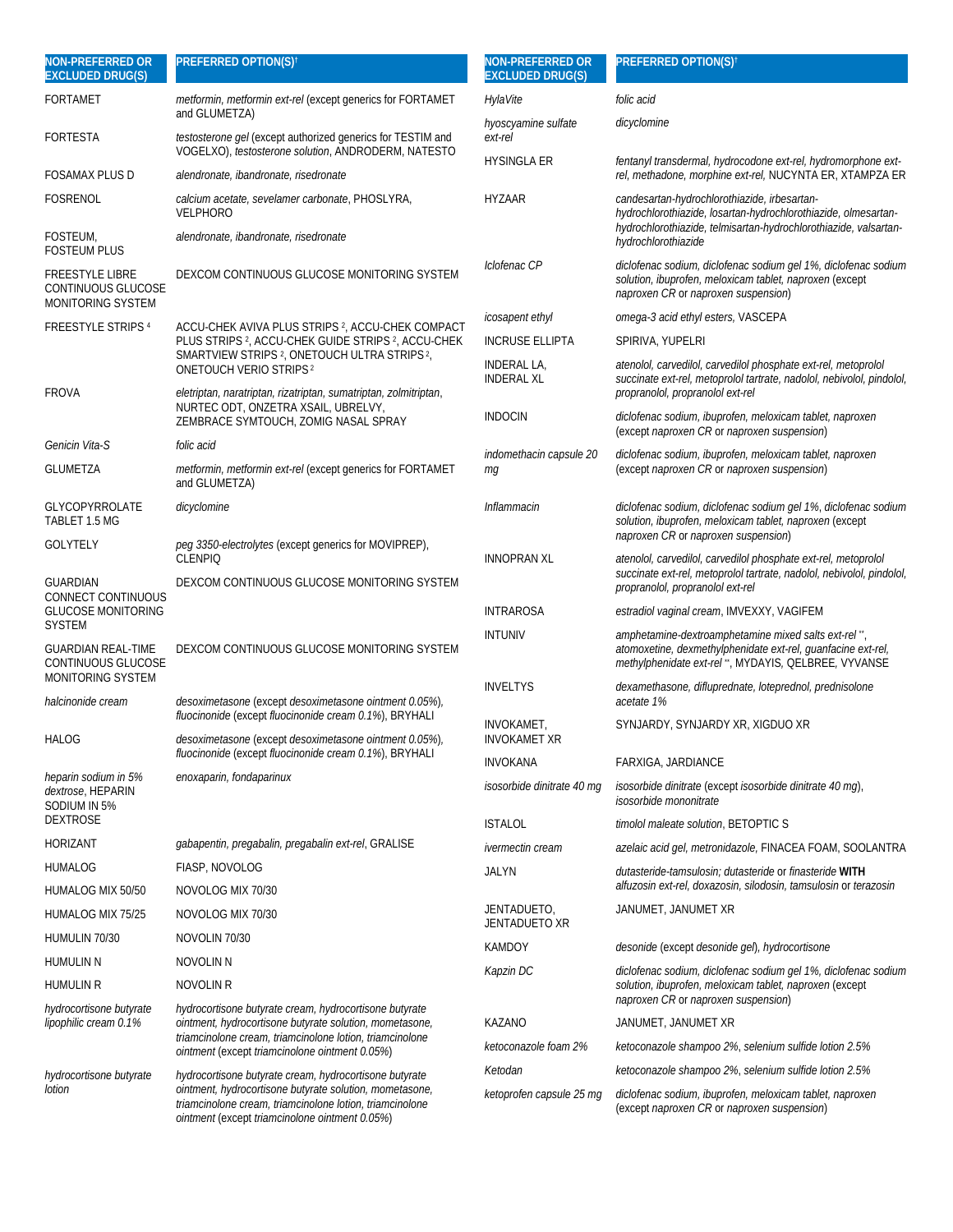| NON-PREFERRED OR EXCLUDED DRUG(S) | PREFERRED OPTION(S)† |
|---|---|
| FORTAMET | *metformin, metformin ext-rel* (except generics for FORTAMET and GLUMETZA) |
| FORTESTA | *testosterone gel* (except authorized generics for TESTIM and VOGELXO), *testosterone solution*, ANDRODERM, NATESTO |
| FOSAMAX PLUS D | *alendronate, ibandronate, risedronate* |
| FOSRENOL | *calcium acetate, sevelamer carbonate*, PHOSLYRA, VELPHORO |
| FOSTEUM, FOSTEUM PLUS | *alendronate, ibandronate, risedronate* |
| FREESTYLE LIBRE CONTINUOUS GLUCOSE MONITORING SYSTEM | DEXCOM CONTINUOUS GLUCOSE MONITORING SYSTEM |
| FREESTYLE STRIPS [4] | ACCU-CHEK AVIVA PLUS STRIPS [2], ACCU-CHEK COMPACT PLUS STRIPS [2], ACCU-CHEK GUIDE STRIPS [2], ACCU-CHEK SMARTVIEW STRIPS [2], ONETOUCH ULTRA STRIPS [2], ONETOUCH VERIO STRIPS [2] |
| FROVA | *eletriptan, naratriptan, rizatriptan, sumatriptan, zolmitriptan*, NURTEC ODT, ONZETRA XSAIL, UBRELVY, ZEMBRACE SYMTOUCH, ZOMIG NASAL SPRAY |
| *Genicin Vita-S* | *folic acid* |
| GLUMETZA | *metformin, metformin ext-rel* (except generics for FORTAMET and GLUMETZA) |
| GLYCOPYRROLATE TABLET 1.5 MG | *dicyclomine* |
| GOLYTELY | *peg 3350-electrolytes* (except generics for MOVIPREP), CLENPIQ |
| GUARDIAN CONNECT CONTINUOUS GLUCOSE MONITORING SYSTEM | DEXCOM CONTINUOUS GLUCOSE MONITORING SYSTEM |
| GUARDIAN REAL-TIME CONTINUOUS GLUCOSE MONITORING SYSTEM | DEXCOM CONTINUOUS GLUCOSE MONITORING SYSTEM |
| *halcinonide cream* | *desoximetasone* (except *desoximetasone ointment 0.05%*), *fluocinonide* (except *fluocinonide cream 0.1%*), BRYHALI |
| HALOG | *desoximetasone* (except *desoximetasone ointment 0.05%*), *fluocinonide* (except *fluocinonide cream 0.1%*), BRYHALI |
| *heparin sodium in 5% dextrose*, HEPARIN SODIUM IN 5% DEXTROSE | *enoxaparin, fondaparinux* |
| HORIZANT | *gabapentin, pregabalin, pregabalin ext-rel*, GRALISE |
| HUMALOG | FIASP, NOVOLOG |
| HUMALOG MIX 50/50 | NOVOLOG MIX 70/30 |
| HUMALOG MIX 75/25 | NOVOLOG MIX 70/30 |
| HUMULIN 70/30 | NOVOLIN 70/30 |
| HUMULIN N | NOVOLIN N |
| HUMULIN R | NOVOLIN R |
| *hydrocortisone butyrate lipophilic cream 0.1%* | *hydrocortisone butyrate cream, hydrocortisone butyrate ointment, hydrocortisone butyrate solution, mometasone, triamcinolone cream, triamcinolone lotion, triamcinolone ointment* (except *triamcinolone ointment 0.05%*) |
| *hydrocortisone butyrate lotion* | *hydrocortisone butyrate cream, hydrocortisone butyrate ointment, hydrocortisone butyrate solution, mometasone, triamcinolone cream, triamcinolone lotion, triamcinolone ointment* (except *triamcinolone ointment 0.05%*) |
| *HylaVite* | *folic acid* |
| *hyoscyamine sulfate ext-rel* | *dicyclomine* |
| HYSINGLA ER | *fentanyl transdermal, hydrocodone ext-rel, hydromorphone ext-rel, methadone, morphine ext-rel,* NUCYNTA ER, XTAMPZA ER |
| HYZAAR | *candesartan-hydrochlorothiazide, irbesartan-hydrochlorothiazide, losartan-hydrochlorothiazide, olmesartan-hydrochlorothiazide, telmisartan-hydrochlorothiazide, valsartan-hydrochlorothiazide* |
| *Iclofenac CP* | *diclofenac sodium, diclofenac sodium gel 1%, diclofenac sodium solution, ibuprofen, meloxicam tablet, naproxen* (except *naproxen CR* or *naproxen suspension*) |
| *icosapent ethyl* | *omega-3 acid ethyl esters*, VASCEPA |
| INCRUSE ELLIPTA | SPIRIVA, YUPELRI |
| INDERAL LA, INDERAL XL | *atenolol, carvedilol, carvedilol phosphate ext-rel, metoprolol succinate ext-rel, metoprolol tartrate, nadolol, nebivolol, pindolol, propranolol, propranolol ext-rel* |
| INDOCIN | *diclofenac sodium, ibuprofen, meloxicam tablet, naproxen* (except *naproxen CR* or *naproxen suspension*) |
| *indomethacin capsule 20 mg* | *diclofenac sodium, ibuprofen, meloxicam tablet, naproxen* (except *naproxen CR* or *naproxen suspension*) |
| *Inflammacin* | *diclofenac sodium, diclofenac sodium gel 1%, diclofenac sodium solution, ibuprofen, meloxicam tablet, naproxen* (except *naproxen CR* or *naproxen suspension*) |
| INNOPRAN XL | *atenolol, carvedilol, carvedilol phosphate ext-rel, metoprolol succinate ext-rel, metoprolol tartrate, nadolol, nebivolol, pindolol, propranolol, propranolol ext-rel* |
| INTRAROSA | *estradiol vaginal cream*, IMVEXXY, VAGIFEM |
| INTUNIV | *amphetamine-dextroamphetamine mixed salts ext-rel* **, *atomoxetine, dexmethylphenidate ext-rel, guanfacine ext-rel, methylphenidate ext-rel* **, MYDAYIS, QELBREE, VYVANSE |
| INVELTYS | *dexamethasone, difluprednate, loteprednol, prednisolone acetate 1%* |
| INVOKAMET, INVOKAMET XR | SYNJARDY, SYNJARDY XR, XIGDUO XR |
| INVOKANA | FARXIGA, JARDIANCE |
| *isosorbide dinitrate 40 mg* | *isosorbide dinitrate* (except *isosorbide dinitrate 40 mg*), *isosorbide mononitrate* |
| ISTALOL | *timolol maleate solution*, BETOPTIC S |
| *ivermectin cream* | *azelaic acid gel, metronidazole*, FINACEA FOAM, SOOLANTRA |
| JALYN | *dutasteride-tamsulosin; dutasteride* or *finasteride* **WITH** *alfuzosin ext-rel, doxazosin, silodosin, tamsulosin* or *terazosin* |
| JENTADUETO, JENTADUETO XR | JANUMET, JANUMET XR |
| KAMDOY | *desonide* (except *desonide gel*), *hydrocortisone* |
| *Kapzin DC* | *diclofenac sodium, diclofenac sodium gel 1%, diclofenac sodium solution, ibuprofen, meloxicam tablet, naproxen* (except *naproxen CR* or *naproxen suspension*) |
| KAZANO | JANUMET, JANUMET XR |
| *ketoconazole foam 2%* | *ketoconazole shampoo 2%, selenium sulfide lotion 2.5%* |
| *Ketodan* | *ketoconazole shampoo 2%, selenium sulfide lotion 2.5%* |
| *ketoprofen capsule 25 mg* | *diclofenac sodium, ibuprofen, meloxicam tablet, naproxen* (except *naproxen CR* or *naproxen suspension*) |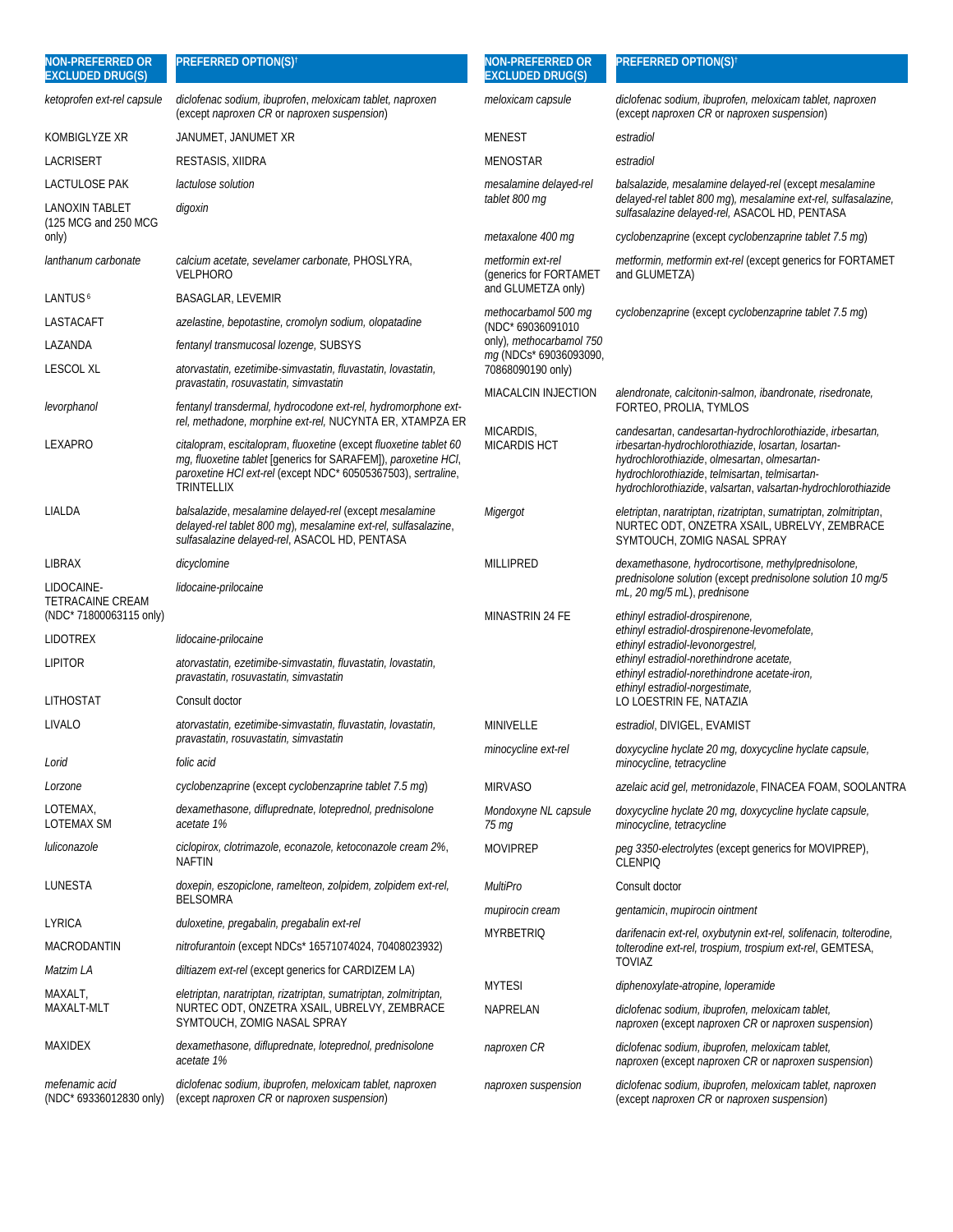| NON-PREFERRED OR EXCLUDED DRUG(S) | PREFERRED OPTION(S)† |
| --- | --- |
| *ketoprofen ext-rel capsule* | *diclofenac sodium, ibuprofen, meloxicam tablet, naproxen* (except *naproxen CR* or *naproxen suspension*) |
| KOMBIGLYZE XR | JANUMET, JANUMET XR |
| LACRISERT | RESTASIS, XIIDRA |
| LACTULOSE PAK | *lactulose solution* |
| LANOXIN TABLET (125 MCG and 250 MCG only) | *digoxin* |
| *lanthanum carbonate* | *calcium acetate, sevelamer carbonate,* PHOSLYRA, VELPHORO |
| LANTUS[6] | BASAGLAR, LEVEMIR |
| LASTACAFT | *azelastine, bepotastine, cromolyn sodium, olopatadine* |
| LAZANDA | *fentanyl transmucosal lozenge,* SUBSYS |
| LESCOL XL | *atorvastatin, ezetimibe-simvastatin, fluvastatin, lovastatin, pravastatin, rosuvastatin, simvastatin* |
| *levorphanol* | *fentanyl transdermal, hydrocodone ext-rel, hydromorphone ext-rel, methadone, morphine ext-rel,* NUCYNTA ER, XTAMPZA ER |
| LEXAPRO | *citalopram, escitalopram, fluoxetine* (except *fluoxetine tablet 60 mg, fluoxetine tablet* [generics for SARAFEM]), *paroxetine HCl, paroxetine HCl ext-rel* (except NDC* 60505367503), *sertraline,* TRINTELLIX |
| LIALDA | *balsalazide, mesalamine delayed-rel* (except *mesalamine delayed-rel tablet 800 mg*), *mesalamine ext-rel, sulfasalazine, sulfasalazine delayed-rel,* ASACOL HD, PENTASA |
| LIBRAX | *dicyclomine* |
| LIDOCAINE-TETRACAINE CREAM (NDC* 71800063115 only) | *lidocaine-prilocaine* |
| LIDOTREX | *lidocaine-prilocaine* |
| LIPITOR | *atorvastatin, ezetimibe-simvastatin, fluvastatin, lovastatin, pravastatin, rosuvastatin, simvastatin* |
| LITHOSTAT | Consult doctor |
| LIVALO | *atorvastatin, ezetimibe-simvastatin, fluvastatin, lovastatin, pravastatin, rosuvastatin, simvastatin* |
| *Lorid* | *folic acid* |
| *Lorzone* | *cyclobenzaprine* (except *cyclobenzaprine tablet 7.5 mg*) |
| LOTEMAX, LOTEMAX SM | *dexamethasone, difluprednate, loteprednol, prednisolone acetate 1%* |
| *luliconazole* | *ciclopirox, clotrimazole, econazole, ketoconazole cream 2%,* NAFTIN |
| LUNESTA | *doxepin, eszopiclone, ramelteon, zolpidem, zolpidem ext-rel,* BELSOMRA |
| LYRICA | *duloxetine, pregabalin, pregabalin ext-rel* |
| MACRODANTIN | *nitrofurantoin* (except NDCs* 16571074024, 70408023932) |
| *Matzim LA* | *diltiazem ext-rel* (except generics for CARDIZEM LA) |
| MAXALT, MAXALT-MLT | *eletriptan, naratriptan, rizatriptan, sumatriptan, zolmitriptan,* NURTEC ODT, ONZETRA XSAIL, UBRELVY, ZEMBRACE SYMTOUCH, ZOMIG NASAL SPRAY |
| MAXIDEX | *dexamethasone, difluprednate, loteprednol, prednisolone acetate 1%* |
| *mefenamic acid* (NDC* 69336012830 only) | *diclofenac sodium, ibuprofen, meloxicam tablet, naproxen* (except *naproxen CR* or *naproxen suspension*) |
| *meloxicam capsule* | *diclofenac sodium, ibuprofen, meloxicam tablet, naproxen* (except *naproxen CR* or *naproxen suspension*) |
| MENEST | *estradiol* |
| MENOSTAR | *estradiol* |
| *mesalamine delayed-rel tablet 800 mg* | *balsalazide, mesalamine delayed-rel* (except *mesalamine delayed-rel tablet 800 mg*), *mesalamine ext-rel, sulfasalazine, sulfasalazine delayed-rel,* ASACOL HD, PENTASA |
| *metaxalone 400 mg* | *cyclobenzaprine* (except *cyclobenzaprine tablet 7.5 mg*) |
| *metformin ext-rel* (generics for FORTAMET and GLUMETZA only) | *metformin, metformin ext-rel* (except generics for FORTAMET and GLUMETZA) |
| *methocarbamol 500 mg* (NDC* 69036091010 only), *methocarbamol 750 mg* (NDCs* 69036093090, 70868090190 only) | *cyclobenzaprine* (except *cyclobenzaprine tablet 7.5 mg*) |
| MIACALCIN INJECTION | *alendronate, calcitonin-salmon, ibandronate, risedronate,* FORTEO, PROLIA, TYMLOS |
| MICARDIS, MICARDIS HCT | *candesartan, candesartan-hydrochlorothiazide, irbesartan, irbesartan-hydrochlorothiazide, losartan, losartan-hydrochlorothiazide, olmesartan, olmesartan-hydrochlorothiazide, telmisartan, telmisartan-hydrochlorothiazide, valsartan, valsartan-hydrochlorothiazide* |
| *Migergot* | *eletriptan, naratriptan, rizatriptan, sumatriptan, zolmitriptan,* NURTEC ODT, ONZETRA XSAIL, UBRELVY, ZEMBRACE SYMTOUCH, ZOMIG NASAL SPRAY |
| MILLIPRED | *dexamethasone, hydrocortisone, methylprednisolone, prednisolone solution* (except *prednisolone solution 10 mg/5 mL, 20 mg/5 mL*), *prednisone* |
| MINASTRIN 24 FE | *ethinyl estradiol-drospirenone, ethinyl estradiol-drospirenone-levomefolate, ethinyl estradiol-levonorgestrel, ethinyl estradiol-norethindrone acetate, ethinyl estradiol-norethindrone acetate-iron, ethinyl estradiol-norgestimate,* LO LOESTRIN FE, NATAZIA |
| MINIVELLE | *estradiol,* DIVIGEL, EVAMIST |
| *minocycline ext-rel* | *doxycycline hyclate 20 mg, doxycycline hyclate capsule, minocycline, tetracycline* |
| MIRVASO | *azelaic acid gel, metronidazole,* FINACEA FOAM, SOOLANTRA |
| *Mondoxyne NL capsule 75 mg* | *doxycycline hyclate 20 mg, doxycycline hyclate capsule, minocycline, tetracycline* |
| MOVIPREP | *peg 3350-electrolytes* (except generics for MOVIPREP), CLENPIQ |
| *MultiPro* | Consult doctor |
| *mupirocin cream* | *gentamicin, mupirocin ointment* |
| MYRBETRIQ | *darifenacin ext-rel, oxybutynin ext-rel, solifenacin, tolterodine, tolterodine ext-rel, trospium, trospium ext-rel,* GEMTESA, TOVIAZ |
| MYTESI | *diphenoxylate-atropine, loperamide* |
| NAPRELAN | *diclofenac sodium, ibuprofen, meloxicam tablet, naproxen* (except *naproxen CR* or *naproxen suspension*) |
| *naproxen CR* | *diclofenac sodium, ibuprofen, meloxicam tablet, naproxen* (except *naproxen CR* or *naproxen suspension*) |
| *naproxen suspension* | *diclofenac sodium, ibuprofen, meloxicam tablet, naproxen* (except *naproxen CR* or *naproxen suspension*) |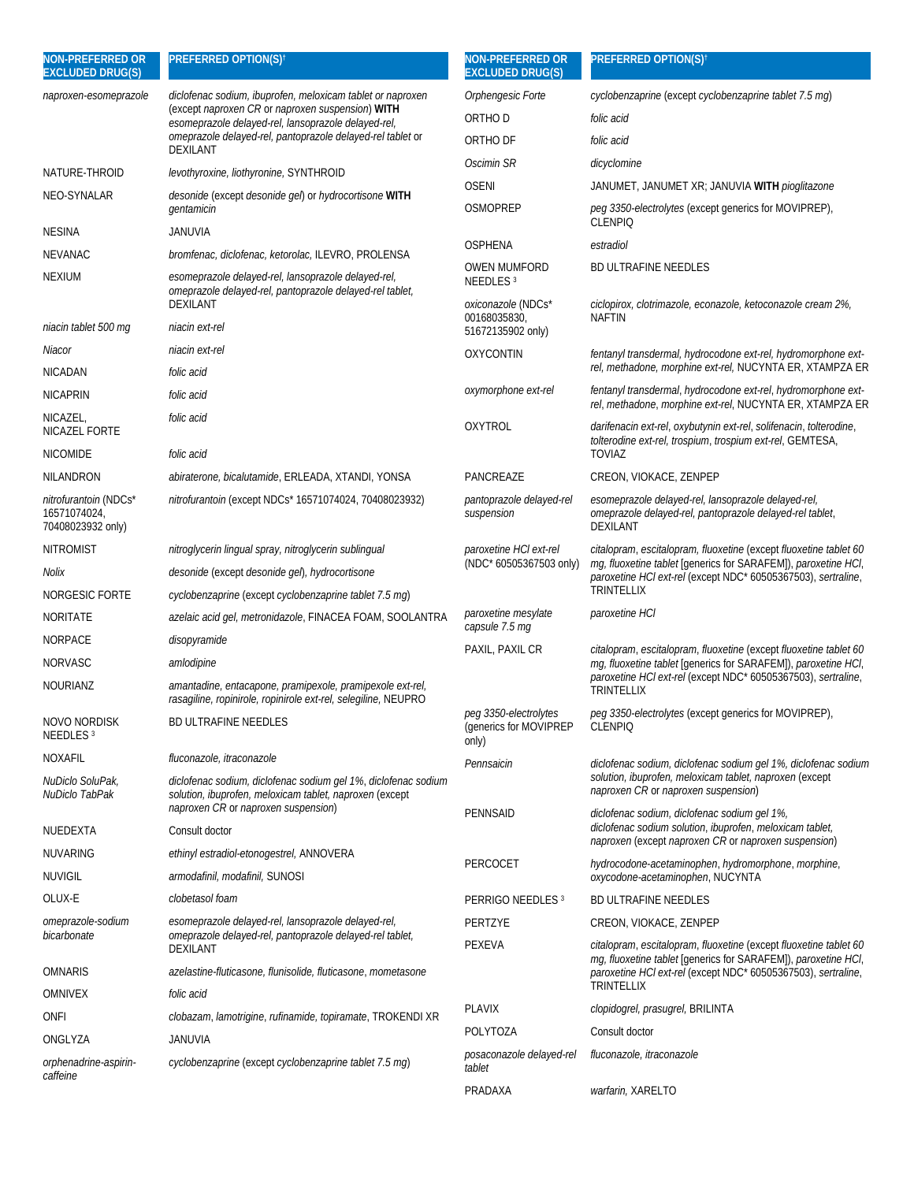| NON-PREFERRED OR EXCLUDED DRUG(S) | PREFERRED OPTION(S)† |
|---|---|
| *naproxen-esomeprazole* | *diclofenac sodium, ibuprofen, meloxicam tablet* or *naproxen* (except *naproxen CR* or *naproxen suspension*) **WITH** *esomeprazole delayed-rel, lansoprazole delayed-rel, omeprazole delayed-rel, pantoprazole delayed-rel tablet* or DEXILANT |
| NATURE-THROID | *levothyroxine, liothyronine*, SYNTHROID |
| NEO-SYNALAR | *desonide* (except *desonide gel*) or *hydrocortisone* **WITH** *gentamicin* |
| NESINA | JANUVIA |
| NEVANAC | *bromfenac, diclofenac, ketorolac*, ILEVRO, PROLENSA |
| NEXIUM | *esomeprazole delayed-rel, lansoprazole delayed-rel, omeprazole delayed-rel, pantoprazole delayed-rel tablet*, DEXILANT |
| *niacin tablet 500 mg* | *niacin ext-rel* |
| *Niacor* | *niacin ext-rel* |
| NICADAN | *folic acid* |
| NICAPRIN | *folic acid* |
| NICAZEL, NICAZEL FORTE | *folic acid* |
| NICOMIDE | *folic acid* |
| NILANDRON | *abiraterone, bicalutamide*, ERLEADA, XTANDI, YONSA |
| *nitrofurantoin* (NDCs* 16571074024, 70408023932 only) | *nitrofurantoin* (except NDCs* 16571074024, 70408023932) |
| NITROMIST | *nitroglycerin lingual spray, nitroglycerin sublingual* |
| *Nolix* | *desonide* (except *desonide gel*), *hydrocortisone* |
| NORGESIC FORTE | *cyclobenzaprine* (except *cyclobenzaprine tablet 7.5 mg*) |
| NORITATE | *azelaic acid gel, metronidazole*, FINACEA FOAM, SOOLANTRA |
| NORPACE | *disopyramide* |
| NORVASC | *amlodipine* |
| NOURIANZ | *amantadine, entacapone, pramipexole, pramipexole ext-rel, rasagiline, ropinirole, ropinirole ext-rel, selegiline*, NEUPRO |
| NOVO NORDISK NEEDLES [3] | BD ULTRAFINE NEEDLES |
| NOXAFIL | *fluconazole, itraconazole* |
| *NuDiclo SoluPak, NuDiclo TabPak* | *diclofenac sodium, diclofenac sodium gel 1%, diclofenac sodium solution, ibuprofen, meloxicam tablet, naproxen* (except *naproxen CR* or *naproxen suspension*) |
| NUEDEXTA | Consult doctor |
| NUVARING | *ethinyl estradiol-etonogestrel*, ANNOVERA |
| NUVIGIL | *armodafinil, modafinil*, SUNOSI |
| OLUX-E | *clobetasol foam* |
| *omeprazole-sodium bicarbonate* | *esomeprazole delayed-rel, lansoprazole delayed-rel, omeprazole delayed-rel, pantoprazole delayed-rel tablet*, DEXILANT |
| OMNARIS | *azelastine-fluticasone, flunisolide, fluticasone, mometasone* |
| OMNIVEX | *folic acid* |
| ONFI | *clobazam, lamotrigine, rufinamide, topiramate*, TROKENDI XR |
| ONGLYZA | JANUVIA |
| *orphenadrine-aspirin-caffeine* | *cyclobenzaprine* (except *cyclobenzaprine tablet 7.5 mg*) |
| *Orphengesic Forte* | *cyclobenzaprine* (except *cyclobenzaprine tablet 7.5 mg*) |
| ORTHO D | *folic acid* |
| ORTHO DF | *folic acid* |
| *Oscimin SR* | *dicyclomine* |
| OSENI | JANUMET, JANUMET XR; JANUVIA **WITH** *pioglitazone* |
| OSMOPREP | *peg 3350-electrolytes* (except generics for MOVIPREP), CLENPIQ |
| OSPHENA | *estradiol* |
| OWEN MUMFORD NEEDLES [3] | BD ULTRAFINE NEEDLES |
| *oxiconazole* (NDCs* 00168035830, 51672135902 only) | *ciclopirox, clotrimazole, econazole, ketoconazole cream 2%*, NAFTIN |
| OXYCONTIN | *fentanyl transdermal, hydrocodone ext-rel, hydromorphone ext-rel, methadone, morphine ext-rel*, NUCYNTA ER, XTAMPZA ER |
| *oxymorphone ext-rel* | *fentanyl transdermal, hydrocodone ext-rel, hydromorphone ext-rel, methadone, morphine ext-rel*, NUCYNTA ER, XTAMPZA ER |
| OXYTROL | *darifenacin ext-rel, oxybutynin ext-rel, solifenacin, tolterodine, tolterodine ext-rel, trospium, trospium ext-rel*, GEMTESA, TOVIAZ |
| PANCREAZE | CREON, VIOKACE, ZENPEP |
| *pantoprazole delayed-rel suspension* | *esomeprazole delayed-rel, lansoprazole delayed-rel, omeprazole delayed-rel, pantoprazole delayed-rel tablet*, DEXILANT |
| *paroxetine HCl ext-rel* (NDC* 60505367503 only) | *citalopram, escitalopram, fluoxetine* (except *fluoxetine tablet 60 mg, fluoxetine tablet* [generics for SARAFEM]), *paroxetine HCl, paroxetine HCl ext-rel* (except NDC* 60505367503), *sertraline*, TRINTELLIX |
| *paroxetine mesylate capsule 7.5 mg* | *paroxetine HCl* |
| PAXIL, PAXIL CR | *citalopram, escitalopram, fluoxetine* (except *fluoxetine tablet 60 mg, fluoxetine tablet* [generics for SARAFEM]), *paroxetine HCl, paroxetine HCl ext-rel* (except NDC* 60505367503), *sertraline*, TRINTELLIX |
| *peg 3350-electrolytes* (generics for MOVIPREP only) | *peg 3350-electrolytes* (except generics for MOVIPREP), CLENPIQ |
| *Pennsaicin* | *diclofenac sodium, diclofenac sodium gel 1%, diclofenac sodium solution, ibuprofen, meloxicam tablet, naproxen* (except *naproxen CR* or *naproxen suspension*) |
| PENNSAID | *diclofenac sodium, diclofenac sodium gel 1%, diclofenac sodium solution, ibuprofen, meloxicam tablet, naproxen* (except *naproxen CR* or *naproxen suspension*) |
| PERCOCET | *hydrocodone-acetaminophen, hydromorphone, morphine, oxycodone-acetaminophen*, NUCYNTA |
| PERRIGO NEEDLES [3] | BD ULTRAFINE NEEDLES |
| PERTZYE | CREON, VIOKACE, ZENPEP |
| PEXEVA | *citalopram, escitalopram, fluoxetine* (except *fluoxetine tablet 60 mg, fluoxetine tablet* [generics for SARAFEM]), *paroxetine HCl, paroxetine HCl ext-rel* (except NDC* 60505367503), *sertraline*, TRINTELLIX |
| PLAVIX | *clopidogrel, prasugrel*, BRILINTA |
| POLYTOZA | Consult doctor |
| *posaconazole delayed-rel tablet* | *fluconazole, itraconazole* |
| PRADAXA | *warfarin*, XARELTO |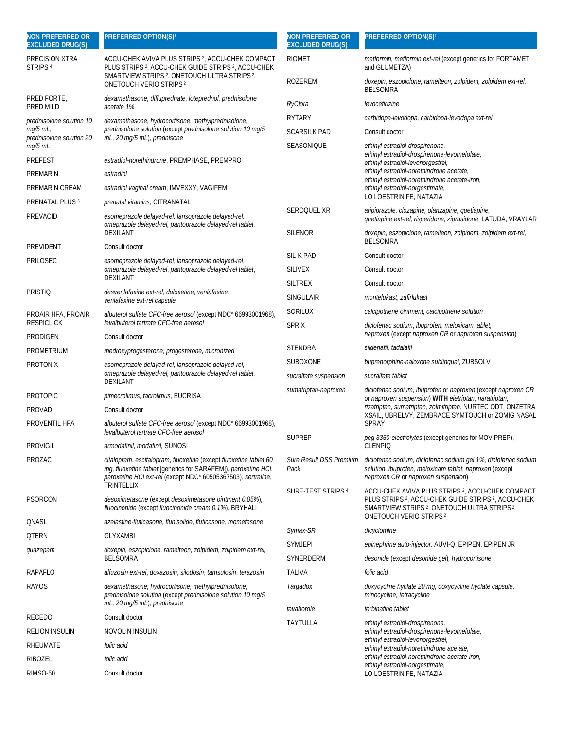| NON-PREFERRED OR EXCLUDED DRUG(S) | PREFERRED OPTION(S)† |
|---|---|
| PRECISION XTRA STRIPS [4] | ACCU-CHEK AVIVA PLUS STRIPS [2], ACCU-CHEK COMPACT PLUS STRIPS [2], ACCU-CHEK GUIDE STRIPS [2], ACCU-CHEK SMARTVIEW STRIPS [2], ONETOUCH ULTRA STRIPS [2], ONETOUCH VERIO STRIPS [2] |
| PRED FORTE, PRED MILD | *dexamethasone, difluprednate, loteprednol, prednisolone acetate 1%* |
| *prednisolone solution 10 mg/5 mL, prednisolone solution 20 mg/5 mL* | *dexamethasone, hydrocortisone, methylprednisolone, prednisolone solution* (except *prednisolone solution 10 mg/5 mL, 20 mg/5 mL*), *prednisone* |
| PREFEST | *estradiol-norethindrone*, PREMPHASE, PREMPRO |
| PREMARIN | *estradiol* |
| PREMARIN CREAM | *estradiol vaginal cream*, IMVEXXY, VAGIFEM |
| PRENATAL PLUS [5] | *prenatal vitamins*, CITRANATAL |
| PREVACID | *esomeprazole delayed-rel, lansoprazole delayed-rel, omeprazole delayed-rel, pantoprazole delayed-rel tablet*, DEXILANT |
| PREVIDENT | Consult doctor |
| PRILOSEC | *esomeprazole delayed-rel, lansoprazole delayed-rel, omeprazole delayed-rel, pantoprazole delayed-rel tablet*, DEXILANT |
| PRISTIQ | *desvenlafaxine ext-rel, duloxetine, venlafaxine, venlafaxine ext-rel capsule* |
| PROAIR HFA, PROAIR RESPICLICK | *albuterol sulfate CFC-free aerosol* (except NDC* 66993001968), *levalbuterol tartrate CFC-free aerosol* |
| PRODIGEN | Consult doctor |
| PROMETRIUM | *medroxyprogesterone; progesterone, micronized* |
| PROTONIX | *esomeprazole delayed-rel, lansoprazole delayed-rel, omeprazole delayed-rel, pantoprazole delayed-rel tablet*, DEXILANT |
| PROTOPIC | *pimecrolimus, tacrolimus*, EUCRISA |
| PROVAD | Consult doctor |
| PROVENTIL HFA | *albuterol sulfate CFC-free aerosol* (except NDC* 66993001968), *levalbuterol tartrate CFC-free aerosol* |
| PROVIGIL | *armodafinil, modafinil*, SUNOSI |
| PROZAC | *citalopram, escitalopram, fluoxetine* (except *fluoxetine tablet 60 mg, fluoxetine tablet* [generics for SARAFEM]), *paroxetine HCl, paroxetine HCl ext-rel* (except NDC* 60505367503), *sertraline*, TRINTELLIX |
| PSORCON | *desoximetasone* (except *desoximetasone ointment 0.05%*), *fluocinonide* (except *fluocinonide cream 0.1%*), BRYHALI |
| QNASL | *azelastine-fluticasone, flunisolide, fluticasone, mometasone* |
| QTERN | GLYXAMBI |
| *quazepam* | *doxepin, eszopiclone, ramelteon, zolpidem, zolpidem ext-rel*, BELSOMRA |
| RAPAFLO | *alfuzosin ext-rel, doxazosin, silodosin, tamsulosin, terazosin* |
| RAYOS | *dexamethasone, hydrocortisone, methylprednisolone, prednisolone solution* (except *prednisolone solution 10 mg/5 mL, 20 mg/5 mL*), *prednisone* |
| RECEDO | Consult doctor |
| RELION INSULIN | NOVOLIN INSULIN |
| RHEUMATE | *folic acid* |
| RIBOZEL | *folic acid* |
| RIMSO-50 | Consult doctor |
| RIOMET | *metformin, metformin ext-rel* (except generics for FORTAMET and GLUMETZA) |
| ROZEREM | *doxepin, eszopiclone, ramelteon, zolpidem, zolpidem ext-rel*, BELSOMRA |
| *RyClora* | *levocetirizine* |
| RYTARY | *carbidopa-levodopa, carbidopa-levodopa ext-rel* |
| SCARSILK PAD | Consult doctor |
| SEASONIQUE | *ethinyl estradiol-drospirenone, ethinyl estradiol-drospirenone-levomefolate, ethinyl estradiol-levonorgestrel, ethinyl estradiol-norethindrone acetate, ethinyl estradiol-norethindrone acetate-iron, ethinyl estradiol-norgestimate*, LO LOESTRIN FE, NATAZIA |
| SEROQUEL XR | *aripiprazole, clozapine, olanzapine, quetiapine, quetiapine ext-rel, risperidone, ziprasidone*, LATUDA, VRAYLAR |
| SILENOR | *doxepin, eszopiclone, ramelteon, zolpidem, zolpidem ext-rel*, BELSOMRA |
| SIL-K PAD | Consult doctor |
| SILIVEX | Consult doctor |
| SILTREX | Consult doctor |
| SINGULAIR | *montelukast, zafirlukast* |
| SORILUX | *calcipotriene ointment, calcipotriene solution* |
| SPRIX | *diclofenac sodium, ibuprofen, meloxicam tablet, naproxen* (except *naproxen CR* or *naproxen suspension*) |
| STENDRA | *sildenafil, tadalafil* |
| SUBOXONE | *buprenorphine-naloxone sublingual*, ZUBSOLV |
| *sucralfate suspension* | *sucralfate tablet* |
| *sumatriptan-naproxen* | *diclofenac sodium, ibuprofen* or *naproxen* (except *naproxen CR* or *naproxen suspension*) **WITH** *eletriptan, naratriptan, rizatriptan, sumatriptan, zolmitriptan*, NURTEC ODT, ONZETRA XSAIL, UBRELVY, ZEMBRACE SYMTOUCH or ZOMIG NASAL SPRAY |
| SUPREP | *peg 3350-electrolytes* (except generics for MOVIPREP), CLENPIQ |
| *Sure Result DSS Premium Pack* | *diclofenac sodium, diclofenac sodium gel 1%, diclofenac sodium solution, ibuprofen, meloxicam tablet, naproxen* (except *naproxen CR* or *naproxen suspension*) |
| SURE-TEST STRIPS [4] | ACCU-CHEK AVIVA PLUS STRIPS [2], ACCU-CHEK COMPACT PLUS STRIPS [2], ACCU-CHEK GUIDE STRIPS [2], ACCU-CHEK SMARTVIEW STRIPS [2], ONETOUCH ULTRA STRIPS [2], ONETOUCH VERIO STRIPS [2] |
| *Symax-SR* | *dicyclomine* |
| SYMJEPI | *epinephrine auto-injector*, AUVI-Q, EPIPEN, EPIPEN JR |
| SYNERDERM | *desonide* (except *desonide gel*), *hydrocortisone* |
| TALIVA | *folic acid* |
| *Targadox* | *doxycycline hyclate 20 mg, doxycycline hyclate capsule, minocycline, tetracycline* |
| *tavaborole* | *terbinafine tablet* |
| TAYTULLA | *ethinyl estradiol-drospirenone, ethinyl estradiol-drospirenone-levomefolate, ethinyl estradiol-levonorgestrel, ethinyl estradiol-norethindrone acetate, ethinyl estradiol-norethindrone acetate-iron, ethinyl estradiol-norgestimate*, LO LOESTRIN FE, NATAZIA |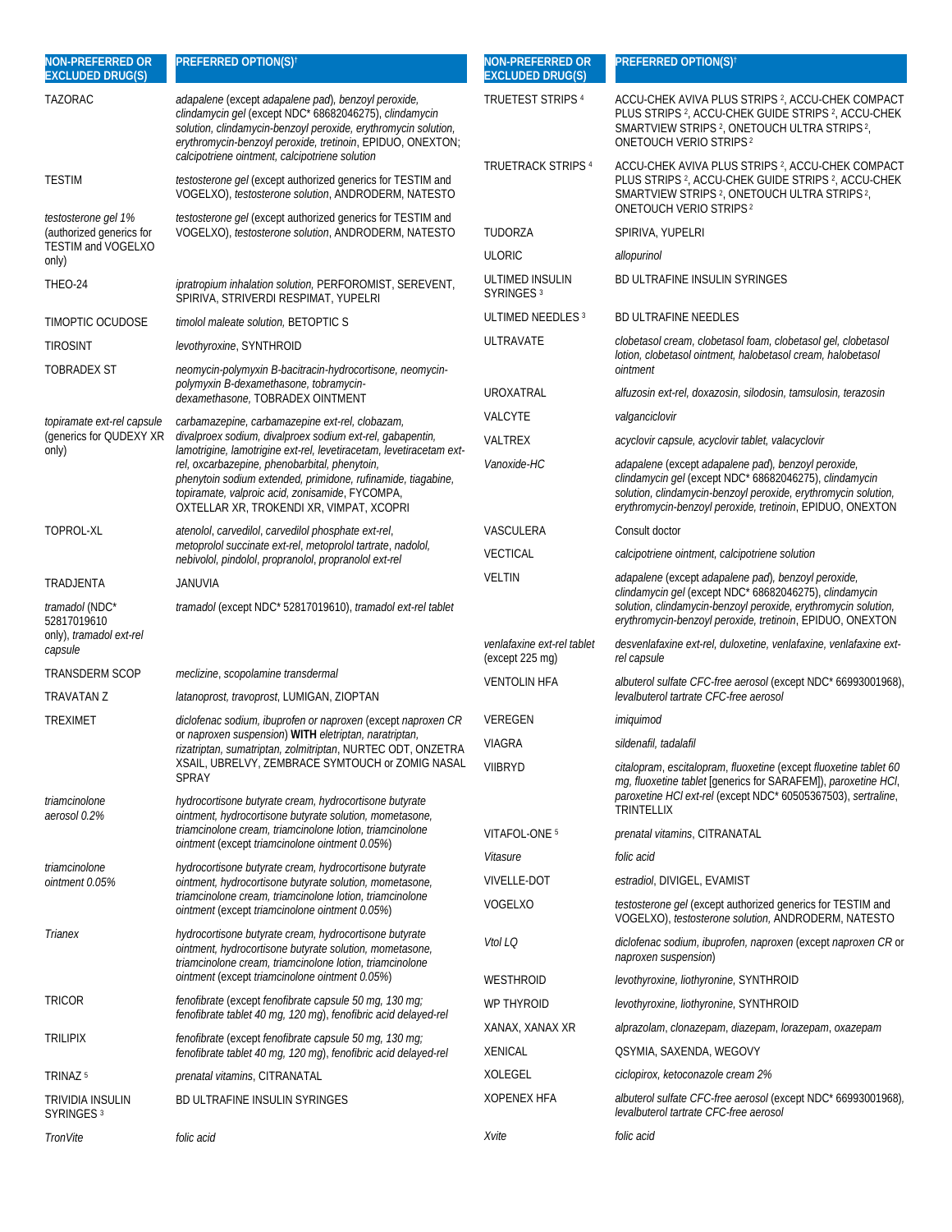| NON-PREFERRED OR EXCLUDED DRUG(S) | PREFERRED OPTION(S)† |
|---|---|
| TAZORAC | *adapalene* (except *adapalene pad*), *benzoyl peroxide*, *clindamycin gel* (except NDC* 68682046275), *clindamycin solution*, *clindamycin-benzoyl peroxide*, *erythromycin solution*, *erythromycin-benzoyl peroxide*, *tretinoin*, EPIDUO, ONEXTON; *calcipotriene ointment*, *calcipotriene solution* |
| TESTIM | *testosterone gel* (except authorized generics for TESTIM and VOGELXO), *testosterone solution*, ANDRODERM, NATESTO |
| *testosterone gel 1%* (authorized generics for TESTIM and VOGELXO only) | *testosterone gel* (except authorized generics for TESTIM and VOGELXO), *testosterone solution*, ANDRODERM, NATESTO |
| THEO-24 | *ipratropium inhalation solution*, PERFOROMIST, SEREVENT, SPIRIVA, STRIVERDI RESPIMAT, YUPELRI |
| TIMOPTIC OCUDOSE | *timolol maleate solution*, BETOPTIC S |
| TIROSINT | *levothyroxine*, SYNTHROID |
| TOBRADEX ST | *neomycin-polymyxin B-bacitracin-hydrocortisone*, *neomycin-polymyxin B-dexamethasone*, *tobramycin-dexamethasone*, TOBRADEX OINTMENT |
| *topiramate ext-rel capsule* (generics for QUDEXY XR only) | *carbamazepine*, *carbamazepine ext-rel*, *clobazam*, *divalproex sodium*, *divalproex sodium ext-rel*, *gabapentin*, *lamotrigine*, *lamotrigine ext-rel*, *levetiracetam*, *levetiracetam ext-rel*, *oxcarbazepine*, *phenobarbital*, *phenytoin*, *phenytoin sodium extended*, *primidone*, *rufinamide*, *tiagabine*, *topiramate*, *valproic acid*, *zonisamide*, FYCOMPA, OXTELLAR XR, TROKENDI XR, VIMPAT, XCOPRI |
| TOPROL-XL | *atenolol*, *carvedilol*, *carvedilol phosphate ext-rel*, *metoprolol succinate ext-rel*, *metoprolol tartrate*, *nadolol*, *nebivolol*, *pindolol*, *propranolol*, *propranolol ext-rel* |
| TRADJENTA | JANUVIA |
| *tramadol* (NDC* 52817019610 only), *tramadol ext-rel capsule* | *tramadol* (except NDC* 52817019610), *tramadol ext-rel tablet* |
| TRANSDERM SCOP | *meclizine*, *scopolamine transdermal* |
| TRAVATAN Z | *latanoprost*, *travoprost*, LUMIGAN, ZIOPTAN |
| TREXIMET | *diclofenac sodium*, *ibuprofen* or *naproxen* (except *naproxen CR* or *naproxen suspension*) **WITH** *eletriptan*, *naratriptan*, *rizatriptan*, *sumatriptan*, *zolmitriptan*, NURTEC ODT, ONZETRA XSAIL, UBRELVY, ZEMBRACE SYMTOUCH or ZOMIG NASAL SPRAY |
| *triamcinolone aerosol 0.2%* | *hydrocortisone butyrate cream*, *hydrocortisone butyrate ointment*, *hydrocortisone butyrate solution*, *mometasone*, *triamcinolone cream*, *triamcinolone lotion*, *triamcinolone ointment* (except *triamcinolone ointment 0.05%*) |
| *triamcinolone ointment 0.05%* | *hydrocortisone butyrate cream*, *hydrocortisone butyrate ointment*, *hydrocortisone butyrate solution*, *mometasone*, *triamcinolone cream*, *triamcinolone lotion*, *triamcinolone ointment* (except *triamcinolone ointment 0.05%*) |
| *Trianex* | *hydrocortisone butyrate cream*, *hydrocortisone butyrate ointment*, *hydrocortisone butyrate solution*, *mometasone*, *triamcinolone cream*, *triamcinolone lotion*, *triamcinolone ointment* (except *triamcinolone ointment 0.05%*) |
| TRICOR | *fenofibrate* (except *fenofibrate capsule 50 mg, 130 mg; fenofibrate tablet 40 mg, 120 mg*), *fenofibric acid delayed-rel* |
| TRILIPIX | *fenofibrate* (except *fenofibrate capsule 50 mg, 130 mg; fenofibrate tablet 40 mg, 120 mg*), *fenofibric acid delayed-rel* |
| TRINAZ [5] | *prenatal vitamins*, CITRANATAL |
| TRIVIDIA INSULIN SYRINGES [3] | BD ULTRAFINE INSULIN SYRINGES |
| *TronVite* | *folic acid* |
| TRUETEST STRIPS [4] | ACCU-CHEK AVIVA PLUS STRIPS [2], ACCU-CHEK COMPACT PLUS STRIPS [2], ACCU-CHEK GUIDE STRIPS [2], ACCU-CHEK SMARTVIEW STRIPS [2], ONETOUCH ULTRA STRIPS [2], ONETOUCH VERIO STRIPS [2] |
| TRUETRACK STRIPS [4] | ACCU-CHEK AVIVA PLUS STRIPS [2], ACCU-CHEK COMPACT PLUS STRIPS [2], ACCU-CHEK GUIDE STRIPS [2], ACCU-CHEK SMARTVIEW STRIPS [2], ONETOUCH ULTRA STRIPS [2], ONETOUCH VERIO STRIPS [2] |
| TUDORZA | SPIRIVA, YUPELRI |
| ULORIC | *allopurinol* |
| ULTIMED INSULIN SYRINGES [3] | BD ULTRAFINE INSULIN SYRINGES |
| ULTIMED NEEDLES [3] | BD ULTRAFINE NEEDLES |
| ULTRAVATE | *clobetasol cream*, *clobetasol foam*, *clobetasol gel*, *clobetasol lotion*, *clobetasol ointment*, *halobetasol cream*, *halobetasol ointment* |
| UROXATRAL | *alfuzosin ext-rel*, *doxazosin*, *silodosin*, *tamsulosin*, *terazosin* |
| VALCYTE | *valganciclovir* |
| VALTREX | *acyclovir capsule*, *acyclovir tablet*, *valacyclovir* |
| *Vanoxide-HC* | *adapalene* (except *adapalene pad*), *benzoyl peroxide*, *clindamycin gel* (except NDC* 68682046275), *clindamycin solution*, *clindamycin-benzoyl peroxide*, *erythromycin solution*, *erythromycin-benzoyl peroxide*, *tretinoin*, EPIDUO, ONEXTON |
| VASCULERA | Consult doctor |
| VECTICAL | *calcipotriene ointment*, *calcipotriene solution* |
| VELTIN | *adapalene* (except *adapalene pad*), *benzoyl peroxide*, *clindamycin gel* (except NDC* 68682046275), *clindamycin solution*, *clindamycin-benzoyl peroxide*, *erythromycin solution*, *erythromycin-benzoyl peroxide*, *tretinoin*, EPIDUO, ONEXTON |
| *venlafaxine ext-rel tablet* (except 225 mg) | *desvenlafaxine ext-rel*, *duloxetine*, *venlafaxine*, *venlafaxine ext-rel capsule* |
| VENTOLIN HFA | *albuterol sulfate CFC-free aerosol* (except NDC* 66993001968), *levalbuterol tartrate CFC-free aerosol* |
| VEREGEN | *imiquimod* |
| VIAGRA | *sildenafil*, *tadalafil* |
| VIIBRYD | *citalopram*, *escitalopram*, *fluoxetine* (except *fluoxetine tablet 60 mg*, *fluoxetine tablet* [generics for SARAFEM]), *paroxetine HCl*, *paroxetine HCl ext-rel* (except NDC* 60505367503), *sertraline*, TRINTELLIX |
| VITAFOL-ONE [5] | *prenatal vitamins*, CITRANATAL |
| *Vitasure* | *folic acid* |
| VIVELLE-DOT | *estradiol*, DIVIGEL, EVAMIST |
| VOGELXO | *testosterone gel* (except authorized generics for TESTIM and VOGELXO), *testosterone solution*, ANDRODERM, NATESTO |
| *Vtol LQ* | *diclofenac sodium*, *ibuprofen*, *naproxen* (except *naproxen CR* or *naproxen suspension*) |
| WESTHROID | *levothyroxine*, *liothyronine*, SYNTHROID |
| WP THYROID | *levothyroxine*, *liothyronine*, SYNTHROID |
| XANAX, XANAX XR | *alprazolam*, *clonazepam*, *diazepam*, *lorazepam*, *oxazepam* |
| XENICAL | QSYMIA, SAXENDA, WEGOVY |
| XOLEGEL | *ciclopirox*, *ketoconazole cream 2%* |
| XOPENEX HFA | *albuterol sulfate CFC-free aerosol* (except NDC* 66993001968), *levalbuterol tartrate CFC-free aerosol* |
| *Xvite* | *folic acid* |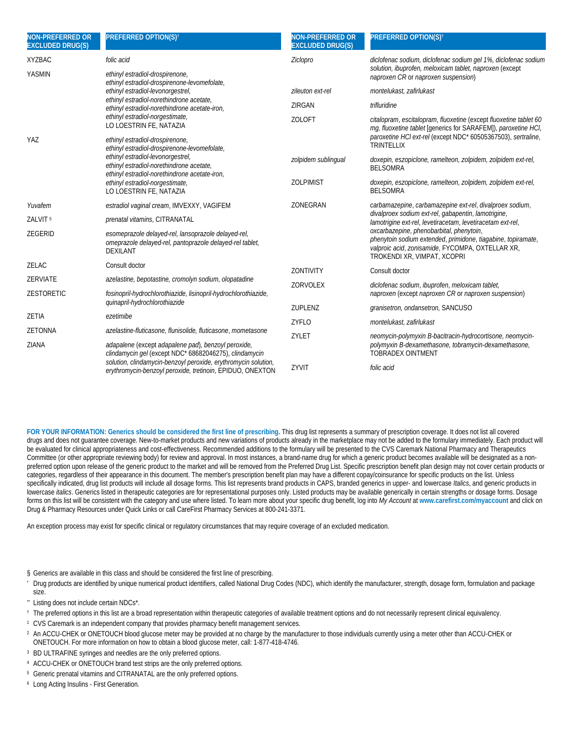| NON-PREFERRED OR EXCLUDED DRUG(S) | PREFERRED OPTION(S)[†] |
|---|---|
| XYZBAC | *folic acid* |
| YASMIN | *ethinyl estradiol-drospirenone, ethinyl estradiol-drospirenone-levomefolate, ethinyl estradiol-levonorgestrel, ethinyl estradiol-norethindrone acetate, ethinyl estradiol-norethindrone acetate-iron, ethinyl estradiol-norgestimate,* LO LOESTRIN FE, NATAZIA |
| YAZ | *ethinyl estradiol-drospirenone, ethinyl estradiol-drospirenone-levomefolate, ethinyl estradiol-levonorgestrel, ethinyl estradiol-norethindrone acetate, ethinyl estradiol-norethindrone acetate-iron, ethinyl estradiol-norgestimate,* LO LOESTRIN FE, NATAZIA |
| *Yuvafem* | *estradiol vaginal cream*, IMVEXXY, VAGIFEM |
| ZALVIT [5] | *prenatal vitamins*, CITRANATAL |
| ZEGERID | *esomeprazole delayed-rel, lansoprazole delayed-rel, omeprazole delayed-rel, pantoprazole delayed-rel tablet,* DEXILANT |
| ZELAC | Consult doctor |
| ZERVIATE | *azelastine, bepotastine, cromolyn sodium, olopatadine* |
| ZESTORETIC | *fosinopril-hydrochlorothiazide, lisinopril-hydrochlorothiazide, quinapril-hydrochlorothiazide* |
| ZETIA | *ezetimibe* |
| ZETONNA | *azelastine-fluticasone, flunisolide, fluticasone, mometasone* |
| ZIANA | *adapalene* (except *adapalene pad*), *benzoyl peroxide, clindamycin gel* (except NDC* 68682046275), *clindamycin solution, clindamycin-benzoyl peroxide, erythromycin solution, erythromycin-benzoyl peroxide, tretinoin*, EPIDUO, ONEXTON |
| *Ziclopro* | *diclofenac sodium, diclofenac sodium gel 1%, diclofenac sodium solution, ibuprofen, meloxicam tablet, naproxen* (except *naproxen CR* or *naproxen suspension*) |
| *zileuton ext-rel* | *montelukast, zafirlukast* |
| ZIRGAN | *trifluridine* |
| ZOLOFT | *citalopram, escitalopram, fluoxetine* (except *fluoxetine tablet 60 mg, fluoxetine tablet* [generics for SARAFEM]), *paroxetine HCl, paroxetine HCl ext-rel* (except NDC* 60505367503), *sertraline*, TRINTELLIX |
| *zolpidem sublingual* | *doxepin, eszopiclone, ramelteon, zolpidem, zolpidem ext-rel*, BELSOMRA |
| ZOLPIMIST | *doxepin, eszopiclone, ramelteon, zolpidem, zolpidem ext-rel*, BELSOMRA |
| ZONEGRAN | *carbamazepine, carbamazepine ext-rel, divalproex sodium, divalproex sodium ext-rel, gabapentin, lamotrigine, lamotrigine ext-rel, levetiracetam, levetiracetam ext-rel, oxcarbazepine, phenobarbital, phenytoin, phenytoin sodium extended, primidone, tiagabine, topiramate, valproic acid, zonisamide*, FYCOMPA, OXTELLAR XR, TROKENDI XR, VIMPAT, XCOPRI |
| ZONTIVITY | Consult doctor |
| ZORVOLEX | *diclofenac sodium, ibuprofen, meloxicam tablet, naproxen* (except *naproxen CR* or *naproxen suspension*) |
| ZUPLENZ | *granisetron, ondansetron*, SANCUSO |
| ZYFLO | *montelukast, zafirlukast* |
| ZYLET | *neomycin-polymyxin B-bacitracin-hydrocortisone, neomycin-polymyxin B-dexamethasone, tobramycin-dexamethasone*, TOBRADEX OINTMENT |
| ZYVIT | *folic acid* |

**FOR YOUR INFORMATION: Generics should be considered the first line of prescribing.** This drug list represents a summary of prescription coverage. It does not list all covered drugs and does not guarantee coverage. New-to-market products and new variations of products already in the marketplace may not be added to the formulary immediately. Each product will be evaluated for clinical appropriateness and cost-effectiveness. Recommended additions to the formulary will be presented to the CVS Caremark National Pharmacy and Therapeutics Committee (or other appropriate reviewing body) for review and approval. In most instances, a brand-name drug for which a generic product becomes available will be designated as a non-preferred option upon release of the generic product to the market and will be removed from the Preferred Drug List. Specific prescription benefit plan design may not cover certain products or categories, regardless of their appearance in this document. The member's prescription benefit plan may have a different copay/coinsurance for specific products on the list. Unless specifically indicated, drug list products will include all dosage forms. This list represents brand products in CAPS, branded generics in upper- and lowercase *Italics*, and generic products in lowercase *italics*. Generics listed in therapeutic categories are for representational purposes only. Listed products may be available generically in certain strengths or dosage forms. Dosage forms on this list will be consistent with the category and use where listed. To learn more about your specific drug benefit, log into *My Account* at **www.carefirst.com/myaccount** and click on Drug & Pharmacy Resources under Quick Links or call CareFirst Pharmacy Services at 800-241-3371.

An exception process may exist for specific clinical or regulatory circumstances that may require coverage of an excluded medication.

§ Generics are available in this class and should be considered the first line of prescribing.

* Drug products are identified by unique numerical product identifiers, called National Drug Codes (NDC), which identify the manufacturer, strength, dosage form, formulation and package size.

** Listing does not include certain NDCs*.

† The preferred options in this list are a broad representation within therapeutic categories of available treatment options and do not necessarily represent clinical equivalency.

[1] CVS Caremark is an independent company that provides pharmacy benefit management services.

[2] An ACCU-CHEK or ONETOUCH blood glucose meter may be provided at no charge by the manufacturer to those individuals currently using a meter other than ACCU-CHEK or ONETOUCH. For more information on how to obtain a blood glucose meter, call: 1-877-418-4746.

[3] BD ULTRAFINE syringes and needles are the only preferred options.

[4] ACCU-CHEK or ONETOUCH brand test strips are the only preferred options.

[5] Generic prenatal vitamins and CITRANATAL are the only preferred options.

[6] Long Acting Insulins - First Generation.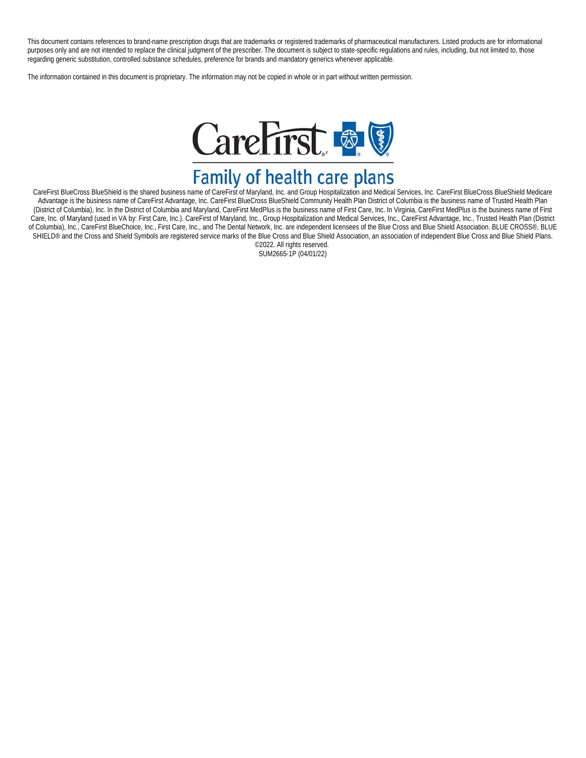This document contains references to brand-name prescription drugs that are trademarks or registered trademarks of pharmaceutical manufacturers. Listed products are for informational purposes only and are not intended to replace the clinical judgment of the prescriber. The document is subject to state-specific regulations and rules, including, but not limited to, those regarding generic substitution, controlled substance schedules, preference for brands and mandatory generics whenever applicable.

The information contained in this document is proprietary. The information may not be copied in whole or in part without written permission.

CareFirst®

Family of health care plans

CareFirst BlueCross BlueShield is the shared business name of CareFirst of Maryland, Inc. and Group Hospitalization and Medical Services, Inc. CareFirst BlueCross BlueShield Medicare Advantage is the business name of CareFirst Advantage, Inc. CareFirst BlueCross BlueShield Community Health Plan District of Columbia is the business name of Trusted Health Plan (District of Columbia), Inc. In the District of Columbia and Maryland, CareFirst MedPlus is the business name of First Care, Inc. In Virginia, CareFirst MedPlus is the business name of First Care, Inc. of Maryland (used in VA by: First Care, Inc.). CareFirst of Maryland, Inc., Group Hospitalization and Medical Services, Inc., CareFirst Advantage, Inc., Trusted Health Plan (District of Columbia), Inc., CareFirst BlueChoice, Inc., First Care, Inc., and The Dental Network, Inc. are independent licensees of the Blue Cross and Blue Shield Association. BLUE CROSS®, BLUE SHIELD® and the Cross and Shield Symbols are registered service marks of the Blue Cross and Blue Shield Association, an association of independent Blue Cross and Blue Shield Plans.

©2022. All rights reserved.

SUM2665-1P (04/01/22)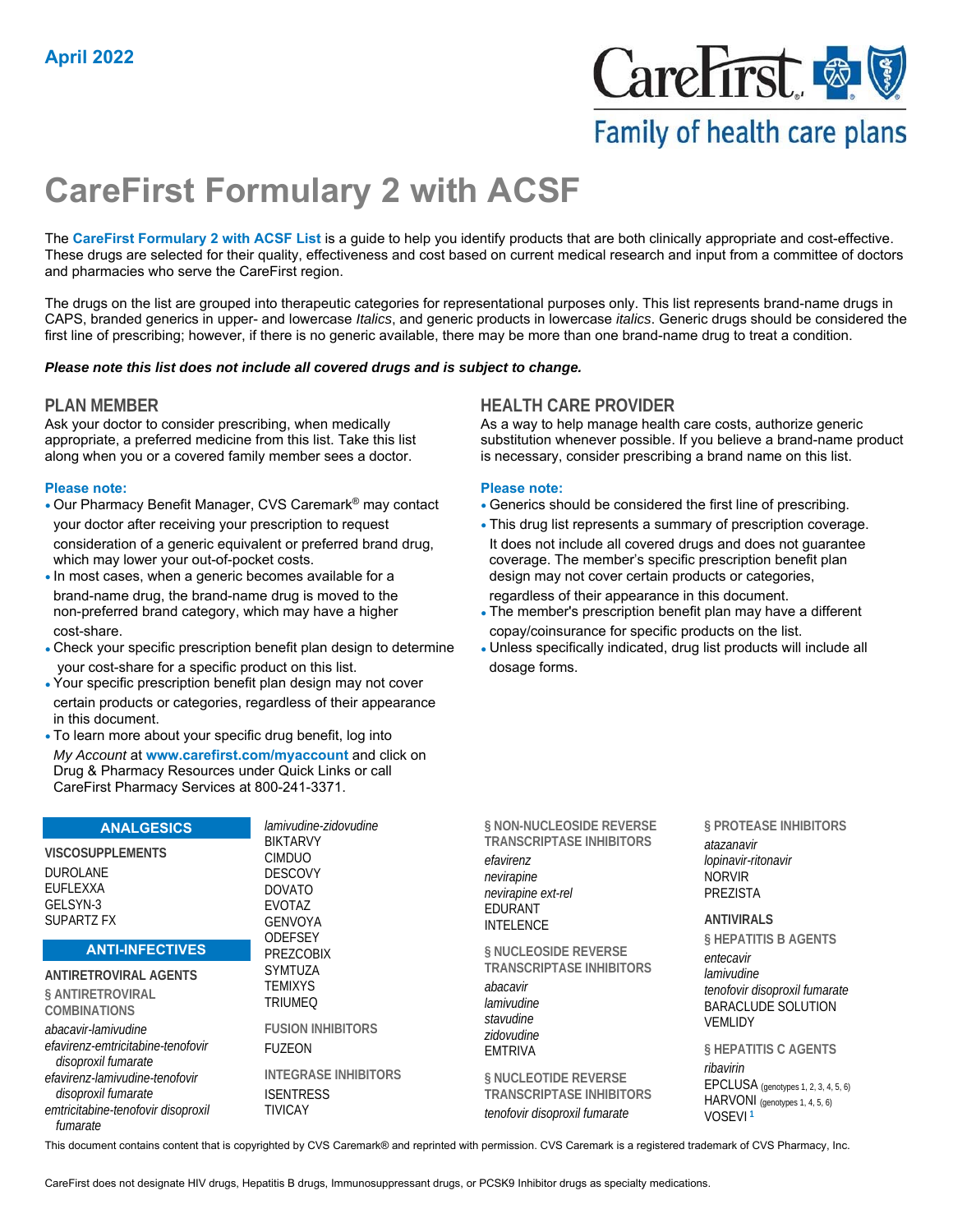April 2022

# CareFirst Formulary 2 with ACSF

The **CareFirst Formulary 2 with ACSF List** is a guide to help you identify products that are both clinically appropriate and cost-effective. These drugs are selected for their quality, effectiveness and cost based on current medical research and input from a committee of doctors and pharmacies who serve the CareFirst region.

The drugs on the list are grouped into therapeutic categories for representational purposes only. This list represents brand-name drugs in CAPS, branded generics in upper- and lowercase *Italics*, and generic products in lowercase *italics*. Generic drugs should be considered the first line of prescribing; however, if there is no generic available, there may be more than one brand-name drug to treat a condition.

***Please note this list does not include all covered drugs and is subject to change.***

## PLAN MEMBER

Ask your doctor to consider prescribing, when medically appropriate, a preferred medicine from this list. Take this list along when you or a covered family member sees a doctor.

**Please note:**

- Our Pharmacy Benefit Manager, CVS Caremark® may contact your doctor after receiving your prescription to request consideration of a generic equivalent or preferred brand drug, which may lower your out-of-pocket costs.
- In most cases, when a generic becomes available for a brand-name drug, the brand-name drug is moved to the non-preferred brand category, which may have a higher cost-share.
- Check your specific prescription benefit plan design to determine your cost-share for a specific product on this list.
- Your specific prescription benefit plan design may not cover certain products or categories, regardless of their appearance in this document.
- To learn more about your specific drug benefit, log into *My Account* at **www.carefirst.com/myaccount** and click on Drug & Pharmacy Resources under Quick Links or call CareFirst Pharmacy Services at 800-241-3371.

## HEALTH CARE PROVIDER

As a way to help manage health care costs, authorize generic substitution whenever possible. If you believe a brand-name product is necessary, consider prescribing a brand name on this list.

**Please note:**

- Generics should be considered the first line of prescribing.
- This drug list represents a summary of prescription coverage. It does not include all covered drugs and does not guarantee coverage. The member's specific prescription benefit plan design may not cover certain products or categories, regardless of their appearance in this document.
- The member's prescription benefit plan may have a different copay/coinsurance for specific products on the list.
- Unless specifically indicated, drug list products will include all dosage forms.

## ANALGESICS

### VISCOSUPPLEMENTS

DUROLANE
EUFLEXXA
GELSYN-3
SUPARTZ FX

## ANTI-INFECTIVES

### ANTIRETROVIRAL AGENTS

#### § ANTIRETROVIRAL COMBINATIONS

*abacavir-lamivudine*
*efavirenz-emtricitabine-tenofovir disoproxil fumarate*
*efavirenz-lamivudine-tenofovir disoproxil fumarate*
*emtricitabine-tenofovir disoproxil fumarate*
*lamivudine-zidovudine*
BIKTARVY
CIMDUO
DESCOVY
DOVATO
EVOTAZ
GENVOYA
ODEFSEY
PREZCOBIX
SYMTUZA
TEMIXYS
TRIUMEQ

#### FUSION INHIBITORS

FUZEON

#### INTEGRASE INHIBITORS

ISENTRESS
TIVICAY

#### § NON-NUCLEOSIDE REVERSE TRANSCRIPTASE INHIBITORS

*efavirenz*
*nevirapine*
*nevirapine ext-rel*
EDURANT
INTELENCE

#### § NUCLEOSIDE REVERSE TRANSCRIPTASE INHIBITORS

*abacavir*
*lamivudine*
*stavudine*
*zidovudine*
EMTRIVA

#### § NUCLEOTIDE REVERSE TRANSCRIPTASE INHIBITORS

*tenofovir disoproxil fumarate*

#### § PROTEASE INHIBITORS

*atazanavir*
*lopinavir-ritonavir*
NORVIR
PREZISTA

### ANTIVIRALS

#### § HEPATITIS B AGENTS

*entecavir*
*lamivudine*
*tenofovir disoproxil fumarate*
BARACLUDE SOLUTION
VEMLIDY

#### § HEPATITIS C AGENTS

*ribavirin*
EPCLUSA (genotypes 1, 2, 3, 4, 5, 6)
HARVONI (genotypes 1, 4, 5, 6)
VOSEVI [1]

This document contains content that is copyrighted by CVS Caremark® and reprinted with permission. CVS Caremark is a registered trademark of CVS Pharmacy, Inc.

CareFirst does not designate HIV drugs, Hepatitis B drugs, Immunosuppressant drugs, or PCSK9 Inhibitor drugs as specialty medications.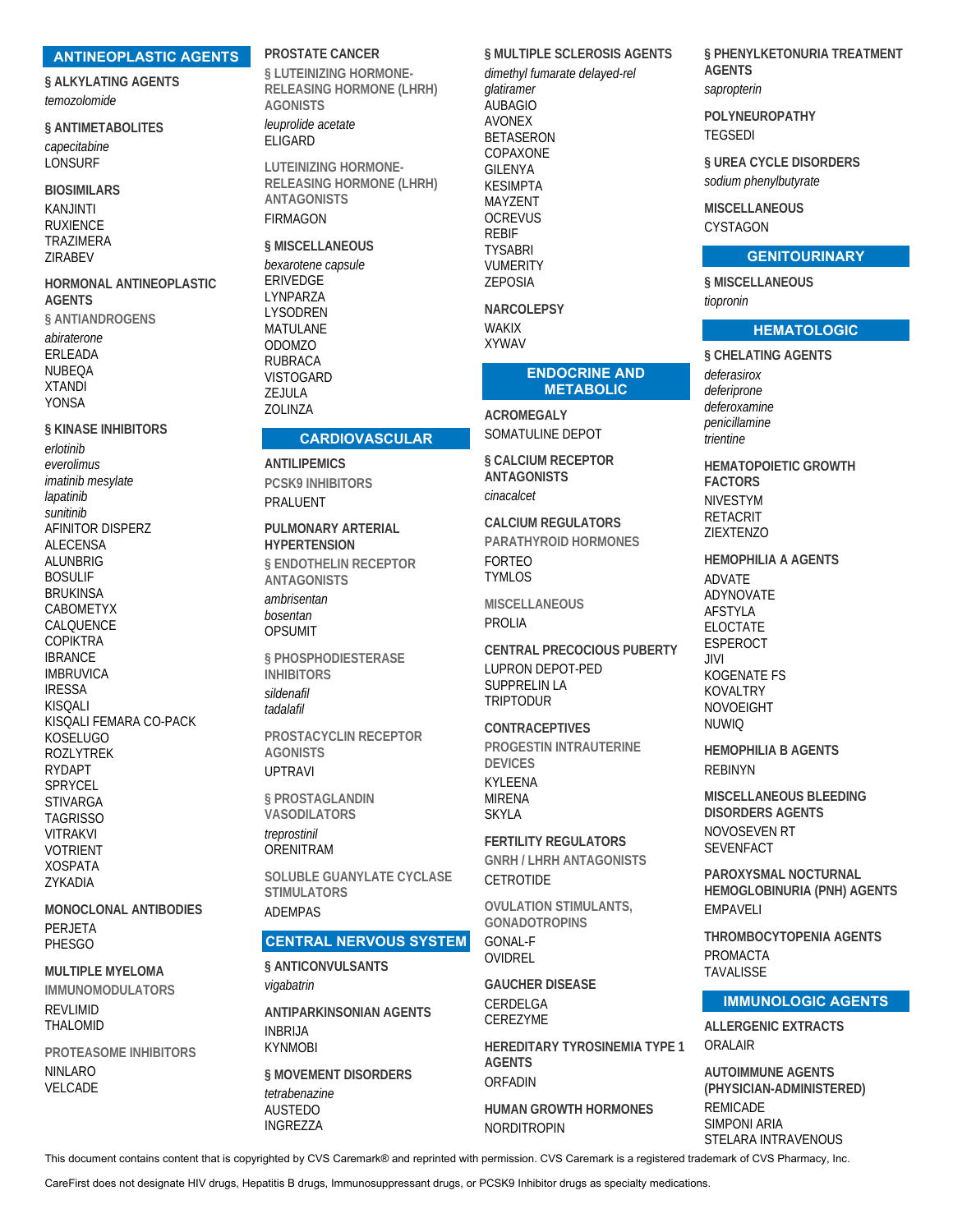## ANTINEOPLASTIC AGENTS

**§ ALKYLATING AGENTS**

*temozolomide*

**§ ANTIMETABOLITES**

*capecitabine*
LONSURF

**BIOSIMILARS**

KANJINTI
RUXIENCE
TRAZIMERA
ZIRABEV

**HORMONAL ANTINEOPLASTIC AGENTS**

**§ ANTIANDROGENS**

*abiraterone*
ERLEADA
NUBEQA
XTANDI
YONSA

**§ KINASE INHIBITORS**

*erlotinib*
*everolimus*
*imatinib mesylate*
*lapatinib*
*sunitinib*
AFINITOR DISPERZ
ALECENSA
ALUNBRIG
BOSULIF
BRUKINSA
CABOMETYX
CALQUENCE
COPIKTRA
IBRANCE
IMBRUVICA
IRESSA
KISQALI
KISQALI FEMARA CO-PACK
KOSELUGO
ROZLYTREK
RYDAPT
SPRYCEL
STIVARGA
TAGRISSO
VITRAKVI
VOTRIENT
XOSPATA
ZYKADIA

**MONOCLONAL ANTIBODIES**

PERJETA
PHESGO

**MULTIPLE MYELOMA**

**IMMUNOMODULATORS**

REVLIMID
THALOMID

**PROTEASOME INHIBITORS**

NINLARO
VELCADE

**PROSTATE CANCER**

**§ LUTEINIZING HORMONE-RELEASING HORMONE (LHRH) AGONISTS**

*leuprolide acetate*
ELIGARD

**LUTEINIZING HORMONE-RELEASING HORMONE (LHRH) ANTAGONISTS**

FIRMAGON

**§ MISCELLANEOUS**

*bexarotene capsule*
ERIVEDGE
LYNPARZA
LYSODREN
MATULANE
ODOMZO
RUBRACA
VISTOGARD
ZEJULA
ZOLINZA

## CARDIOVASCULAR

**ANTILIPEMICS**

**PCSK9 INHIBITORS**

PRALUENT

**PULMONARY ARTERIAL HYPERTENSION**

**§ ENDOTHELIN RECEPTOR ANTAGONISTS**

*ambrisentan*
*bosentan*
OPSUMIT

**§ PHOSPHODIESTERASE INHIBITORS**

*sildenafil*
*tadalafil*

**PROSTACYCLIN RECEPTOR AGONISTS**

UPTRAVI

**§ PROSTAGLANDIN VASODILATORS**

*treprostinil*
ORENITRAM

**SOLUBLE GUANYLATE CYCLASE STIMULATORS**

ADEMPAS

## CENTRAL NERVOUS SYSTEM

**§ ANTICONVULSANTS**

*vigabatrin*

**ANTIPARKINSONIAN AGENTS**

INBRIJA
KYNMOBI

**§ MOVEMENT DISORDERS**

*tetrabenazine*
AUSTEDO
INGREZZA

**§ MULTIPLE SCLEROSIS AGENTS**

*dimethyl fumarate delayed-rel*
*glatiramer*
AUBAGIO
AVONEX
BETASERON
COPAXONE
GILENYA
KESIMPTA
MAYZENT
OCREVUS
REBIF
TYSABRI
VUMERITY
ZEPOSIA

**NARCOLEPSY**

WAKIX
XYWAV

## ENDOCRINE AND METABOLIC

**ACROMEGALY**

SOMATULINE DEPOT

**§ CALCIUM RECEPTOR ANTAGONISTS**

*cinacalcet*

**CALCIUM REGULATORS**

**PARATHYROID HORMONES**

FORTEO
TYMLOS

**MISCELLANEOUS**

PROLIA

**CENTRAL PRECOCIOUS PUBERTY**

LUPRON DEPOT-PED
SUPPRELIN LA
TRIPTODUR

**CONTRACEPTIVES**

**PROGESTIN INTRAUTERINE DEVICES**

KYLEENA
MIRENA
SKYLA

**FERTILITY REGULATORS**

**GNRH / LHRH ANTAGONISTS**

CETROTIDE

**OVULATION STIMULANTS, GONADOTROPINS**

GONAL-F
OVIDREL

**GAUCHER DISEASE**

CERDELGA
CEREZYME

**HEREDITARY TYROSINEMIA TYPE 1 AGENTS**

ORFADIN

**HUMAN GROWTH HORMONES**

NORDITROPIN

**§ PHENYLKETONURIA TREATMENT AGENTS**

*sapropterin*

**POLYNEUROPATHY**

TEGSEDI

**§ UREA CYCLE DISORDERS**

*sodium phenylbutyrate*

**MISCELLANEOUS**

CYSTAGON

## GENITOURINARY

**§ MISCELLANEOUS**

*tiopronin*

## HEMATOLOGIC

**§ CHELATING AGENTS**

*deferasirox*
*deferiprone*
*deferoxamine*
*penicillamine*
*trientine*

**HEMATOPOIETIC GROWTH FACTORS**

NIVESTYM
RETACRIT
ZIEXTENZO

**HEMOPHILIA A AGENTS**

ADVATE
ADYNOVATE
AFSTYLA
ELOCTATE
ESPEROCT
JIVI
KOGENATE FS
KOVALTRY
NOVOEIGHT
NUWIQ

**HEMOPHILIA B AGENTS**

REBINYN

**MISCELLANEOUS BLEEDING DISORDERS AGENTS**

NOVOSEVEN RT
SEVENFACT

**PAROXYSMAL NOCTURNAL HEMOGLOBINURIA (PNH) AGENTS**

EMPAVELI

**THROMBOCYTOPENIA AGENTS**

PROMACTA
TAVALISSE

## IMMUNOLOGIC AGENTS

**ALLERGENIC EXTRACTS**

ORALAIR

**AUTOIMMUNE AGENTS (PHYSICIAN-ADMINISTERED)**

REMICADE
SIMPONI ARIA
STELARA INTRAVENOUS

This document contains content that is copyrighted by CVS Caremark® and reprinted with permission. CVS Caremark is a registered trademark of CVS Pharmacy, Inc.

CareFirst does not designate HIV drugs, Hepatitis B drugs, Immunosuppressant drugs, or PCSK9 Inhibitor drugs as specialty medications.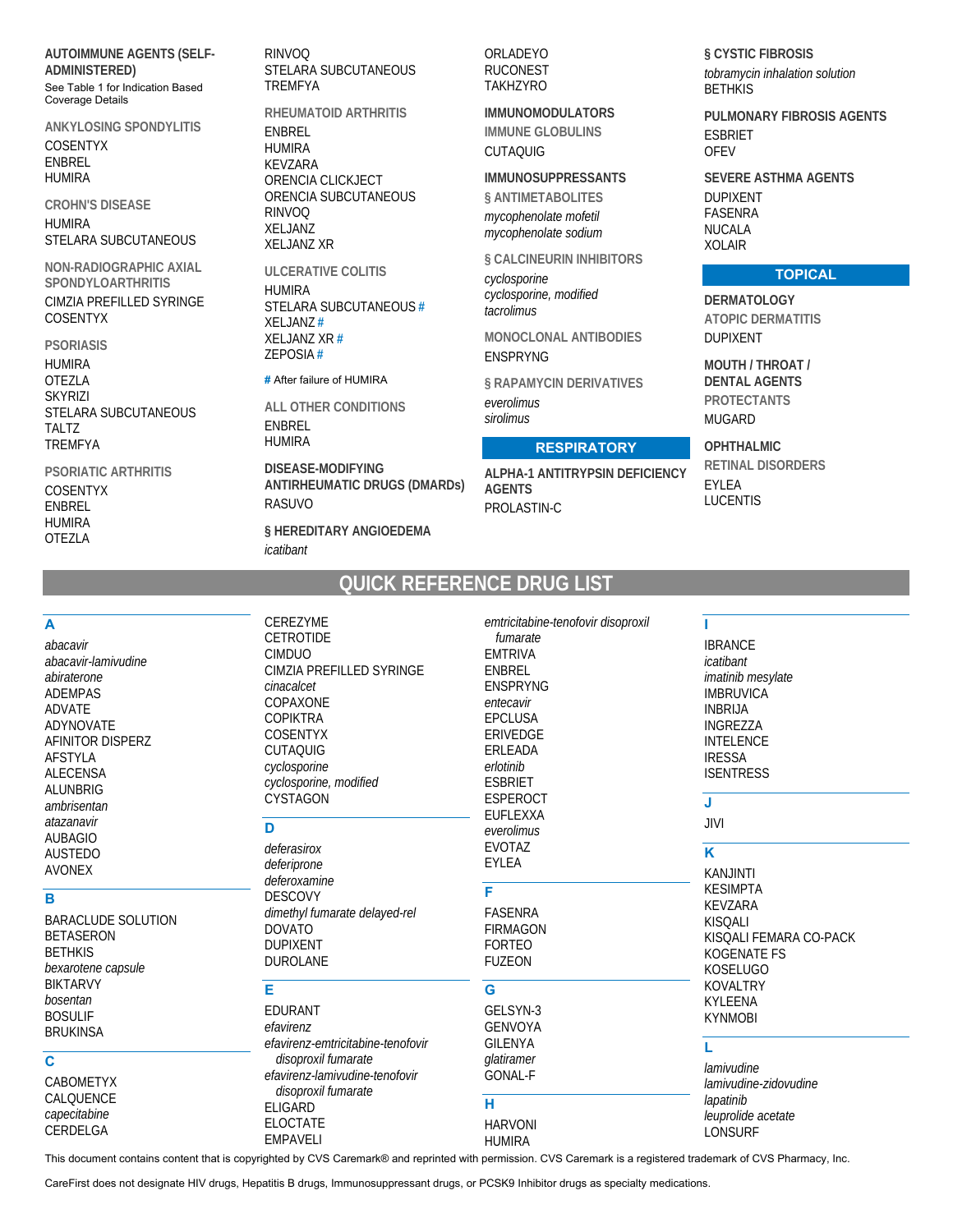**AUTOIMMUNE AGENTS (SELF-ADMINISTERED)**

See Table 1 for Indication Based Coverage Details

ANKYLOSING SPONDYLITIS

COSENTYX
ENBREL
HUMIRA

CROHN'S DISEASE

HUMIRA
STELARA SUBCUTANEOUS

NON-RADIOGRAPHIC AXIAL SPONDYLOARTHRITIS

CIMZIA PREFILLED SYRINGE
COSENTYX

PSORIASIS

HUMIRA
OTEZLA
SKYRIZI
STELARA SUBCUTANEOUS
TALTZ
TREMFYA

PSORIATIC ARTHRITIS

COSENTYX
ENBREL
HUMIRA
OTEZLA
RINVOQ
STELARA SUBCUTANEOUS
TREMFYA

RHEUMATOID ARTHRITIS

ENBREL
HUMIRA
KEVZARA
ORENCIA CLICKJECT
ORENCIA SUBCUTANEOUS
RINVOQ
XELJANZ
XELJANZ XR

ULCERATIVE COLITIS

HUMIRA
STELARA SUBCUTANEOUS #
XELJANZ #
XELJANZ XR #
ZEPOSIA #

# After failure of HUMIRA

ALL OTHER CONDITIONS

ENBREL
HUMIRA

**DISEASE-MODIFYING ANTIRHEUMATIC DRUGS (DMARDs)**

RASUVO

**§ HEREDITARY ANGIOEDEMA**

*icatibant*
ORLADEYO
RUCONEST
TAKHZYRO

**IMMUNOMODULATORS**

IMMUNE GLOBULINS

CUTAQUIG

**IMMUNOSUPPRESSANTS**

§ ANTIMETABOLITES

*mycophenolate mofetil*
*mycophenolate sodium*

§ CALCINEURIN INHIBITORS

*cyclosporine*
*cyclosporine, modified*
*tacrolimus*

MONOCLONAL ANTIBODIES

ENSPRYNG

§ RAPAMYCIN DERIVATIVES

*everolimus*
*sirolimus*

## RESPIRATORY

**ALPHA-1 ANTITRYPSIN DEFICIENCY AGENTS**

PROLASTIN-C

**§ CYSTIC FIBROSIS**

*tobramycin inhalation solution*
BETHKIS

**PULMONARY FIBROSIS AGENTS**

ESBRIET
OFEV

**SEVERE ASTHMA AGENTS**

DUPIXENT
FASENRA
NUCALA
XOLAIR

## TOPICAL

**DERMATOLOGY**

ATOPIC DERMATITIS

DUPIXENT

**MOUTH / THROAT / DENTAL AGENTS**

PROTECTANTS

MUGARD

**OPHTHALMIC**

RETINAL DISORDERS

EYLEA
LUCENTIS

# QUICK REFERENCE DRUG LIST

**A**

*abacavir*
*abacavir-lamivudine*
*abiraterone*
ADEMPAS
ADVATE
ADYNOVATE
AFINITOR DISPERZ
AFSTYLA
ALECENSA
ALUNBRIG
*ambrisentan*
*atazanavir*
AUBAGIO
AUSTEDO
AVONEX

**B**

BARACLUDE SOLUTION
BETASERON
BETHKIS
*bexarotene capsule*
BIKTARVY
*bosentan*
BOSULIF
BRUKINSA

**C**

CABOMETYX
CALQUENCE
*capecitabine*
CERDELGA
CEREZYME
CETROTIDE
CIMDUO
CIMZIA PREFILLED SYRINGE
*cinacalcet*
COPAXONE
COPIKTRA
COSENTYX
CUTAQUIG
*cyclosporine*
*cyclosporine, modified*
CYSTAGON

**D**

*deferasirox*
*deferiprone*
*deferoxamine*
DESCOVY
*dimethyl fumarate delayed-rel*
DOVATO
DUPIXENT
DUROLANE

**E**

EDURANT
*efavirenz*
*efavirenz-emtricitabine-tenofovir disoproxil fumarate*
*efavirenz-lamivudine-tenofovir disoproxil fumarate*
ELIGARD
ELOCTATE
EMPAVELI
*emtricitabine-tenofovir disoproxil fumarate*
EMTRIVA
ENBREL
ENSPRYNG
*entecavir*
EPCLUSA
ERIVEDGE
ERLEADA
*erlotinib*
ESBRIET
ESPEROCT
EUFLEXXA
*everolimus*
EVOTAZ
EYLEA

**F**

FASENRA
FIRMAGON
FORTEO
FUZEON

**G**

GELSYN-3
GENVOYA
GILENYA
*glatiramer*
GONAL-F

**H**

HARVONI
HUMIRA

**I**

IBRANCE
*icatibant*
*imatinib mesylate*
IMBRUVICA
INBRIJA
INGREZZA
INTELENCE
IRESSA
ISENTRESS

**J**

JIVI

**K**

KANJINTI
KESIMPTA
KEVZARA
KISQALI
KISQALI FEMARA CO-PACK
KOGENATE FS
KOSELUGO
KOVALTRY
KYLEENA
KYNMOBI

**L**

*lamivudine*
*lamivudine-zidovudine*
*lapatinib*
*leuprolide acetate*
LONSURF

This document contains content that is copyrighted by CVS Caremark® and reprinted with permission. CVS Caremark is a registered trademark of CVS Pharmacy, Inc.

CareFirst does not designate HIV drugs, Hepatitis B drugs, Immunosuppressant drugs, or PCSK9 Inhibitor drugs as specialty medications.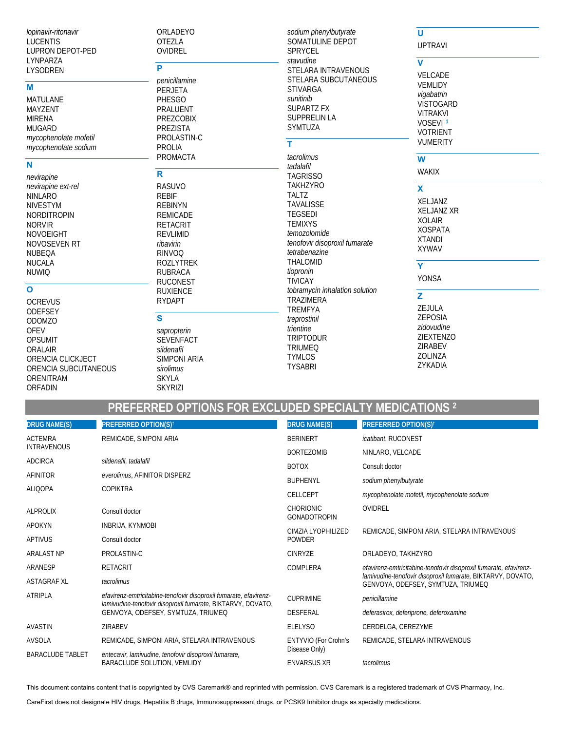*lopinavir-ritonavir*
LUCENTIS
LUPRON DEPOT-PED
LYNPARZA
LYSODREN

### M

MATULANE
MAYZENT
MIRENA
MUGARD
*mycophenolate mofetil*
*mycophenolate sodium*

### N

*nevirapine*
*nevirapine ext-rel*
NINLARO
NIVESTYM
NORDITROPIN
NORVIR
NOVOEIGHT
NOVOSEVEN RT
NUBEQA
NUCALA
NUWIQ

### O

OCREVUS
ODEFSEY
ODOMZO
OFEV
OPSUMIT
ORALAIR
ORENCIA CLICKJECT
ORENCIA SUBCUTANEOUS
ORENITRAM
ORFADIN
ORLADEYO
OTEZLA
OVIDREL

### P

*penicillamine*
PERJETA
PHESGO
PRALUENT
PREZCOBIX
PREZISTA
PROLASTIN-C
PROLIA
PROMACTA

### R

RASUVO
REBIF
REBINYN
REMICADE
RETACRIT
REVLIMID
*ribavirin*
RINVOQ
ROZLYTREK
RUBRACA
RUCONEST
RUXIENCE
RYDAPT

### S

*sapropterin*
SEVENFACT
*sildenafil*
SIMPONI ARIA
*sirolimus*
SKYLA
SKYRIZI
*sodium phenylbutyrate*
SOMATULINE DEPOT
SPRYCEL
*stavudine*
STELARA INTRAVENOUS
STELARA SUBCUTANEOUS
STIVARGA
*sunitinib*
SUPARTZ FX
SUPPRELIN LA
SYMTUZA

### T

*tacrolimus*
*tadalafil*
TAGRISSO
TAKHZYRO
TALTZ
TAVALISSE
TEGSEDI
TEMIXYS
*temozolomide*
*tenofovir disoproxil fumarate*
*tetrabenazine*
THALOMID
*tiopronin*
TIVICAY
*tobramycin inhalation solution*
TRAZIMERA
TREMFYA
*treprostinil*
*trientine*
TRIPTODUR
TRIUMEQ
TYMLOS
TYSABRI

### U

UPTRAVI

### V

VELCADE
VEMLIDY
*vigabatrin*
VISTOGARD
VITRAKVI
VOSEVI [1]
VOTRIENT
VUMERITY

### W

WAKIX

### X

XELJANZ
XELJANZ XR
XOLAIR
XOSPATA
XTANDI
XYWAV

### Y

YONSA

### Z

ZEJULA
ZEPOSIA
*zidovudine*
ZIEXTENZO
ZIRABEV
ZOLINZA
ZYKADIA

## PREFERRED OPTIONS FOR EXCLUDED SPECIALTY MEDICATIONS [2]

| DRUG NAME(S) | PREFERRED OPTION(S)† |
|---|---|
| ACTEMRA INTRAVENOUS | REMICADE, SIMPONI ARIA |
| ADCIRCA | *sildenafil, tadalafil* |
| AFINITOR | *everolimus,* AFINITOR DISPERZ |
| ALIQOPA | COPIKTRA |
| ALPROLIX | Consult doctor |
| APOKYN | INBRIJA, KYNMOBI |
| APTIVUS | Consult doctor |
| ARALAST NP | PROLASTIN-C |
| ARANESP | RETACRIT |
| ASTAGRAF XL | *tacrolimus* |
| ATRIPLA | *efavirenz-emtricitabine-tenofovir disoproxil fumarate, efavirenz-lamivudine-tenofovir disoproxil fumarate,* BIKTARVY, DOVATO, GENVOYA, ODEFSEY, SYMTUZA, TRIUMEQ |
| AVASTIN | ZIRABEV |
| AVSOLA | REMICADE, SIMPONI ARIA, STELARA INTRAVENOUS |
| BARACLUDE TABLET | *entecavir, lamivudine, tenofovir disoproxil fumarate,* BARACLUDE SOLUTION, VEMLIDY |
| BERINERT | *icatibant,* RUCONEST |
| BORTEZOMIB | NINLARO, VELCADE |
| BOTOX | Consult doctor |
| BUPHENYL | *sodium phenylbutyrate* |
| CELLCEPT | *mycophenolate mofetil, mycophenolate sodium* |
| CHORIONIC GONADOTROPIN | OVIDREL |
| CIMZIA LYOPHILIZED POWDER | REMICADE, SIMPONI ARIA, STELARA INTRAVENOUS |
| CINRYZE | ORLADEYO, TAKHZYRO |
| COMPLERA | *efavirenz-emtricitabine-tenofovir disoproxil fumarate, efavirenz-lamivudine-tenofovir disoproxil fumarate,* BIKTARVY, DOVATO, GENVOYA, ODEFSEY, SYMTUZA, TRIUMEQ |
| CUPRIMINE | *penicillamine* |
| DESFERAL | *deferasirox, deferiprone, deferoxamine* |
| ELELYSO | CERDELGA, CEREZYME |
| ENTYVIO (For Crohn's Disease Only) | REMICADE, STELARA INTRAVENOUS |
| ENVARSUS XR | *tacrolimus* |

This document contains content that is copyrighted by CVS Caremark® and reprinted with permission. CVS Caremark is a registered trademark of CVS Pharmacy, Inc.

CareFirst does not designate HIV drugs, Hepatitis B drugs, Immunosuppressant drugs, or PCSK9 Inhibitor drugs as specialty medications.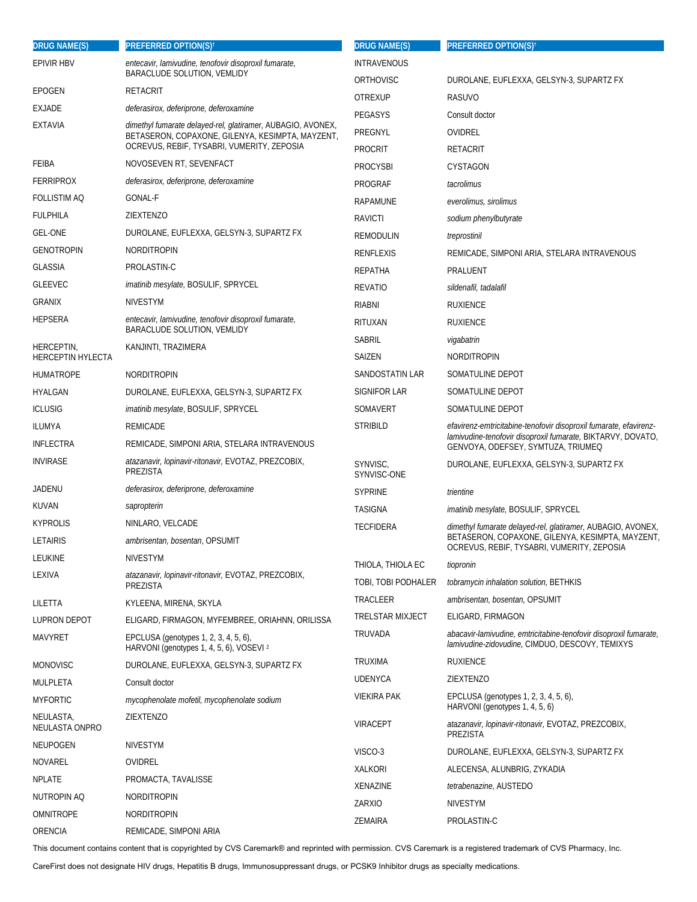| DRUG NAME(S) | PREFERRED OPTION(S)† |
|---|---|
| EPIVIR HBV | *entecavir, lamivudine, tenofovir disoproxil fumarate,* BARACLUDE SOLUTION, VEMLIDY |
| EPOGEN | RETACRIT |
| EXJADE | *deferasirox, deferiprone, deferoxamine* |
| EXTAVIA | *dimethyl fumarate delayed-rel, glatiramer,* AUBAGIO, AVONEX, BETASERON, COPAXONE, GILENYA, KESIMPTA, MAYZENT, OCREVUS, REBIF, TYSABRI, VUMERITY, ZEPOSIA |
| FEIBA | NOVOSEVEN RT, SEVENFACT |
| FERRIPROX | *deferasirox, deferiprone, deferoxamine* |
| FOLLISTIM AQ | GONAL-F |
| FULPHILA | ZIEXTENZO |
| GEL-ONE | DUROLANE, EUFLEXXA, GELSYN-3, SUPARTZ FX |
| GENOTROPIN | NORDITROPIN |
| GLASSIA | PROLASTIN-C |
| GLEEVEC | *imatinib mesylate,* BOSULIF, SPRYCEL |
| GRANIX | NIVESTYM |
| HEPSERA | *entecavir, lamivudine, tenofovir disoproxil fumarate,* BARACLUDE SOLUTION, VEMLIDY |
| HERCEPTIN, HERCEPTIN HYLECTA | KANJINTI, TRAZIMERA |
| HUMATROPE | NORDITROPIN |
| HYALGAN | DUROLANE, EUFLEXXA, GELSYN-3, SUPARTZ FX |
| ICLUSIG | *imatinib mesylate*, BOSULIF, SPRYCEL |
| ILUMYA | REMICADE |
| INFLECTRA | REMICADE, SIMPONI ARIA, STELARA INTRAVENOUS |
| INVIRASE | *atazanavir, lopinavir-ritonavir,* EVOTAZ, PREZCOBIX, PREZISTA |
| JADENU | *deferasirox, deferiprone, deferoxamine* |
| KUVAN | *sapropterin* |
| KYPROLIS | NINLARO, VELCADE |
| LETAIRIS | *ambrisentan, bosentan*, OPSUMIT |
| LEUKINE | NIVESTYM |
| LEXIVA | *atazanavir, lopinavir-ritonavir,* EVOTAZ, PREZCOBIX, PREZISTA |
| LILETTA | KYLEENA, MIRENA, SKYLA |
| LUPRON DEPOT | ELIGARD, FIRMAGON, MYFEMBREE, ORIAHNN, ORILISSA |
| MAVYRET | EPCLUSA (genotypes 1, 2, 3, 4, 5, 6), HARVONI (genotypes 1, 4, 5, 6), VOSEVI [2] |
| MONOVISC | DUROLANE, EUFLEXXA, GELSYN-3, SUPARTZ FX |
| MULPLETA | Consult doctor |
| MYFORTIC | *mycophenolate mofetil, mycophenolate sodium* |
| NEULASTA, NEULASTA ONPRO | ZIEXTENZO |
| NEUPOGEN | NIVESTYM |
| NOVAREL | OVIDREL |
| NPLATE | PROMACTA, TAVALISSE |
| NUTROPIN AQ | NORDITROPIN |
| OMNITROPE | NORDITROPIN |
| ORENCIA | REMICADE, SIMPONI ARIA |
| INTRAVENOUS | |
| ORTHOVISC | DUROLANE, EUFLEXXA, GELSYN-3, SUPARTZ FX |
| OTREXUP | RASUVO |
| PEGASYS | Consult doctor |
| PREGNYL | OVIDREL |
| PROCRIT | RETACRIT |
| PROCYSBI | CYSTAGON |
| PROGRAF | *tacrolimus* |
| RAPAMUNE | *everolimus, sirolimus* |
| RAVICTI | *sodium phenylbutyrate* |
| REMODULIN | *treprostinil* |
| RENFLEXIS | REMICADE, SIMPONI ARIA, STELARA INTRAVENOUS |
| REPATHA | PRALUENT |
| REVATIO | *sildenafil, tadalafil* |
| RIABNI | RUXIENCE |
| RITUXAN | RUXIENCE |
| SABRIL | *vigabatrin* |
| SAIZEN | NORDITROPIN |
| SANDOSTATIN LAR | SOMATULINE DEPOT |
| SIGNIFOR LAR | SOMATULINE DEPOT |
| SOMAVERT | SOMATULINE DEPOT |
| STRIBILD | *efavirenz-emtricitabine-tenofovir disoproxil fumarate, efavirenz-lamivudine-tenofovir disoproxil fumarate,* BIKTARVY, DOVATO, GENVOYA, ODEFSEY, SYMTUZA, TRIUMEQ |
| SYNVISC, SYNVISC-ONE | DUROLANE, EUFLEXXA, GELSYN-3, SUPARTZ FX |
| SYPRINE | *trientine* |
| TASIGNA | *imatinib mesylate,* BOSULIF, SPRYCEL |
| TECFIDERA | *dimethyl fumarate delayed-rel, glatiramer,* AUBAGIO, AVONEX, BETASERON, COPAXONE, GILENYA, KESIMPTA, MAYZENT, OCREVUS, REBIF, TYSABRI, VUMERITY, ZEPOSIA |
| THIOLA, THIOLA EC | *tiopronin* |
| TOBI, TOBI PODHALER | *tobramycin inhalation solution,* BETHKIS |
| TRACLEER | *ambrisentan, bosentan,* OPSUMIT |
| TRELSTAR MIXJECT | ELIGARD, FIRMAGON |
| TRUVADA | *abacavir-lamivudine, emtricitabine-tenofovir disoproxil fumarate, lamivudine-zidovudine,* CIMDUO, DESCOVY, TEMIXYS |
| TRUXIMA | RUXIENCE |
| UDENYCA | ZIEXTENZO |
| VIEKIRA PAK | EPCLUSA (genotypes 1, 2, 3, 4, 5, 6), HARVONI (genotypes 1, 4, 5, 6) |
| VIRACEPT | *atazanavir, lopinavir-ritonavir,* EVOTAZ, PREZCOBIX, PREZISTA |
| VISCO-3 | DUROLANE, EUFLEXXA, GELSYN-3, SUPARTZ FX |
| XALKORI | ALECENSA, ALUNBRIG, ZYKADIA |
| XENAZINE | *tetrabenazine,* AUSTEDO |
| ZARXIO | NIVESTYM |
| ZEMAIRA | PROLASTIN-C |

This document contains content that is copyrighted by CVS Caremark® and reprinted with permission. CVS Caremark is a registered trademark of CVS Pharmacy, Inc.

CareFirst does not designate HIV drugs, Hepatitis B drugs, Immunosuppressant drugs, or PCSK9 Inhibitor drugs as specialty medications.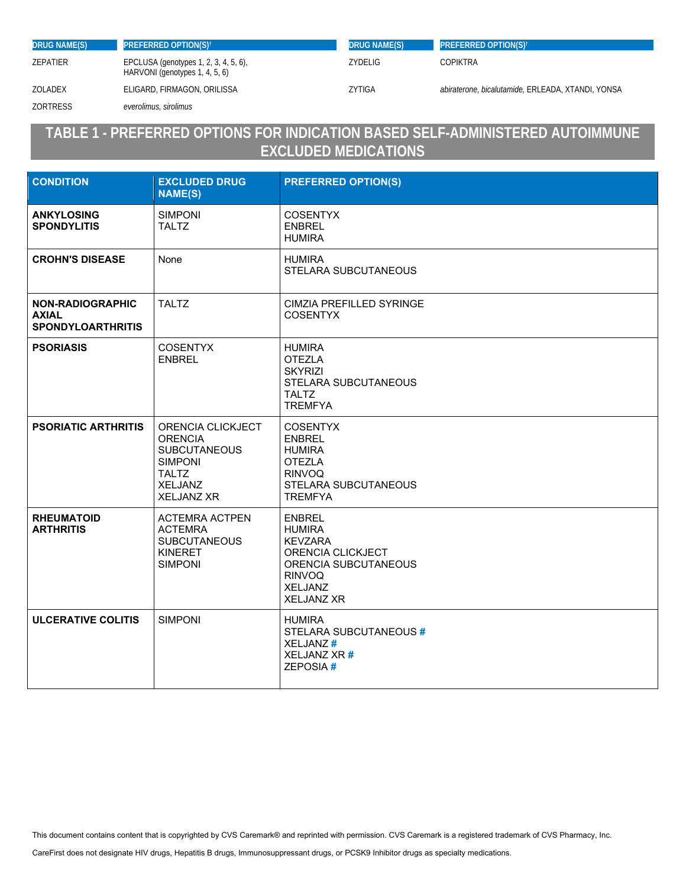| DRUG NAME(S) | PREFERRED OPTION(S)† |
|---|---|
| ZEPATIER | EPCLUSA (genotypes 1, 2, 3, 4, 5, 6), HARVONI (genotypes 1, 4, 5, 6) |
| ZOLADEX | ELIGARD, FIRMAGON, ORILISSA |
| ZORTRESS | *everolimus, sirolimus* |
| ZYDELIG | COPIKTRA |
| ZYTIGA | *abiraterone, bicalutamide,* ERLEADA, XTANDI, YONSA |

## TABLE 1 - PREFERRED OPTIONS FOR INDICATION BASED SELF-ADMINISTERED AUTOIMMUNE EXCLUDED MEDICATIONS

| CONDITION | EXCLUDED DRUG NAME(S) | PREFERRED OPTION(S) |
|---|---|---|
| **ANKYLOSING SPONDYLITIS** | SIMPONI<br>TALTZ | COSENTYX<br>ENBREL<br>HUMIRA |
| **CROHN'S DISEASE** | None | HUMIRA<br>STELARA SUBCUTANEOUS |
| **NON-RADIOGRAPHIC AXIAL SPONDYLOARTHRITIS** | TALTZ | CIMZIA PREFILLED SYRINGE<br>COSENTYX |
| **PSORIASIS** | COSENTYX<br>ENBREL | HUMIRA<br>OTEZLA<br>SKYRIZI<br>STELARA SUBCUTANEOUS<br>TALTZ<br>TREMFYA |
| **PSORIATIC ARTHRITIS** | ORENCIA CLICKJECT<br>ORENCIA SUBCUTANEOUS<br>SIMPONI<br>TALTZ<br>XELJANZ<br>XELJANZ XR | COSENTYX<br>ENBREL<br>HUMIRA<br>OTEZLA<br>RINVOQ<br>STELARA SUBCUTANEOUS<br>TREMFYA |
| **RHEUMATOID ARTHRITIS** | ACTEMRA ACTPEN<br>ACTEMRA SUBCUTANEOUS<br>KINERET<br>SIMPONI | ENBREL<br>HUMIRA<br>KEVZARA<br>ORENCIA CLICKJECT<br>ORENCIA SUBCUTANEOUS<br>RINVOQ<br>XELJANZ<br>XELJANZ XR |
| **ULCERATIVE COLITIS** | SIMPONI | HUMIRA<br>STELARA SUBCUTANEOUS #<br>XELJANZ #<br>XELJANZ XR #<br>ZEPOSIA # |

This document contains content that is copyrighted by CVS Caremark® and reprinted with permission. CVS Caremark is a registered trademark of CVS Pharmacy, Inc.

CareFirst does not designate HIV drugs, Hepatitis B drugs, Immunosuppressant drugs, or PCSK9 Inhibitor drugs as specialty medications.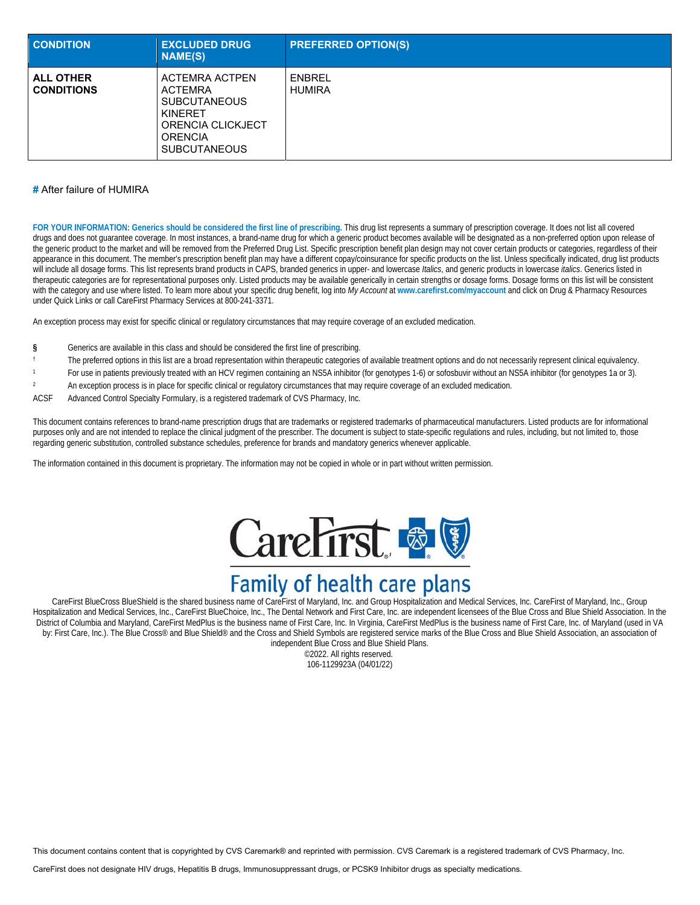| CONDITION | EXCLUDED DRUG NAME(S) | PREFERRED OPTION(S) |
|---|---|---|
| **ALL OTHER CONDITIONS** | ACTEMRA ACTPEN<br>ACTEMRA SUBCUTANEOUS<br>KINERET<br>ORENCIA CLICKJECT<br>ORENCIA SUBCUTANEOUS | ENBREL<br>HUMIRA |

**#** After failure of HUMIRA

**FOR YOUR INFORMATION: Generics should be considered the first line of prescribing.** This drug list represents a summary of prescription coverage. It does not list all covered drugs and does not guarantee coverage. In most instances, a brand-name drug for which a generic product becomes available will be designated as a non-preferred option upon release of the generic product to the market and will be removed from the Preferred Drug List. Specific prescription benefit plan design may not cover certain products or categories, regardless of their appearance in this document. The member's prescription benefit plan may have a different copay/coinsurance for specific products on the list. Unless specifically indicated, drug list products will include all dosage forms. This list represents brand products in CAPS, branded generics in upper- and lowercase *Italics*, and generic products in lowercase *italics*. Generics listed in therapeutic categories are for representational purposes only. Listed products may be available generically in certain strengths or dosage forms. Dosage forms on this list will be consistent with the category and use where listed. To learn more about your specific drug benefit, log into *My Account* at **www.carefirst.com/myaccount** and click on Drug & Pharmacy Resources under Quick Links or call CareFirst Pharmacy Services at 800-241-3371.

An exception process may exist for specific clinical or regulatory circumstances that may require coverage of an excluded medication.

- **§** Generics are available in this class and should be considered the first line of prescribing.
- † The preferred options in this list are a broad representation within therapeutic categories of available treatment options and do not necessarily represent clinical equivalency.
- [1] For use in patients previously treated with an HCV regimen containing an NS5A inhibitor (for genotypes 1-6) or sofosbuvir without an NS5A inhibitor (for genotypes 1a or 3).
- [2] An exception process is in place for specific clinical or regulatory circumstances that may require coverage of an excluded medication.
- ACSF Advanced Control Specialty Formulary, is a registered trademark of CVS Pharmacy, Inc.

This document contains references to brand-name prescription drugs that are trademarks or registered trademarks of pharmaceutical manufacturers. Listed products are for informational purposes only and are not intended to replace the clinical judgment of the prescriber. The document is subject to state-specific regulations and rules, including, but not limited to, those regarding generic substitution, controlled substance schedules, preference for brands and mandatory generics whenever applicable.

The information contained in this document is proprietary. The information may not be copied in whole or in part without written permission.

CareFirst

Family of health care plans

CareFirst BlueCross BlueShield is the shared business name of CareFirst of Maryland, Inc. and Group Hospitalization and Medical Services, Inc. CareFirst of Maryland, Inc., Group Hospitalization and Medical Services, Inc., CareFirst BlueChoice, Inc., The Dental Network and First Care, Inc. are independent licensees of the Blue Cross and Blue Shield Association. In the District of Columbia and Maryland, CareFirst MedPlus is the business name of First Care, Inc. In Virginia, CareFirst MedPlus is the business name of First Care, Inc. of Maryland (used in VA by: First Care, Inc.). The Blue Cross® and Blue Shield® and the Cross and Shield Symbols are registered service marks of the Blue Cross and Blue Shield Association, an association of independent Blue Cross and Blue Shield Plans.

©2022. All rights reserved.
106-1129923A (04/01/22)

This document contains content that is copyrighted by CVS Caremark® and reprinted with permission. CVS Caremark is a registered trademark of CVS Pharmacy, Inc.

CareFirst does not designate HIV drugs, Hepatitis B drugs, Immunosuppressant drugs, or PCSK9 Inhibitor drugs as specialty medications.